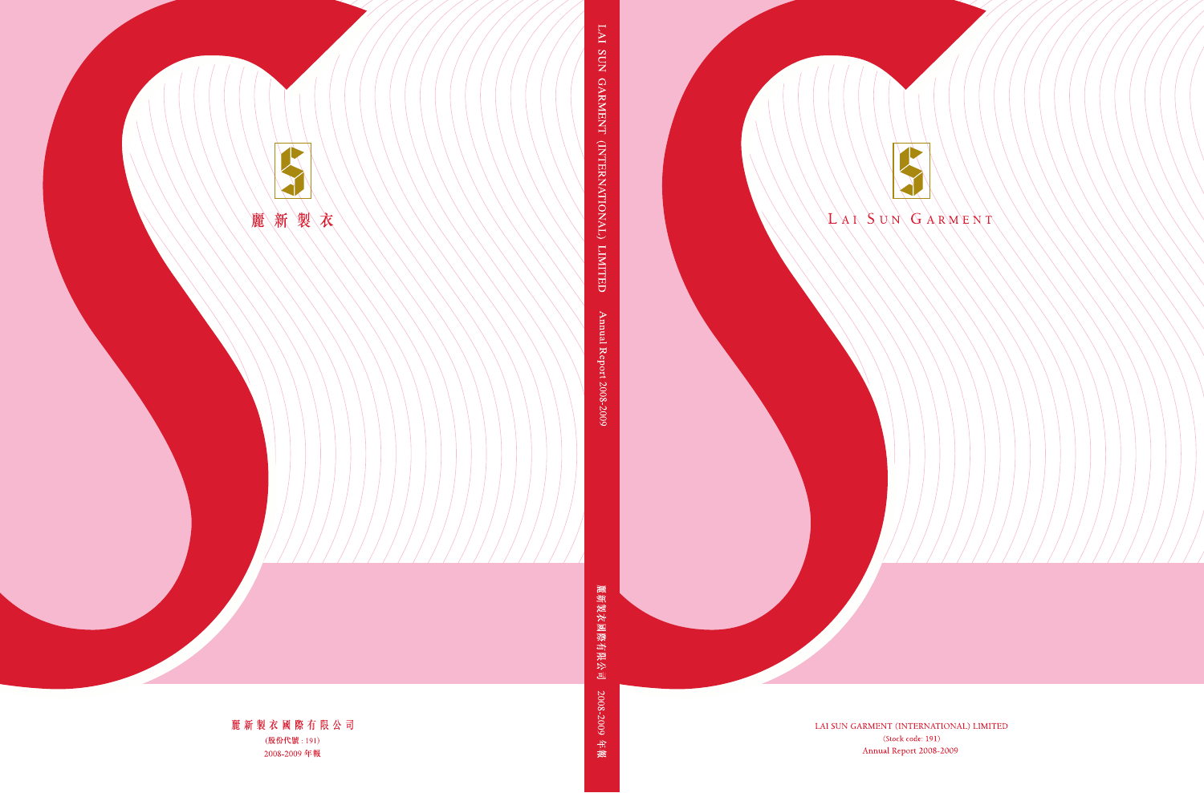麗新製衣

麗新製衣國際有限公司
(股份代號 : 191)
2008-2009 年報

LAI SUN GARMENT (INTERNATIONAL) LIMITED Annual Report 2008-2009

麗新製衣國際有限公司 2008-2009 年報

LAI SUN GARMENT

LAI SUN GARMENT (INTERNATIONAL) LIMITED
(Stock code: 191)
Annual Report 2008-2009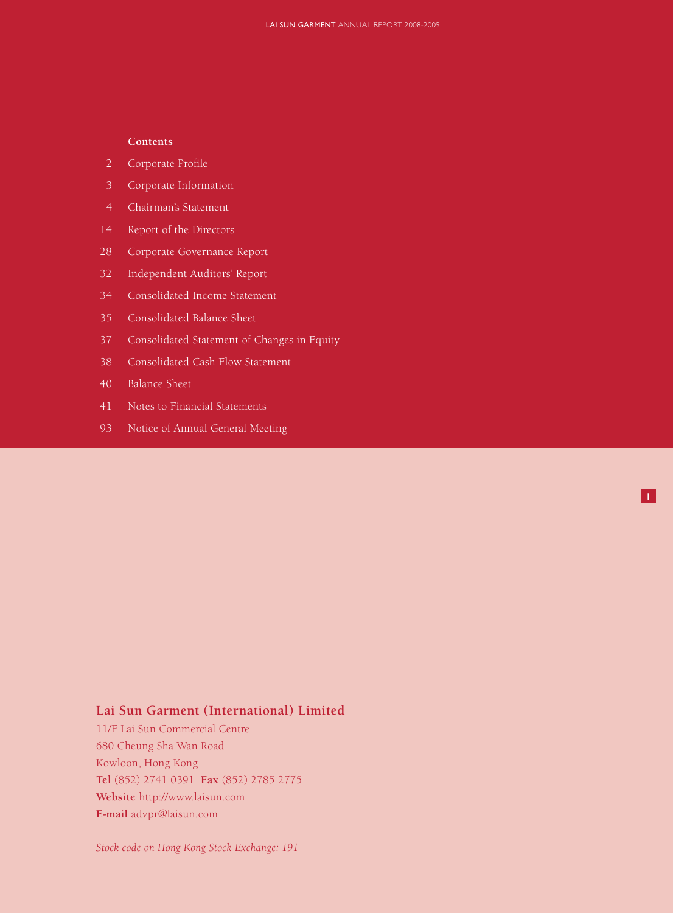## Contents

| Page | Section |
|---|---|
| 2 | Corporate Profile |
| 3 | Corporate Information |
| 4 | Chairman's Statement |
| 14 | Report of the Directors |
| 28 | Corporate Governance Report |
| 32 | Independent Auditors' Report |
| 34 | Consolidated Income Statement |
| 35 | Consolidated Balance Sheet |
| 37 | Consolidated Statement of Changes in Equity |
| 38 | Consolidated Cash Flow Statement |
| 40 | Balance Sheet |
| 41 | Notes to Financial Statements |
| 93 | Notice of Annual General Meeting |

**Lai Sun Garment (International) Limited**

11/F Lai Sun Commercial Centre
680 Cheung Sha Wan Road
Kowloon, Hong Kong
**Tel** (852) 2741 0391 **Fax** (852) 2785 2775
**Website** http://www.laisun.com
**E-mail** advpr@laisun.com

*Stock code on Hong Kong Stock Exchange: 191*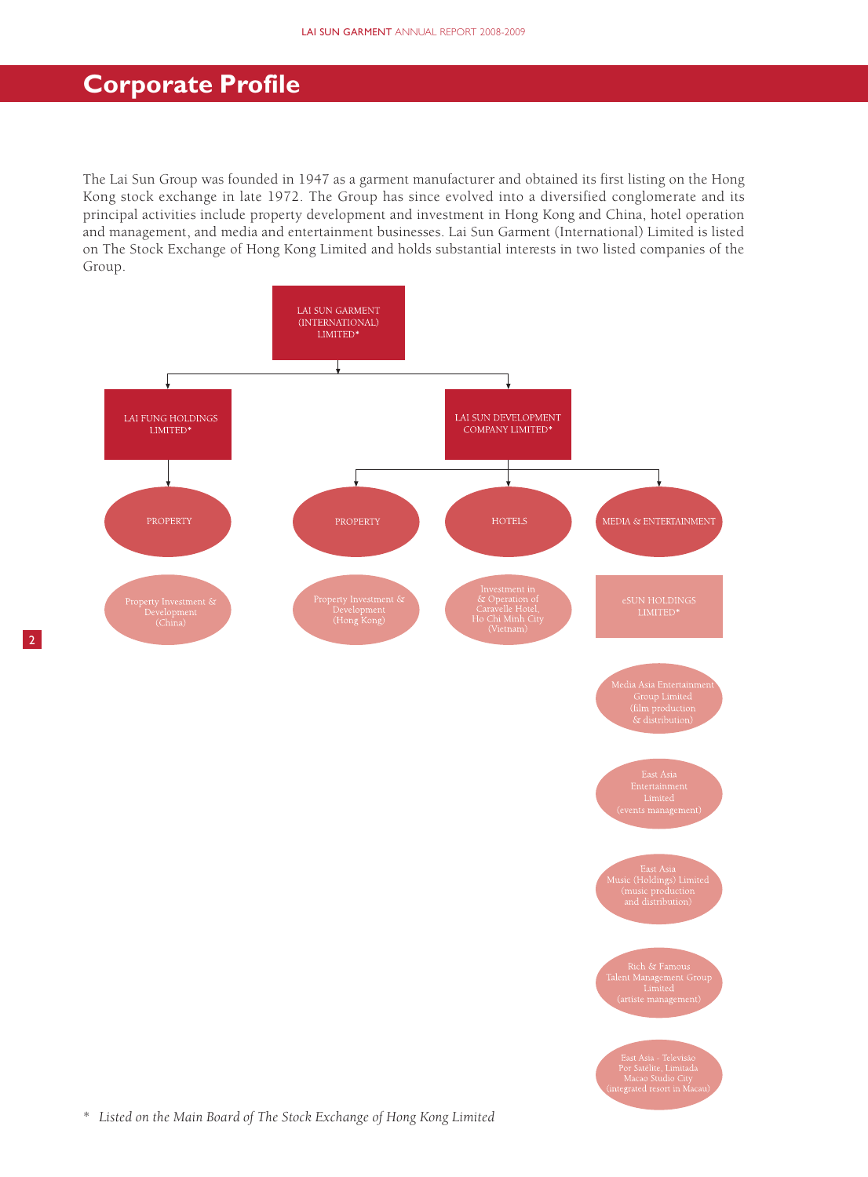# Corporate Profile

The Lai Sun Group was founded in 1947 as a garment manufacturer and obtained its first listing on the Hong Kong stock exchange in late 1972. The Group has since evolved into a diversified conglomerate and its principal activities include property development and investment in Hong Kong and China, hotel operation and management, and media and entertainment businesses. Lai Sun Garment (International) Limited is listed on The Stock Exchange of Hong Kong Limited and holds substantial interests in two listed companies of the Group.

LAI SUN GARMENT (INTERNATIONAL) LIMITED*

- LAI FUNG HOLDINGS LIMITED*
  - PROPERTY
    - Property Investment & Development (China)
- LAI SUN DEVELOPMENT COMPANY LIMITED*
  - PROPERTY
    - Property Investment & Development (Hong Kong)
  - HOTELS
    - Investment in & Operation of Caravelle Hotel, Ho Chi Minh City (Vietnam)
  - MEDIA & ENTERTAINMENT
    - eSUN HOLDINGS LIMITED*
      - Media Asia Entertainment Group Limited (film production & distribution)
      - East Asia Entertainment Limited (events management)
      - East Asia Music (Holdings) Limited (music production and distribution)
      - Rich & Famous Talent Management Group Limited (artiste management)
      - East Asia - Televisão Por Satélite, Limitada Macao Studio City (integrated resort in Macau)

\* *Listed on the Main Board of The Stock Exchange of Hong Kong Limited*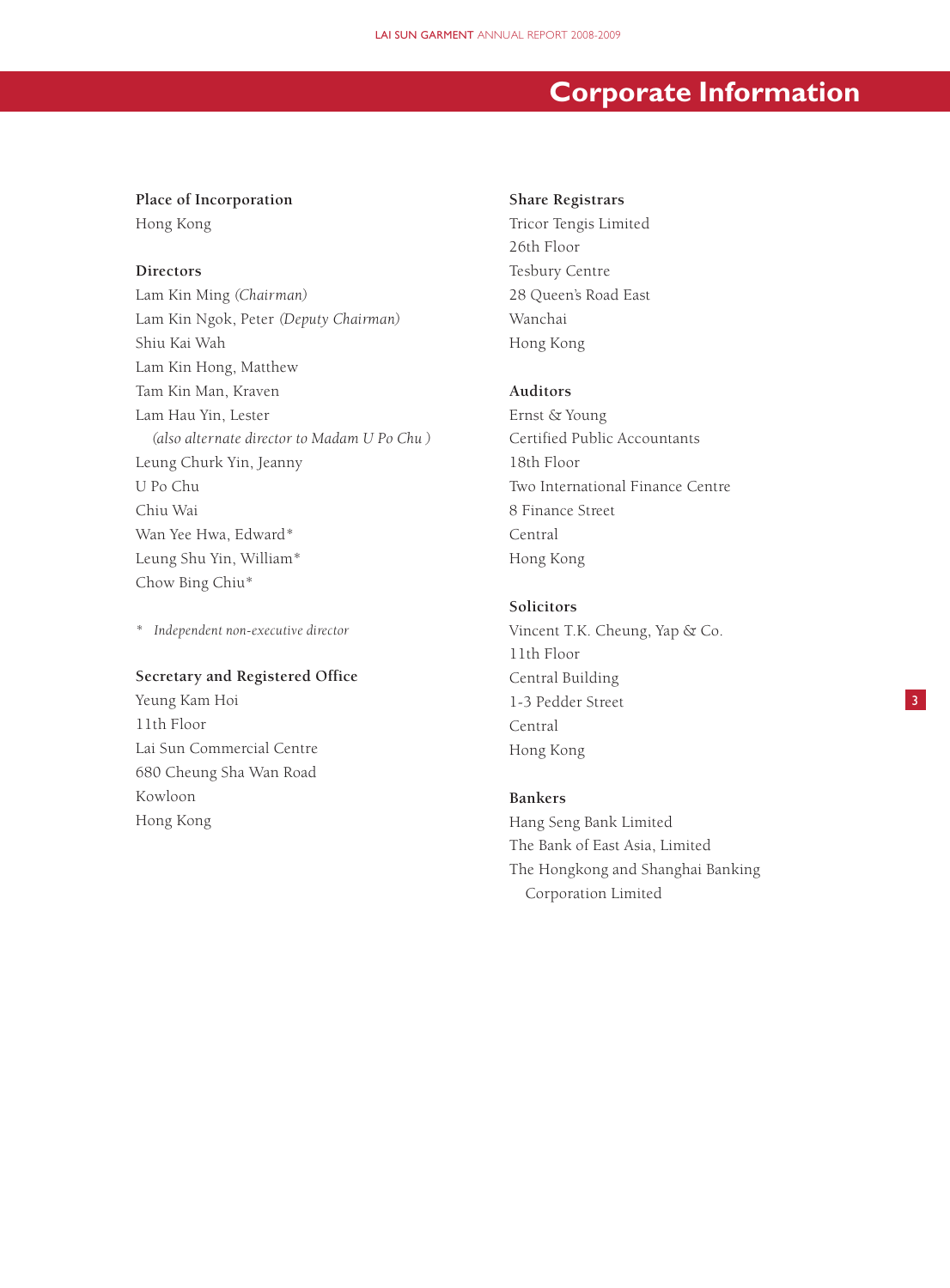# Corporate Information

### Place of Incorporation

Hong Kong

### Directors

Lam Kin Ming *(Chairman)*
Lam Kin Ngok, Peter *(Deputy Chairman)*
Shiu Kai Wah
Lam Kin Hong, Matthew
Tam Kin Man, Kraven
Lam Hau Yin, Lester
*(also alternate director to Madam U Po Chu )*
Leung Churk Yin, Jeanny
U Po Chu
Chiu Wai
Wan Yee Hwa, Edward*
Leung Shu Yin, William*
Chow Bing Chiu*

\* *Independent non-executive director*

### Secretary and Registered Office

Yeung Kam Hoi
11th Floor
Lai Sun Commercial Centre
680 Cheung Sha Wan Road
Kowloon
Hong Kong

### Share Registrars

Tricor Tengis Limited
26th Floor
Tesbury Centre
28 Queen's Road East
Wanchai
Hong Kong

### Auditors

Ernst & Young
Certified Public Accountants
18th Floor
Two International Finance Centre
8 Finance Street
Central
Hong Kong

### Solicitors

Vincent T.K. Cheung, Yap & Co.
11th Floor
Central Building
1-3 Pedder Street
Central
Hong Kong

### Bankers

Hang Seng Bank Limited
The Bank of East Asia, Limited
The Hongkong and Shanghai Banking Corporation Limited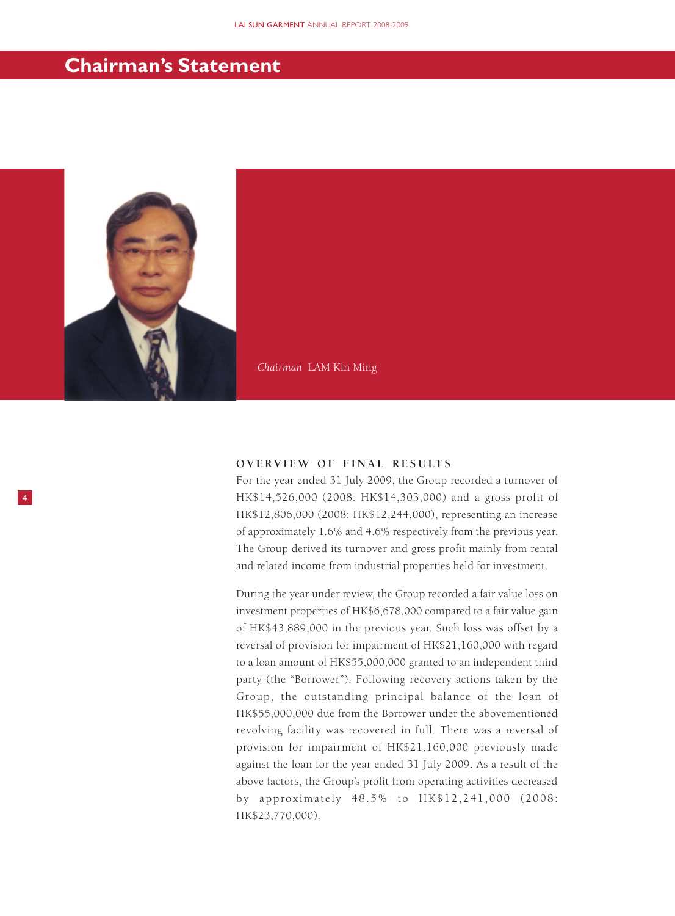# Chairman's Statement

*Chairman* LAM Kin Ming

## OVERVIEW OF FINAL RESULTS

For the year ended 31 July 2009, the Group recorded a turnover of HK$14,526,000 (2008: HK$14,303,000) and a gross profit of HK$12,806,000 (2008: HK$12,244,000), representing an increase of approximately 1.6% and 4.6% respectively from the previous year. The Group derived its turnover and gross profit mainly from rental and related income from industrial properties held for investment.

During the year under review, the Group recorded a fair value loss on investment properties of HK$6,678,000 compared to a fair value gain of HK$43,889,000 in the previous year. Such loss was offset by a reversal of provision for impairment of HK$21,160,000 with regard to a loan amount of HK$55,000,000 granted to an independent third party (the "Borrower"). Following recovery actions taken by the Group, the outstanding principal balance of the loan of HK$55,000,000 due from the Borrower under the abovementioned revolving facility was recovered in full. There was a reversal of provision for impairment of HK$21,160,000 previously made against the loan for the year ended 31 July 2009. As a result of the above factors, the Group's profit from operating activities decreased by approximately 48.5% to HK$12,241,000 (2008: HK$23,770,000).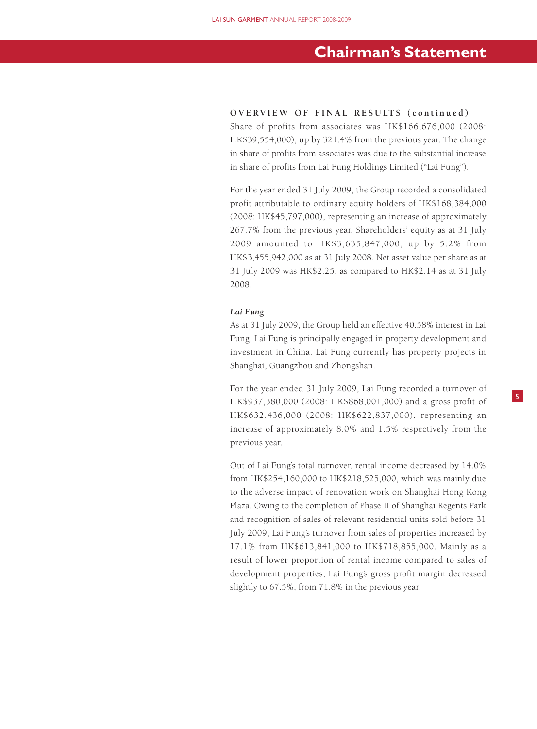# Chairman's Statement

**OVERVIEW OF FINAL RESULTS (continued)**

Share of profits from associates was HK$166,676,000 (2008: HK$39,554,000), up by 321.4% from the previous year. The change in share of profits from associates was due to the substantial increase in share of profits from Lai Fung Holdings Limited ("Lai Fung").

For the year ended 31 July 2009, the Group recorded a consolidated profit attributable to ordinary equity holders of HK$168,384,000 (2008: HK$45,797,000), representing an increase of approximately 267.7% from the previous year. Shareholders' equity as at 31 July 2009 amounted to HK$3,635,847,000, up by 5.2% from HK$3,455,942,000 as at 31 July 2008. Net asset value per share as at 31 July 2009 was HK$2.25, as compared to HK$2.14 as at 31 July 2008.

***Lai Fung***

As at 31 July 2009, the Group held an effective 40.58% interest in Lai Fung. Lai Fung is principally engaged in property development and investment in China. Lai Fung currently has property projects in Shanghai, Guangzhou and Zhongshan.

For the year ended 31 July 2009, Lai Fung recorded a turnover of HK$937,380,000 (2008: HK$868,001,000) and a gross profit of HK$632,436,000 (2008: HK$622,837,000), representing an increase of approximately 8.0% and 1.5% respectively from the previous year.

Out of Lai Fung's total turnover, rental income decreased by 14.0% from HK$254,160,000 to HK$218,525,000, which was mainly due to the adverse impact of renovation work on Shanghai Hong Kong Plaza. Owing to the completion of Phase II of Shanghai Regents Park and recognition of sales of relevant residential units sold before 31 July 2009, Lai Fung's turnover from sales of properties increased by 17.1% from HK$613,841,000 to HK$718,855,000. Mainly as a result of lower proportion of rental income compared to sales of development properties, Lai Fung's gross profit margin decreased slightly to 67.5%, from 71.8% in the previous year.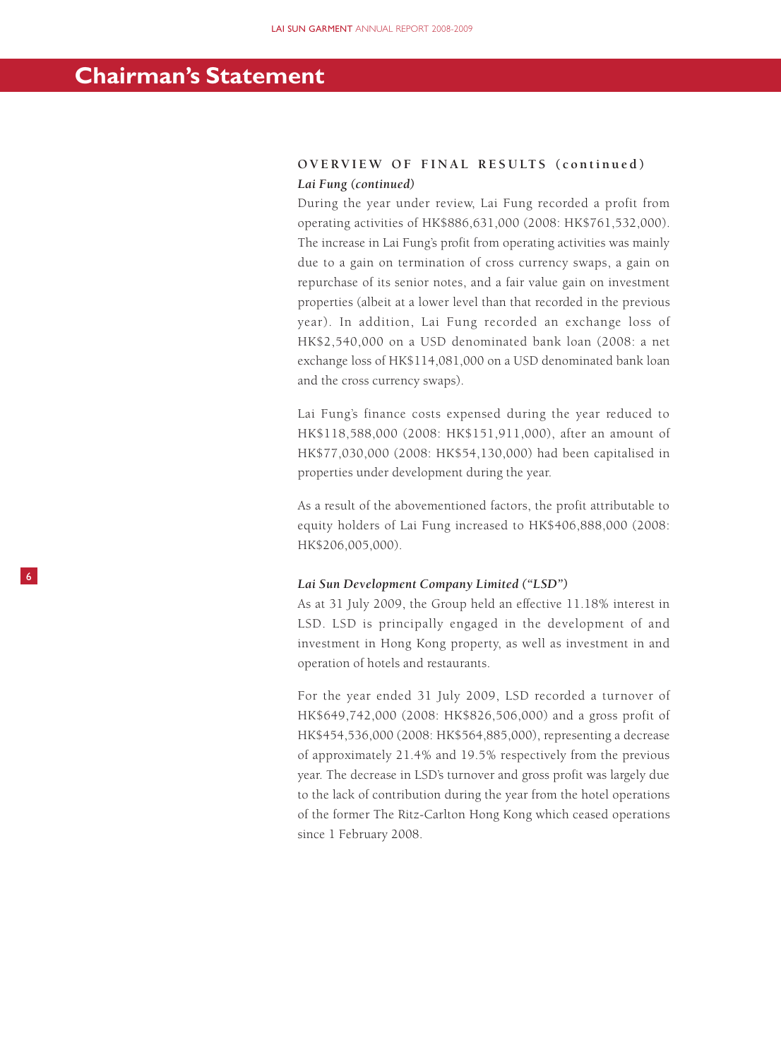# Chairman's Statement

## OVERVIEW OF FINAL RESULTS (continued)

***Lai Fung (continued)***

During the year under review, Lai Fung recorded a profit from operating activities of HK$886,631,000 (2008: HK$761,532,000). The increase in Lai Fung's profit from operating activities was mainly due to a gain on termination of cross currency swaps, a gain on repurchase of its senior notes, and a fair value gain on investment properties (albeit at a lower level than that recorded in the previous year). In addition, Lai Fung recorded an exchange loss of HK$2,540,000 on a USD denominated bank loan (2008: a net exchange loss of HK$114,081,000 on a USD denominated bank loan and the cross currency swaps).

Lai Fung's finance costs expensed during the year reduced to HK$118,588,000 (2008: HK$151,911,000), after an amount of HK$77,030,000 (2008: HK$54,130,000) had been capitalised in properties under development during the year.

As a result of the abovementioned factors, the profit attributable to equity holders of Lai Fung increased to HK$406,888,000 (2008: HK$206,005,000).

***Lai Sun Development Company Limited ("LSD")***

As at 31 July 2009, the Group held an effective 11.18% interest in LSD. LSD is principally engaged in the development of and investment in Hong Kong property, as well as investment in and operation of hotels and restaurants.

For the year ended 31 July 2009, LSD recorded a turnover of HK$649,742,000 (2008: HK$826,506,000) and a gross profit of HK$454,536,000 (2008: HK$564,885,000), representing a decrease of approximately 21.4% and 19.5% respectively from the previous year. The decrease in LSD's turnover and gross profit was largely due to the lack of contribution during the year from the hotel operations of the former The Ritz-Carlton Hong Kong which ceased operations since 1 February 2008.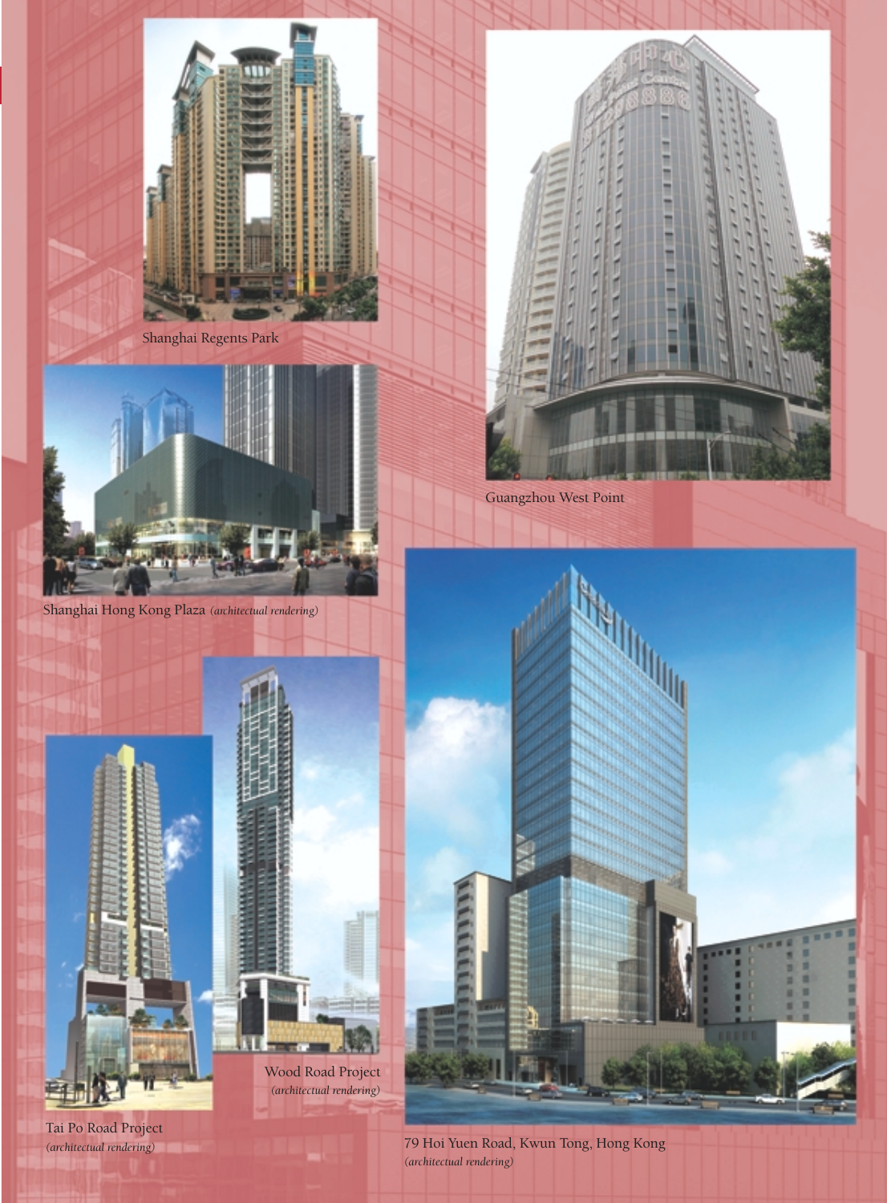Shanghai Regents Park

Guangzhou West Point

Shanghai Hong Kong Plaza *(architectural rendering)*

Wood Road Project
*(architectural rendering)*

Tai Po Road Project
*(architectural rendering)*

79 Hoi Yuen Road, Kwun Tong, Hong Kong
*(architectural rendering)*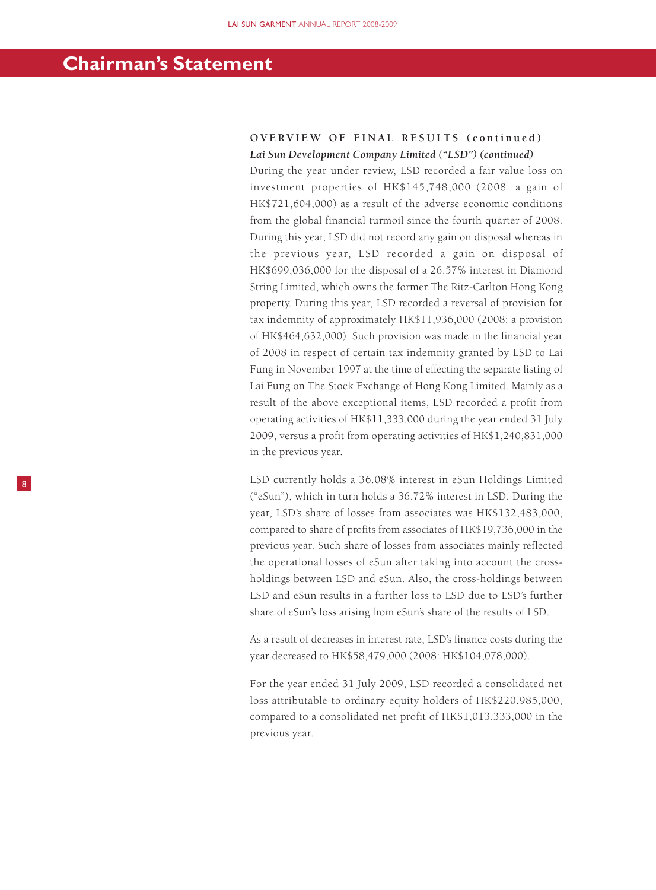# Chairman's Statement

## OVERVIEW OF FINAL RESULTS (continued)

### *Lai Sun Development Company Limited ("LSD") (continued)*

During the year under review, LSD recorded a fair value loss on investment properties of HK$145,748,000 (2008: a gain of HK$721,604,000) as a result of the adverse economic conditions from the global financial turmoil since the fourth quarter of 2008. During this year, LSD did not record any gain on disposal whereas in the previous year, LSD recorded a gain on disposal of HK$699,036,000 for the disposal of a 26.57% interest in Diamond String Limited, which owns the former The Ritz-Carlton Hong Kong property. During this year, LSD recorded a reversal of provision for tax indemnity of approximately HK$11,936,000 (2008: a provision of HK$464,632,000). Such provision was made in the financial year of 2008 in respect of certain tax indemnity granted by LSD to Lai Fung in November 1997 at the time of effecting the separate listing of Lai Fung on The Stock Exchange of Hong Kong Limited. Mainly as a result of the above exceptional items, LSD recorded a profit from operating activities of HK$11,333,000 during the year ended 31 July 2009, versus a profit from operating activities of HK$1,240,831,000 in the previous year.

LSD currently holds a 36.08% interest in eSun Holdings Limited ("eSun"), which in turn holds a 36.72% interest in LSD. During the year, LSD's share of losses from associates was HK$132,483,000, compared to share of profits from associates of HK$19,736,000 in the previous year. Such share of losses from associates mainly reflected the operational losses of eSun after taking into account the cross-holdings between LSD and eSun. Also, the cross-holdings between LSD and eSun results in a further loss to LSD due to LSD's further share of eSun's loss arising from eSun's share of the results of LSD.

As a result of decreases in interest rate, LSD's finance costs during the year decreased to HK$58,479,000 (2008: HK$104,078,000).

For the year ended 31 July 2009, LSD recorded a consolidated net loss attributable to ordinary equity holders of HK$220,985,000, compared to a consolidated net profit of HK$1,013,333,000 in the previous year.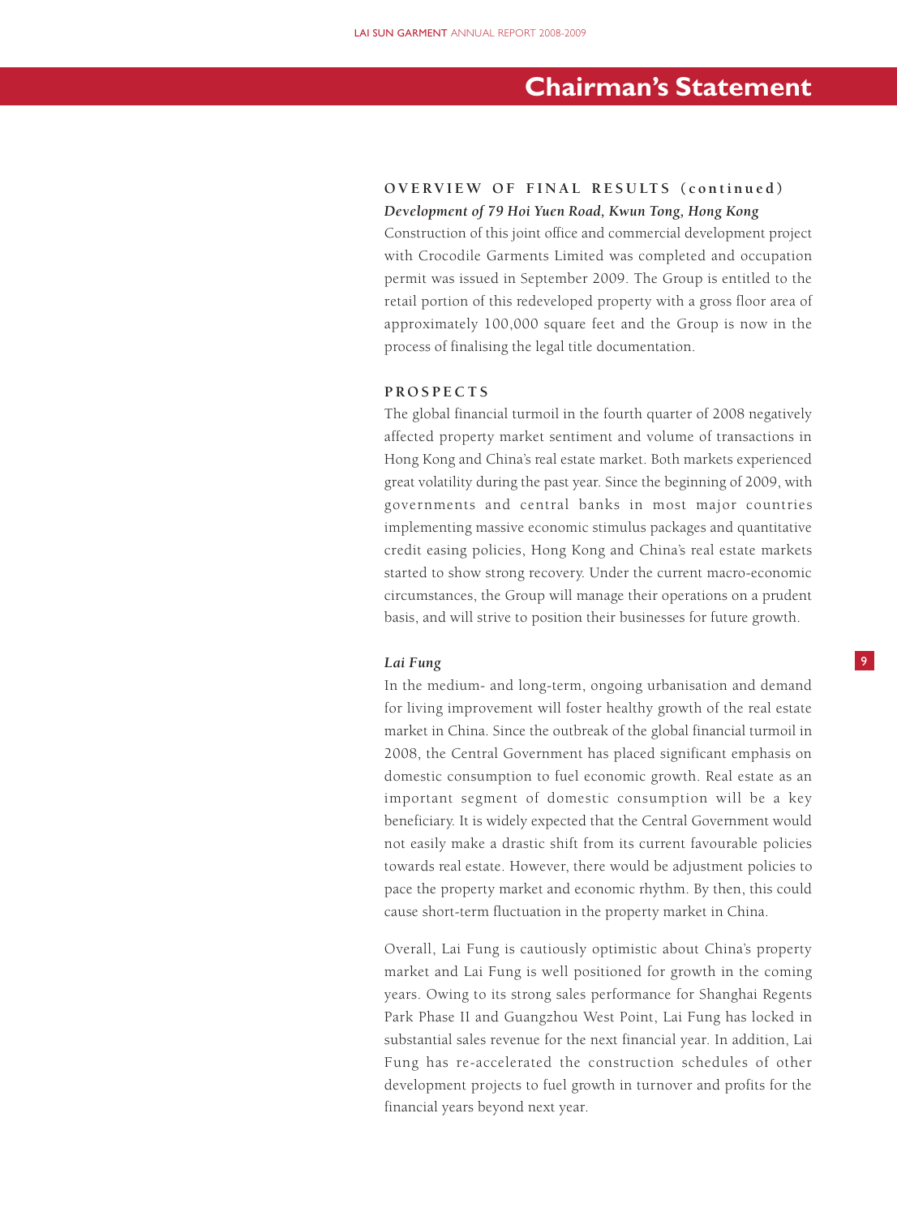# Chairman's Statement

## OVERVIEW OF FINAL RESULTS (continued)

***Development of 79 Hoi Yuen Road, Kwun Tong, Hong Kong***

Construction of this joint office and commercial development project with Crocodile Garments Limited was completed and occupation permit was issued in September 2009. The Group is entitled to the retail portion of this redeveloped property with a gross floor area of approximately 100,000 square feet and the Group is now in the process of finalising the legal title documentation.

## PROSPECTS

The global financial turmoil in the fourth quarter of 2008 negatively affected property market sentiment and volume of transactions in Hong Kong and China's real estate market. Both markets experienced great volatility during the past year. Since the beginning of 2009, with governments and central banks in most major countries implementing massive economic stimulus packages and quantitative credit easing policies, Hong Kong and China's real estate markets started to show strong recovery. Under the current macro-economic circumstances, the Group will manage their operations on a prudent basis, and will strive to position their businesses for future growth.

***Lai Fung***

In the medium- and long-term, ongoing urbanisation and demand for living improvement will foster healthy growth of the real estate market in China. Since the outbreak of the global financial turmoil in 2008, the Central Government has placed significant emphasis on domestic consumption to fuel economic growth. Real estate as an important segment of domestic consumption will be a key beneficiary. It is widely expected that the Central Government would not easily make a drastic shift from its current favourable policies towards real estate. However, there would be adjustment policies to pace the property market and economic rhythm. By then, this could cause short-term fluctuation in the property market in China.

Overall, Lai Fung is cautiously optimistic about China's property market and Lai Fung is well positioned for growth in the coming years. Owing to its strong sales performance for Shanghai Regents Park Phase II and Guangzhou West Point, Lai Fung has locked in substantial sales revenue for the next financial year. In addition, Lai Fung has re-accelerated the construction schedules of other development projects to fuel growth in turnover and profits for the financial years beyond next year.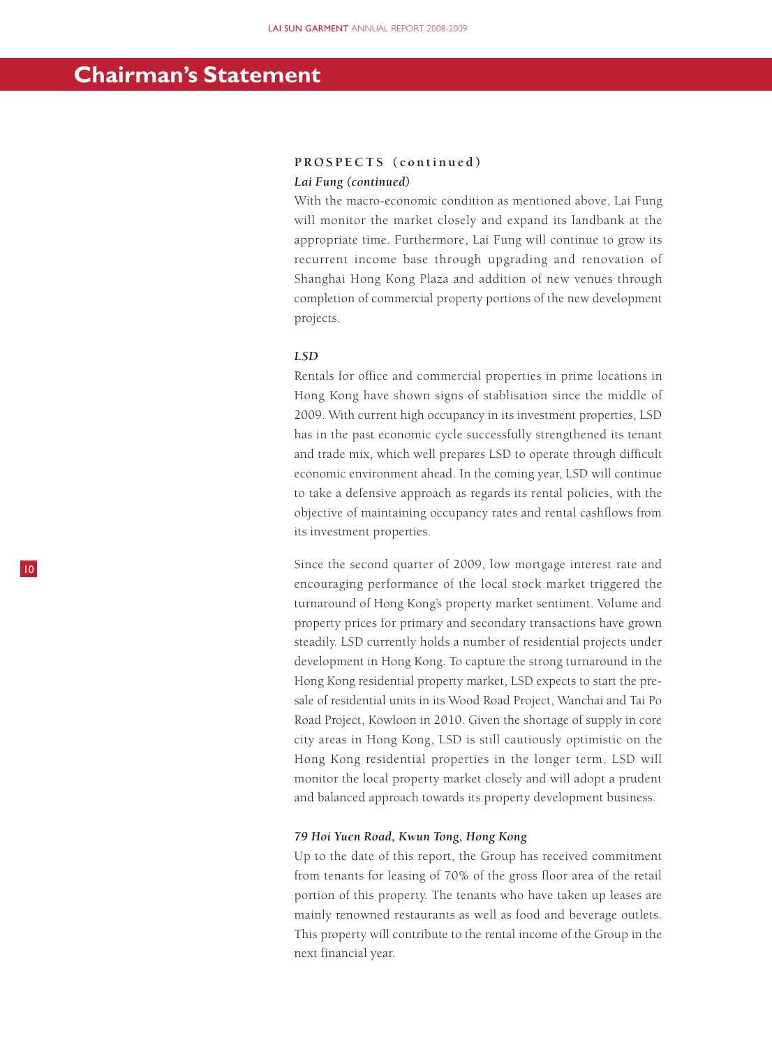# Chairman's Statement

## PROSPECTS (continued)

### *Lai Fung (continued)*

With the macro-economic condition as mentioned above, Lai Fung will monitor the market closely and expand its landbank at the appropriate time. Furthermore, Lai Fung will continue to grow its recurrent income base through upgrading and renovation of Shanghai Hong Kong Plaza and addition of new venues through completion of commercial property portions of the new development projects.

### *LSD*

Rentals for office and commercial properties in prime locations in Hong Kong have shown signs of stablisation since the middle of 2009. With current high occupancy in its investment properties, LSD has in the past economic cycle successfully strengthened its tenant and trade mix, which well prepares LSD to operate through difficult economic environment ahead. In the coming year, LSD will continue to take a defensive approach as regards its rental policies, with the objective of maintaining occupancy rates and rental cashflows from its investment properties.

Since the second quarter of 2009, low mortgage interest rate and encouraging performance of the local stock market triggered the turnaround of Hong Kong's property market sentiment. Volume and property prices for primary and secondary transactions have grown steadily. LSD currently holds a number of residential projects under development in Hong Kong. To capture the strong turnaround in the Hong Kong residential property market, LSD expects to start the pre-sale of residential units in its Wood Road Project, Wanchai and Tai Po Road Project, Kowloon in 2010. Given the shortage of supply in core city areas in Hong Kong, LSD is still cautiously optimistic on the Hong Kong residential properties in the longer term. LSD will monitor the local property market closely and will adopt a prudent and balanced approach towards its property development business.

### *79 Hoi Yuen Road, Kwun Tong, Hong Kong*

Up to the date of this report, the Group has received commitment from tenants for leasing of 70% of the gross floor area of the retail portion of this property. The tenants who have taken up leases are mainly renowned restaurants as well as food and beverage outlets. This property will contribute to the rental income of the Group in the next financial year.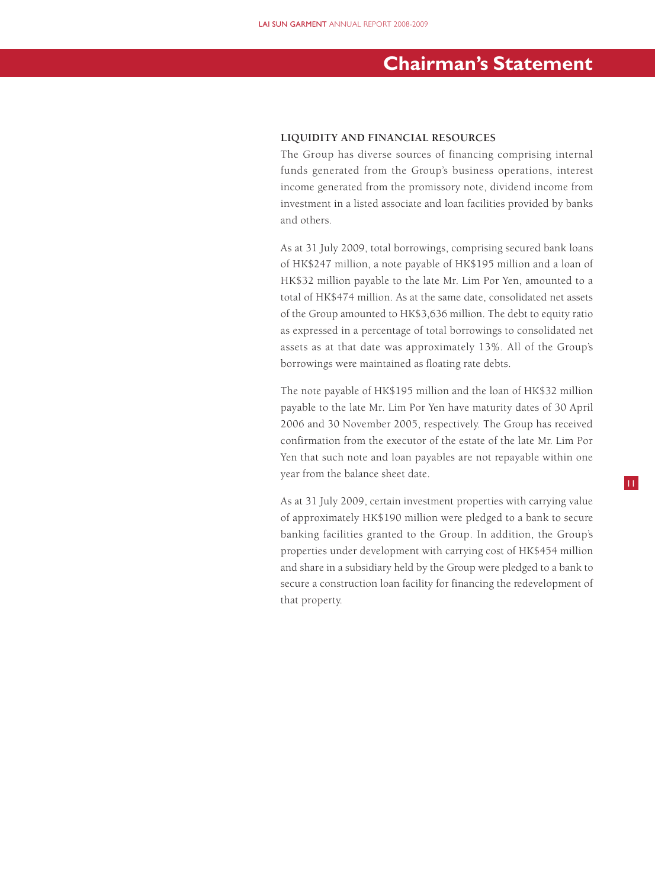# Chairman's Statement

### LIQUIDITY AND FINANCIAL RESOURCES

The Group has diverse sources of financing comprising internal funds generated from the Group's business operations, interest income generated from the promissory note, dividend income from investment in a listed associate and loan facilities provided by banks and others.

As at 31 July 2009, total borrowings, comprising secured bank loans of HK$247 million, a note payable of HK$195 million and a loan of HK$32 million payable to the late Mr. Lim Por Yen, amounted to a total of HK$474 million. As at the same date, consolidated net assets of the Group amounted to HK$3,636 million. The debt to equity ratio as expressed in a percentage of total borrowings to consolidated net assets as at that date was approximately 13%. All of the Group's borrowings were maintained as floating rate debts.

The note payable of HK$195 million and the loan of HK$32 million payable to the late Mr. Lim Por Yen have maturity dates of 30 April 2006 and 30 November 2005, respectively. The Group has received confirmation from the executor of the estate of the late Mr. Lim Por Yen that such note and loan payables are not repayable within one year from the balance sheet date.

As at 31 July 2009, certain investment properties with carrying value of approximately HK$190 million were pledged to a bank to secure banking facilities granted to the Group. In addition, the Group's properties under development with carrying cost of HK$454 million and share in a subsidiary held by the Group were pledged to a bank to secure a construction loan facility for financing the redevelopment of that property.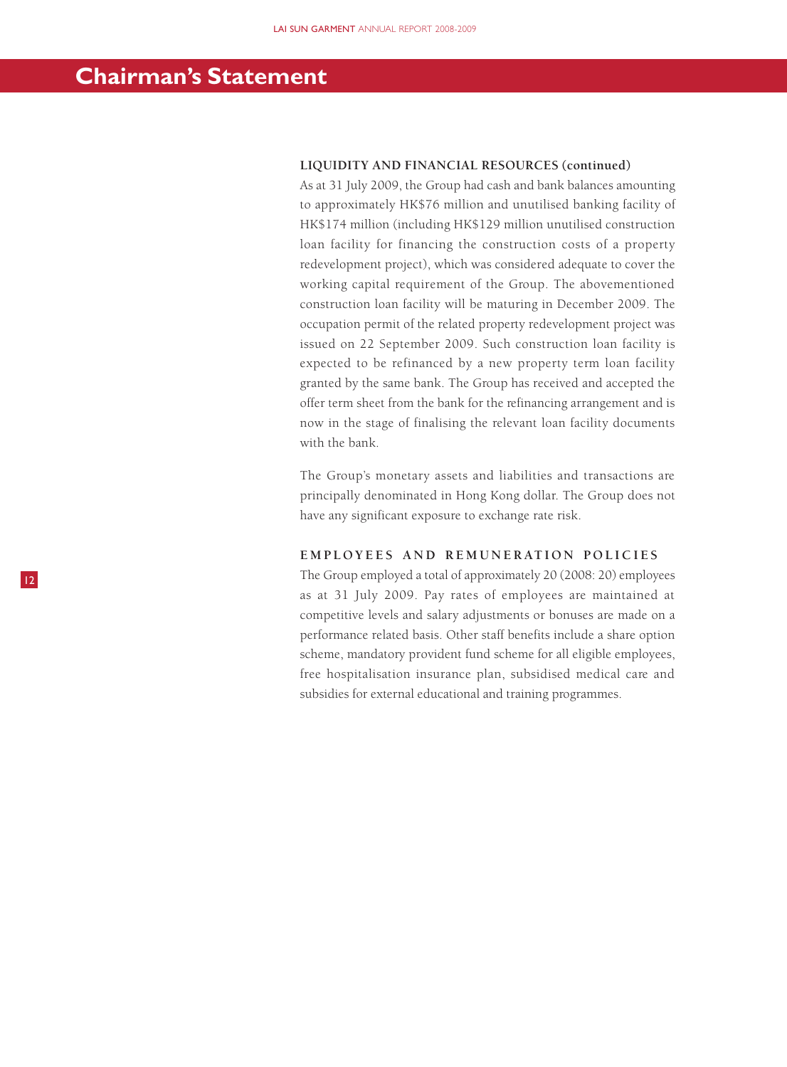# Chairman's Statement

### LIQUIDITY AND FINANCIAL RESOURCES (continued)

As at 31 July 2009, the Group had cash and bank balances amounting to approximately HK$76 million and unutilised banking facility of HK$174 million (including HK$129 million unutilised construction loan facility for financing the construction costs of a property redevelopment project), which was considered adequate to cover the working capital requirement of the Group. The abovementioned construction loan facility will be maturing in December 2009. The occupation permit of the related property redevelopment project was issued on 22 September 2009. Such construction loan facility is expected to be refinanced by a new property term loan facility granted by the same bank. The Group has received and accepted the offer term sheet from the bank for the refinancing arrangement and is now in the stage of finalising the relevant loan facility documents with the bank.

The Group's monetary assets and liabilities and transactions are principally denominated in Hong Kong dollar. The Group does not have any significant exposure to exchange rate risk.

### EMPLOYEES AND REMUNERATION POLICIES

The Group employed a total of approximately 20 (2008: 20) employees as at 31 July 2009. Pay rates of employees are maintained at competitive levels and salary adjustments or bonuses are made on a performance related basis. Other staff benefits include a share option scheme, mandatory provident fund scheme for all eligible employees, free hospitalisation insurance plan, subsidised medical care and subsidies for external educational and training programmes.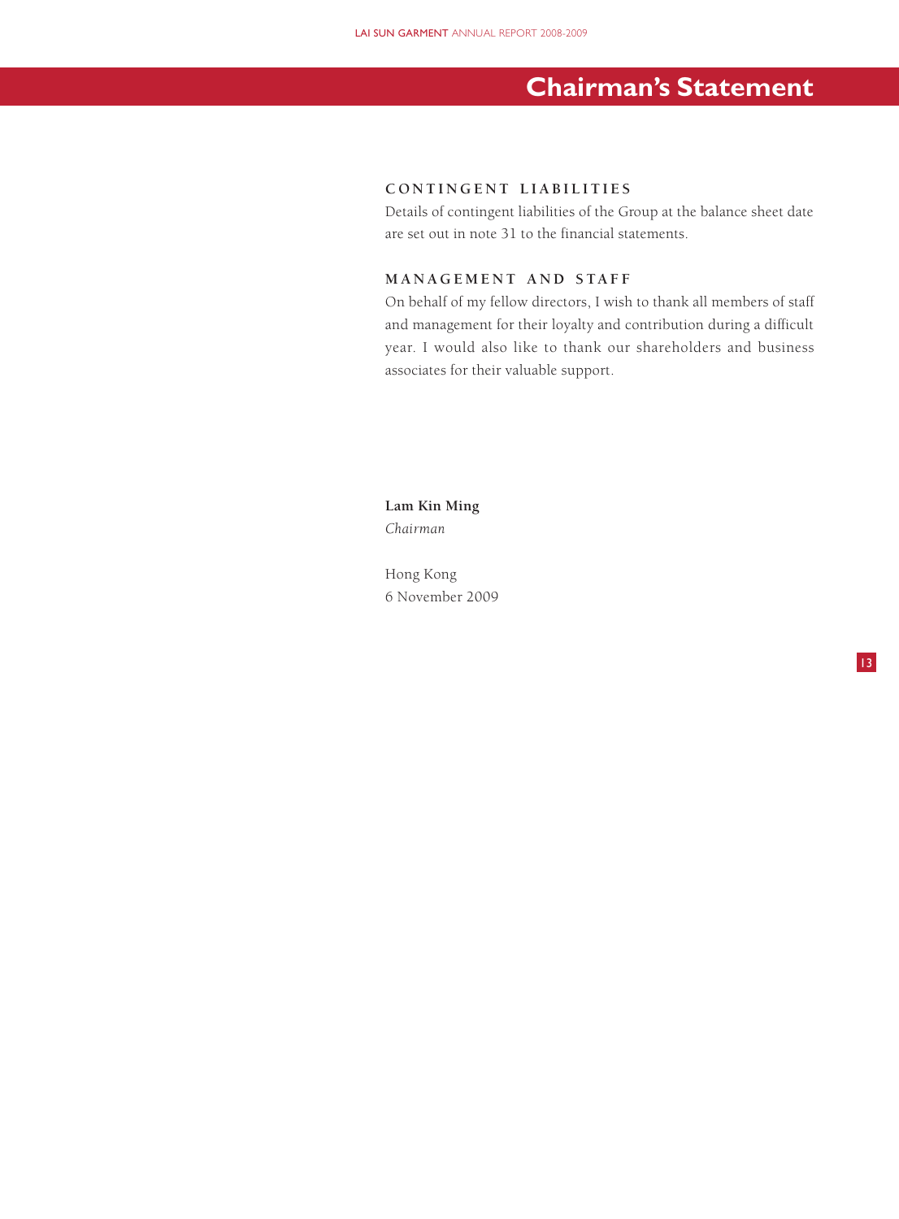# Chairman's Statement

## CONTINGENT LIABILITIES

Details of contingent liabilities of the Group at the balance sheet date are set out in note 31 to the financial statements.

## MANAGEMENT AND STAFF

On behalf of my fellow directors, I wish to thank all members of staff and management for their loyalty and contribution during a difficult year. I would also like to thank our shareholders and business associates for their valuable support.

**Lam Kin Ming**
*Chairman*

Hong Kong
6 November 2009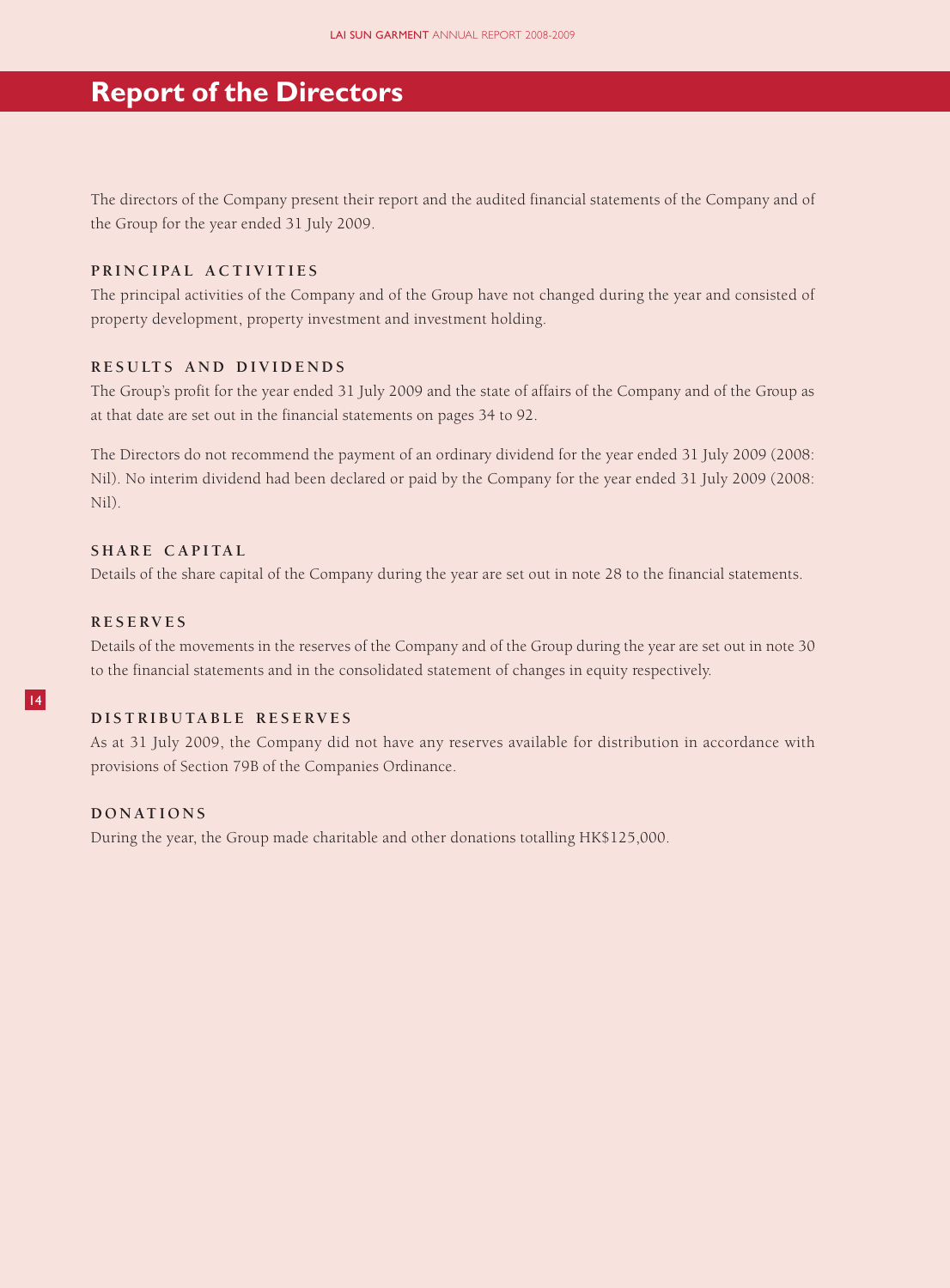# Report of the Directors

The directors of the Company present their report and the audited financial statements of the Company and of the Group for the year ended 31 July 2009.

### PRINCIPAL ACTIVITIES

The principal activities of the Company and of the Group have not changed during the year and consisted of property development, property investment and investment holding.

### RESULTS AND DIVIDENDS

The Group's profit for the year ended 31 July 2009 and the state of affairs of the Company and of the Group as at that date are set out in the financial statements on pages 34 to 92.

The Directors do not recommend the payment of an ordinary dividend for the year ended 31 July 2009 (2008: Nil). No interim dividend had been declared or paid by the Company for the year ended 31 July 2009 (2008: Nil).

### SHARE CAPITAL

Details of the share capital of the Company during the year are set out in note 28 to the financial statements.

### RESERVES

Details of the movements in the reserves of the Company and of the Group during the year are set out in note 30 to the financial statements and in the consolidated statement of changes in equity respectively.

### DISTRIBUTABLE RESERVES

As at 31 July 2009, the Company did not have any reserves available for distribution in accordance with provisions of Section 79B of the Companies Ordinance.

### DONATIONS

During the year, the Group made charitable and other donations totalling HK$125,000.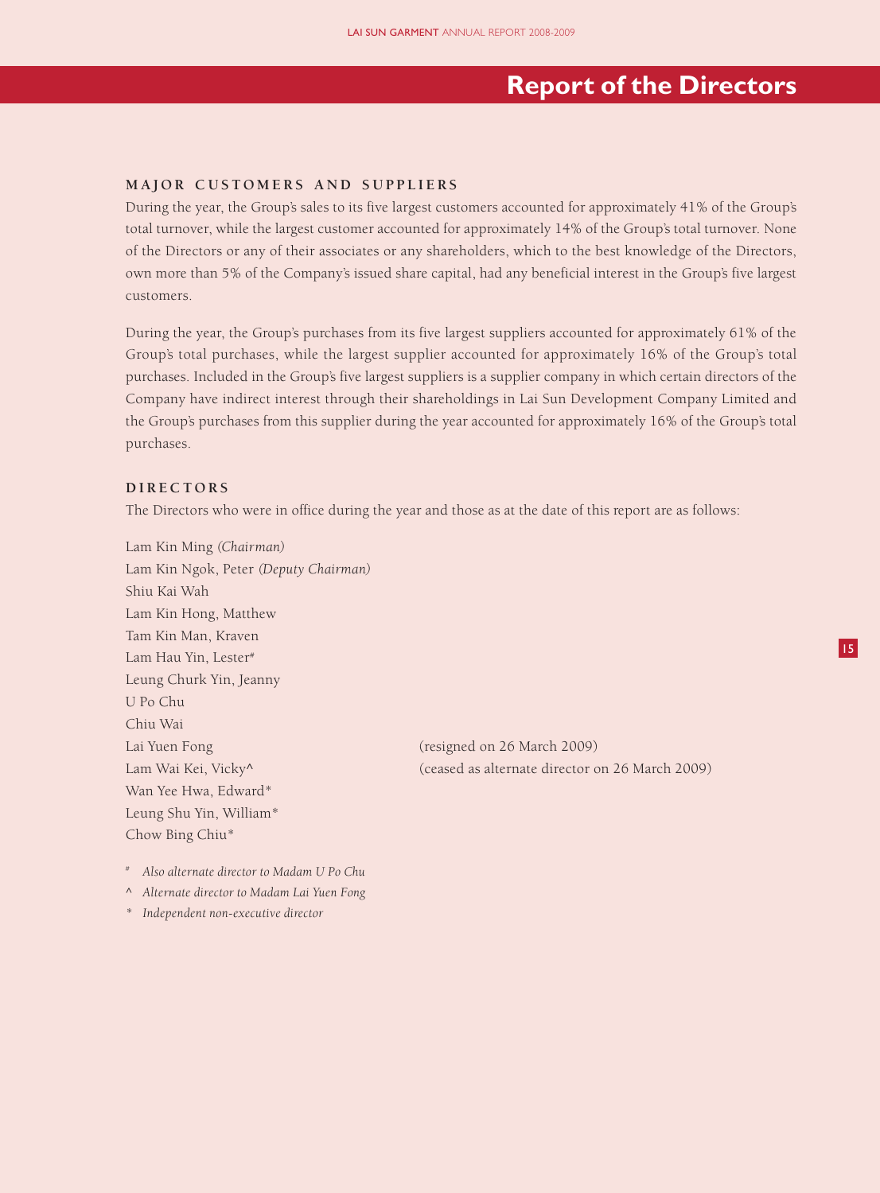# Report of the Directors

## MAJOR CUSTOMERS AND SUPPLIERS

During the year, the Group's sales to its five largest customers accounted for approximately 41% of the Group's total turnover, while the largest customer accounted for approximately 14% of the Group's total turnover. None of the Directors or any of their associates or any shareholders, which to the best knowledge of the Directors, own more than 5% of the Company's issued share capital, had any beneficial interest in the Group's five largest customers.

During the year, the Group's purchases from its five largest suppliers accounted for approximately 61% of the Group's total purchases, while the largest supplier accounted for approximately 16% of the Group's total purchases. Included in the Group's five largest suppliers is a supplier company in which certain directors of the Company have indirect interest through their shareholdings in Lai Sun Development Company Limited and the Group's purchases from this supplier during the year accounted for approximately 16% of the Group's total purchases.

## DIRECTORS

The Directors who were in office during the year and those as at the date of this report are as follows:

| | |
|---|---|
| Lam Kin Ming *(Chairman)* | |
| Lam Kin Ngok, Peter *(Deputy Chairman)* | |
| Shiu Kai Wah | |
| Lam Kin Hong, Matthew | |
| Tam Kin Man, Kraven | |
| Lam Hau Yin, Lester# | |
| Leung Churk Yin, Jeanny | |
| U Po Chu | |
| Chiu Wai | |
| Lai Yuen Fong | (resigned on 26 March 2009) |
| Lam Wai Kei, Vicky^ | (ceased as alternate director on 26 March 2009) |
| Wan Yee Hwa, Edward* | |
| Leung Shu Yin, William* | |
| Chow Bing Chiu* | |

# *Also alternate director to Madam U Po Chu*

^ *Alternate director to Madam Lai Yuen Fong*

\* *Independent non-executive director*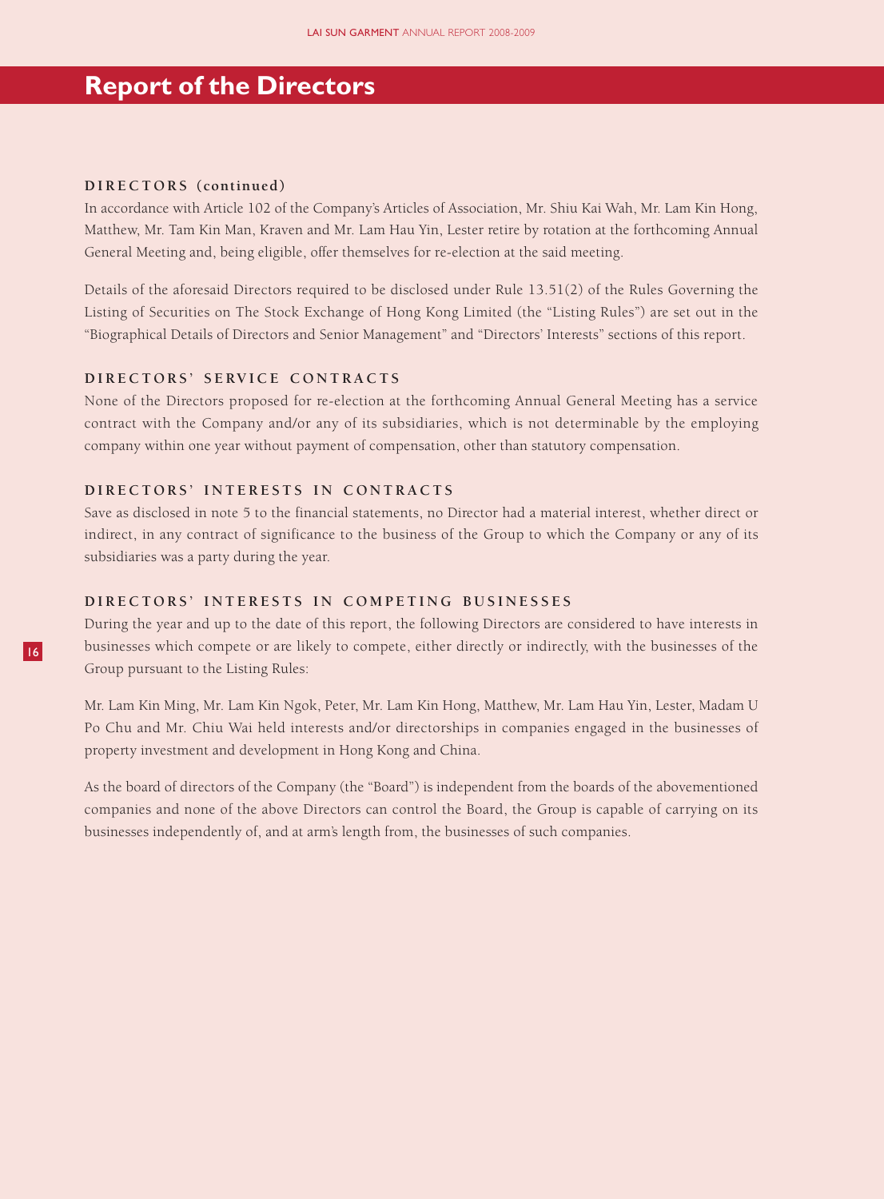# Report of the Directors

### DIRECTORS (continued)

In accordance with Article 102 of the Company's Articles of Association, Mr. Shiu Kai Wah, Mr. Lam Kin Hong, Matthew, Mr. Tam Kin Man, Kraven and Mr. Lam Hau Yin, Lester retire by rotation at the forthcoming Annual General Meeting and, being eligible, offer themselves for re-election at the said meeting.

Details of the aforesaid Directors required to be disclosed under Rule 13.51(2) of the Rules Governing the Listing of Securities on The Stock Exchange of Hong Kong Limited (the "Listing Rules") are set out in the "Biographical Details of Directors and Senior Management" and "Directors' Interests" sections of this report.

### DIRECTORS' SERVICE CONTRACTS

None of the Directors proposed for re-election at the forthcoming Annual General Meeting has a service contract with the Company and/or any of its subsidiaries, which is not determinable by the employing company within one year without payment of compensation, other than statutory compensation.

### DIRECTORS' INTERESTS IN CONTRACTS

Save as disclosed in note 5 to the financial statements, no Director had a material interest, whether direct or indirect, in any contract of significance to the business of the Group to which the Company or any of its subsidiaries was a party during the year.

### DIRECTORS' INTERESTS IN COMPETING BUSINESSES

During the year and up to the date of this report, the following Directors are considered to have interests in businesses which compete or are likely to compete, either directly or indirectly, with the businesses of the Group pursuant to the Listing Rules:

Mr. Lam Kin Ming, Mr. Lam Kin Ngok, Peter, Mr. Lam Kin Hong, Matthew, Mr. Lam Hau Yin, Lester, Madam U Po Chu and Mr. Chiu Wai held interests and/or directorships in companies engaged in the businesses of property investment and development in Hong Kong and China.

As the board of directors of the Company (the "Board") is independent from the boards of the abovementioned companies and none of the above Directors can control the Board, the Group is capable of carrying on its businesses independently of, and at arm's length from, the businesses of such companies.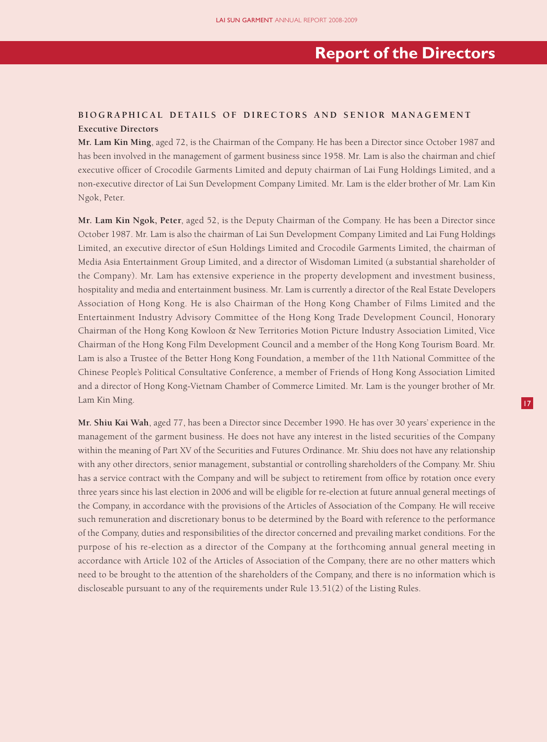# Report of the Directors

## BIOGRAPHICAL DETAILS OF DIRECTORS AND SENIOR MANAGEMENT

### Executive Directors

**Mr. Lam Kin Ming**, aged 72, is the Chairman of the Company. He has been a Director since October 1987 and has been involved in the management of garment business since 1958. Mr. Lam is also the chairman and chief executive officer of Crocodile Garments Limited and deputy chairman of Lai Fung Holdings Limited, and a non-executive director of Lai Sun Development Company Limited. Mr. Lam is the elder brother of Mr. Lam Kin Ngok, Peter.

**Mr. Lam Kin Ngok, Peter**, aged 52, is the Deputy Chairman of the Company. He has been a Director since October 1987. Mr. Lam is also the chairman of Lai Sun Development Company Limited and Lai Fung Holdings Limited, an executive director of eSun Holdings Limited and Crocodile Garments Limited, the chairman of Media Asia Entertainment Group Limited, and a director of Wisdoman Limited (a substantial shareholder of the Company). Mr. Lam has extensive experience in the property development and investment business, hospitality and media and entertainment business. Mr. Lam is currently a director of the Real Estate Developers Association of Hong Kong. He is also Chairman of the Hong Kong Chamber of Films Limited and the Entertainment Industry Advisory Committee of the Hong Kong Trade Development Council, Honorary Chairman of the Hong Kong Kowloon & New Territories Motion Picture Industry Association Limited, Vice Chairman of the Hong Kong Film Development Council and a member of the Hong Kong Tourism Board. Mr. Lam is also a Trustee of the Better Hong Kong Foundation, a member of the 11th National Committee of the Chinese People's Political Consultative Conference, a member of Friends of Hong Kong Association Limited and a director of Hong Kong-Vietnam Chamber of Commerce Limited. Mr. Lam is the younger brother of Mr. Lam Kin Ming.

**Mr. Shiu Kai Wah**, aged 77, has been a Director since December 1990. He has over 30 years' experience in the management of the garment business. He does not have any interest in the listed securities of the Company within the meaning of Part XV of the Securities and Futures Ordinance. Mr. Shiu does not have any relationship with any other directors, senior management, substantial or controlling shareholders of the Company. Mr. Shiu has a service contract with the Company and will be subject to retirement from office by rotation once every three years since his last election in 2006 and will be eligible for re-election at future annual general meetings of the Company, in accordance with the provisions of the Articles of Association of the Company. He will receive such remuneration and discretionary bonus to be determined by the Board with reference to the performance of the Company, duties and responsibilities of the director concerned and prevailing market conditions. For the purpose of his re-election as a director of the Company at the forthcoming annual general meeting in accordance with Article 102 of the Articles of Association of the Company, there are no other matters which need to be brought to the attention of the shareholders of the Company, and there is no information which is discloseable pursuant to any of the requirements under Rule 13.51(2) of the Listing Rules.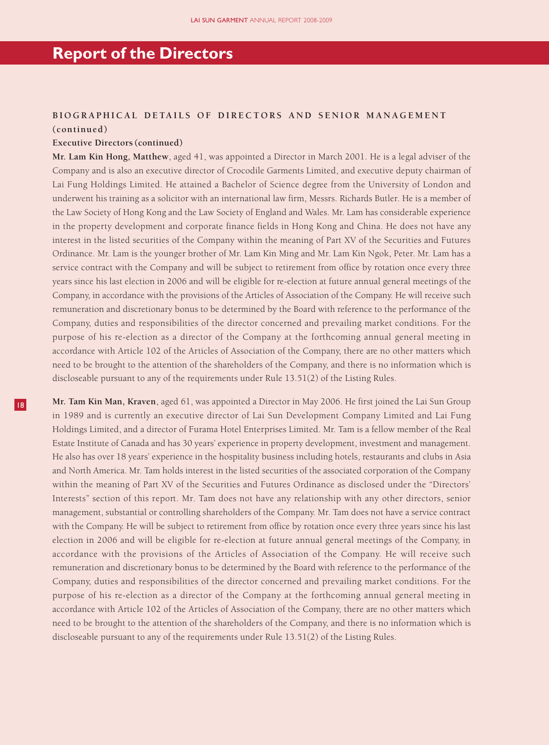# Report of the Directors

### BIOGRAPHICAL DETAILS OF DIRECTORS AND SENIOR MANAGEMENT (continued)

**Executive Directors (continued)**

**Mr. Lam Kin Hong, Matthew**, aged 41, was appointed a Director in March 2001. He is a legal adviser of the Company and is also an executive director of Crocodile Garments Limited, and executive deputy chairman of Lai Fung Holdings Limited. He attained a Bachelor of Science degree from the University of London and underwent his training as a solicitor with an international law firm, Messrs. Richards Butler. He is a member of the Law Society of Hong Kong and the Law Society of England and Wales. Mr. Lam has considerable experience in the property development and corporate finance fields in Hong Kong and China. He does not have any interest in the listed securities of the Company within the meaning of Part XV of the Securities and Futures Ordinance. Mr. Lam is the younger brother of Mr. Lam Kin Ming and Mr. Lam Kin Ngok, Peter. Mr. Lam has a service contract with the Company and will be subject to retirement from office by rotation once every three years since his last election in 2006 and will be eligible for re-election at future annual general meetings of the Company, in accordance with the provisions of the Articles of Association of the Company. He will receive such remuneration and discretionary bonus to be determined by the Board with reference to the performance of the Company, duties and responsibilities of the director concerned and prevailing market conditions. For the purpose of his re-election as a director of the Company at the forthcoming annual general meeting in accordance with Article 102 of the Articles of Association of the Company, there are no other matters which need to be brought to the attention of the shareholders of the Company, and there is no information which is discloseable pursuant to any of the requirements under Rule 13.51(2) of the Listing Rules.

**Mr. Tam Kin Man, Kraven**, aged 61, was appointed a Director in May 2006. He first joined the Lai Sun Group in 1989 and is currently an executive director of Lai Sun Development Company Limited and Lai Fung Holdings Limited, and a director of Furama Hotel Enterprises Limited. Mr. Tam is a fellow member of the Real Estate Institute of Canada and has 30 years' experience in property development, investment and management. He also has over 18 years' experience in the hospitality business including hotels, restaurants and clubs in Asia and North America. Mr. Tam holds interest in the listed securities of the associated corporation of the Company within the meaning of Part XV of the Securities and Futures Ordinance as disclosed under the "Directors' Interests" section of this report. Mr. Tam does not have any relationship with any other directors, senior management, substantial or controlling shareholders of the Company. Mr. Tam does not have a service contract with the Company. He will be subject to retirement from office by rotation once every three years since his last election in 2006 and will be eligible for re-election at future annual general meetings of the Company, in accordance with the provisions of the Articles of Association of the Company. He will receive such remuneration and discretionary bonus to be determined by the Board with reference to the performance of the Company, duties and responsibilities of the director concerned and prevailing market conditions. For the purpose of his re-election as a director of the Company at the forthcoming annual general meeting in accordance with Article 102 of the Articles of Association of the Company, there are no other matters which need to be brought to the attention of the shareholders of the Company, and there is no information which is discloseable pursuant to any of the requirements under Rule 13.51(2) of the Listing Rules.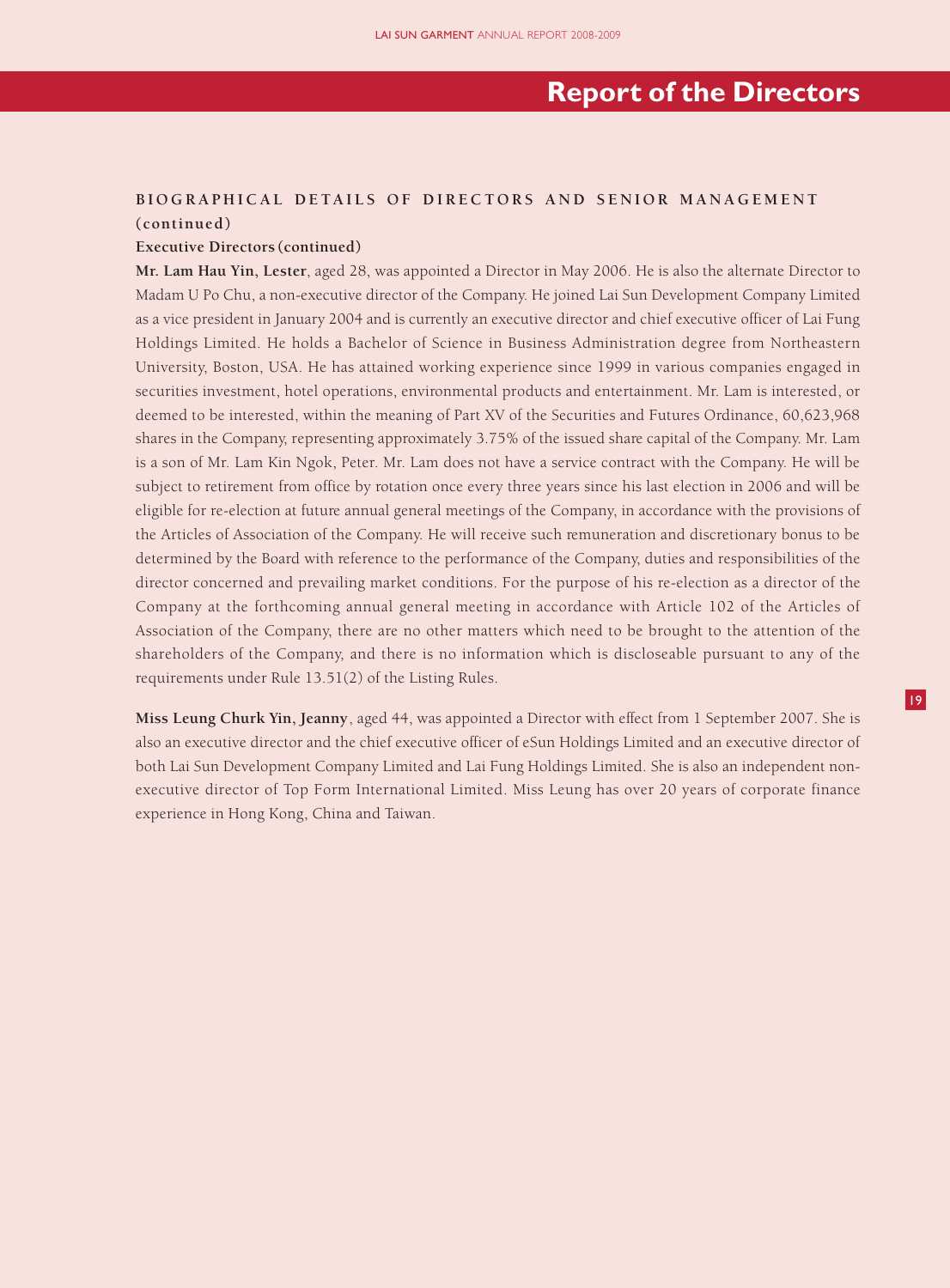## BIOGRAPHICAL DETAILS OF DIRECTORS AND SENIOR MANAGEMENT (continued)

### Executive Directors (continued)

**Mr. Lam Hau Yin, Lester**, aged 28, was appointed a Director in May 2006. He is also the alternate Director to Madam U Po Chu, a non-executive director of the Company. He joined Lai Sun Development Company Limited as a vice president in January 2004 and is currently an executive director and chief executive officer of Lai Fung Holdings Limited. He holds a Bachelor of Science in Business Administration degree from Northeastern University, Boston, USA. He has attained working experience since 1999 in various companies engaged in securities investment, hotel operations, environmental products and entertainment. Mr. Lam is interested, or deemed to be interested, within the meaning of Part XV of the Securities and Futures Ordinance, 60,623,968 shares in the Company, representing approximately 3.75% of the issued share capital of the Company. Mr. Lam is a son of Mr. Lam Kin Ngok, Peter. Mr. Lam does not have a service contract with the Company. He will be subject to retirement from office by rotation once every three years since his last election in 2006 and will be eligible for re-election at future annual general meetings of the Company, in accordance with the provisions of the Articles of Association of the Company. He will receive such remuneration and discretionary bonus to be determined by the Board with reference to the performance of the Company, duties and responsibilities of the director concerned and prevailing market conditions. For the purpose of his re-election as a director of the Company at the forthcoming annual general meeting in accordance with Article 102 of the Articles of Association of the Company, there are no other matters which need to be brought to the attention of the shareholders of the Company, and there is no information which is discloseable pursuant to any of the requirements under Rule 13.51(2) of the Listing Rules.

**Miss Leung Churk Yin, Jeanny**, aged 44, was appointed a Director with effect from 1 September 2007. She is also an executive director and the chief executive officer of eSun Holdings Limited and an executive director of both Lai Sun Development Company Limited and Lai Fung Holdings Limited. She is also an independent non-executive director of Top Form International Limited. Miss Leung has over 20 years of corporate finance experience in Hong Kong, China and Taiwan.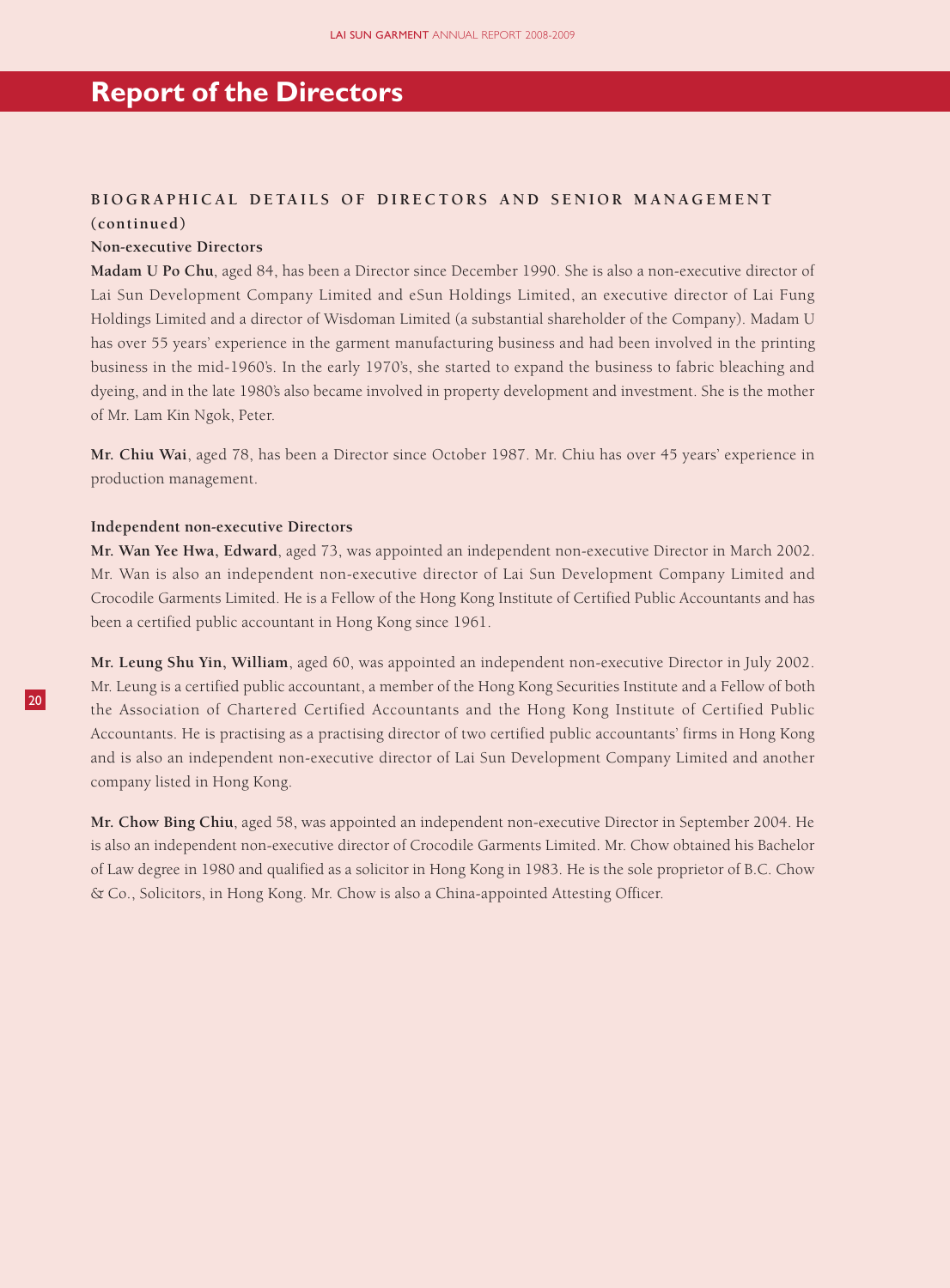# Report of the Directors

## BIOGRAPHICAL DETAILS OF DIRECTORS AND SENIOR MANAGEMENT (continued)

### Non-executive Directors

**Madam U Po Chu**, aged 84, has been a Director since December 1990. She is also a non-executive director of Lai Sun Development Company Limited and eSun Holdings Limited, an executive director of Lai Fung Holdings Limited and a director of Wisdoman Limited (a substantial shareholder of the Company). Madam U has over 55 years' experience in the garment manufacturing business and had been involved in the printing business in the mid-1960's. In the early 1970's, she started to expand the business to fabric bleaching and dyeing, and in the late 1980's also became involved in property development and investment. She is the mother of Mr. Lam Kin Ngok, Peter.

**Mr. Chiu Wai**, aged 78, has been a Director since October 1987. Mr. Chiu has over 45 years' experience in production management.

### Independent non-executive Directors

**Mr. Wan Yee Hwa, Edward**, aged 73, was appointed an independent non-executive Director in March 2002. Mr. Wan is also an independent non-executive director of Lai Sun Development Company Limited and Crocodile Garments Limited. He is a Fellow of the Hong Kong Institute of Certified Public Accountants and has been a certified public accountant in Hong Kong since 1961.

**Mr. Leung Shu Yin, William**, aged 60, was appointed an independent non-executive Director in July 2002. Mr. Leung is a certified public accountant, a member of the Hong Kong Securities Institute and a Fellow of both the Association of Chartered Certified Accountants and the Hong Kong Institute of Certified Public Accountants. He is practising as a practising director of two certified public accountants' firms in Hong Kong and is also an independent non-executive director of Lai Sun Development Company Limited and another company listed in Hong Kong.

**Mr. Chow Bing Chiu**, aged 58, was appointed an independent non-executive Director in September 2004. He is also an independent non-executive director of Crocodile Garments Limited. Mr. Chow obtained his Bachelor of Law degree in 1980 and qualified as a solicitor in Hong Kong in 1983. He is the sole proprietor of B.C. Chow & Co., Solicitors, in Hong Kong. Mr. Chow is also a China-appointed Attesting Officer.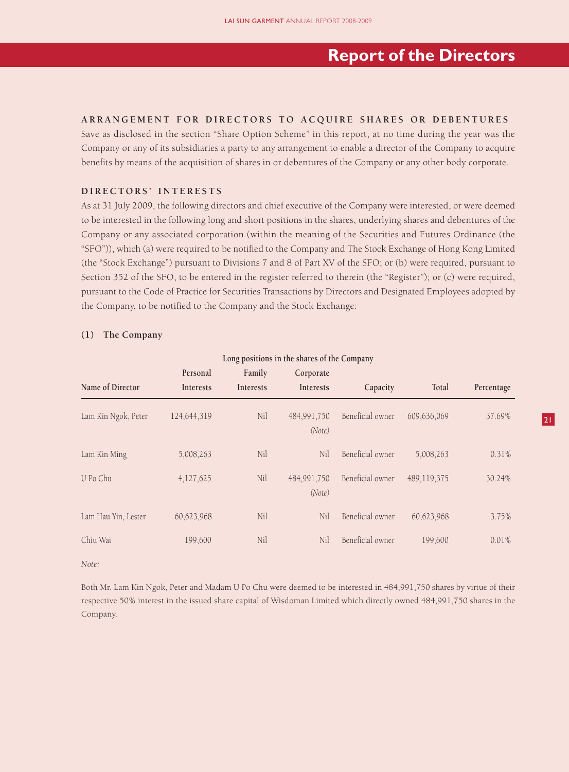## ARRANGEMENT FOR DIRECTORS TO ACQUIRE SHARES OR DEBENTURES

Save as disclosed in the section "Share Option Scheme" in this report, at no time during the year was the Company or any of its subsidiaries a party to any arrangement to enable a director of the Company to acquire benefits by means of the acquisition of shares in or debentures of the Company or any other body corporate.

## DIRECTORS' INTERESTS

As at 31 July 2009, the following directors and chief executive of the Company were interested, or were deemed to be interested in the following long and short positions in the shares, underlying shares and debentures of the Company or any associated corporation (within the meaning of the Securities and Futures Ordinance (the "SFO")), which (a) were required to be notified to the Company and The Stock Exchange of Hong Kong Limited (the "Stock Exchange") pursuant to Divisions 7 and 8 of Part XV of the SFO; or (b) were required, pursuant to Section 352 of the SFO, to be entered in the register referred to therein (the "Register"); or (c) were required, pursuant to the Code of Practice for Securities Transactions by Directors and Designated Employees adopted by the Company, to be notified to the Company and the Stock Exchange:

### (1) The Company

| | Long positions in the shares of the Company | | | | | |
|---|---|---|---|---|---|---|
| Name of Director | Personal Interests | Family Interests | Corporate Interests | Capacity | Total | Percentage |
| Lam Kin Ngok, Peter | 124,644,319 | Nil | 484,991,750 *(Note)* | Beneficial owner | 609,636,069 | 37.69% |
| Lam Kin Ming | 5,008,263 | Nil | Nil | Beneficial owner | 5,008,263 | 0.31% |
| U Po Chu | 4,127,625 | Nil | 484,991,750 *(Note)* | Beneficial owner | 489,119,375 | 30.24% |
| Lam Hau Yin, Lester | 60,623,968 | Nil | Nil | Beneficial owner | 60,623,968 | 3.75% |
| Chiu Wai | 199,600 | Nil | Nil | Beneficial owner | 199,600 | 0.01% |

*Note:*

Both Mr. Lam Kin Ngok, Peter and Madam U Po Chu were deemed to be interested in 484,991,750 shares by virtue of their respective 50% interest in the issued share capital of Wisdoman Limited which directly owned 484,991,750 shares in the Company.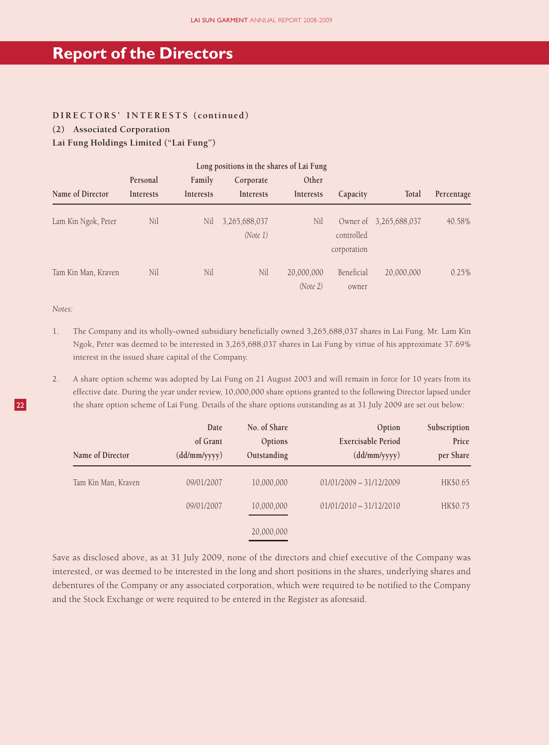# Report of the Directors

**DIRECTORS' INTERESTS (continued)**

**(2) Associated Corporation**

**Lai Fung Holdings Limited ("Lai Fung")**

| | Long positions in the shares of Lai Fung | | | | | | |
|---|---|---|---|---|---|---|---|
| Name of Director | Personal Interests | Family Interests | Corporate Interests | Other Interests | Capacity | Total | Percentage |
| Lam Kin Ngok, Peter | Nil | Nil | 3,265,688,037 *(Note 1)* | Nil | Owner of controlled corporation | 3,265,688,037 | 40.58% |
| Tam Kin Man, Kraven | Nil | Nil | Nil | 20,000,000 *(Note 2)* | Beneficial owner | 20,000,000 | 0.25% |

*Notes:*

1. The Company and its wholly-owned subsidiary beneficially owned 3,265,688,037 shares in Lai Fung. Mr. Lam Kin Ngok, Peter was deemed to be interested in 3,265,688,037 shares in Lai Fung by virtue of his approximate 37.69% interest in the issued share capital of the Company.

2. A share option scheme was adopted by Lai Fung on 21 August 2003 and will remain in force for 10 years from its effective date. During the year under review, 10,000,000 share options granted to the following Director lapsed under the share option scheme of Lai Fung. Details of the share options outstanding as at 31 July 2009 are set out below:

| Name of Director | Date of Grant (dd/mm/yyyy) | No. of Share Options Outstanding | Option Exercisable Period (dd/mm/yyyy) | Subscription Price per Share |
|---|---|---|---|---|
| Tam Kin Man, Kraven | 09/01/2007 | 10,000,000 | 01/01/2009 – 31/12/2009 | HK$0.65 |
| | 09/01/2007 | 10,000,000 | 01/01/2010 – 31/12/2010 | HK$0.75 |
| | | 20,000,000 | | |

Save as disclosed above, as at 31 July 2009, none of the directors and chief executive of the Company was interested, or was deemed to be interested in the long and short positions in the shares, underlying shares and debentures of the Company or any associated corporation, which were required to be notified to the Company and the Stock Exchange or were required to be entered in the Register as aforesaid.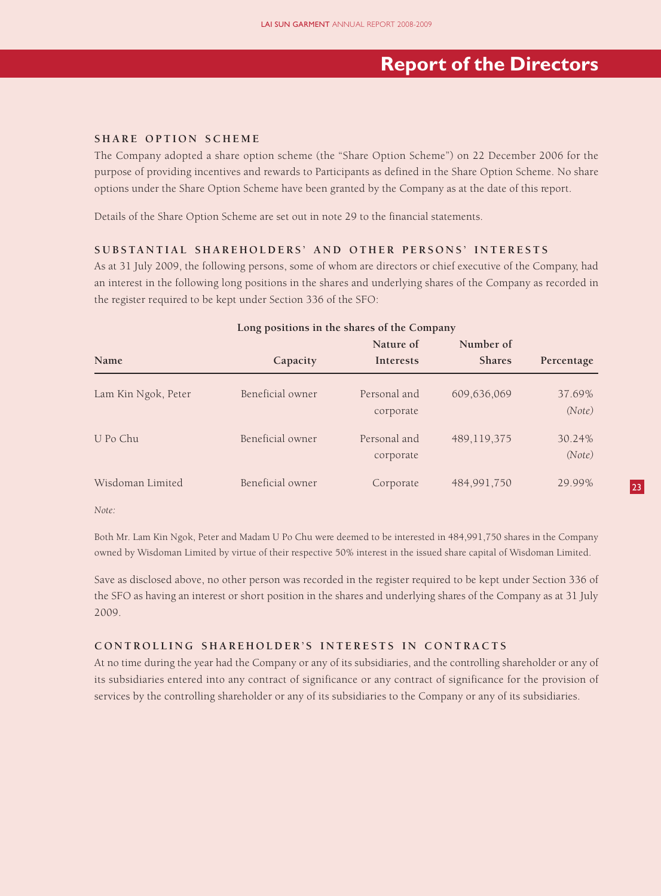## Report of the Directors

### SHARE OPTION SCHEME

The Company adopted a share option scheme (the "Share Option Scheme") on 22 December 2006 for the purpose of providing incentives and rewards to Participants as defined in the Share Option Scheme. No share options under the Share Option Scheme have been granted by the Company as at the date of this report.

Details of the Share Option Scheme are set out in note 29 to the financial statements.

### SUBSTANTIAL SHAREHOLDERS' AND OTHER PERSONS' INTERESTS

As at 31 July 2009, the following persons, some of whom are directors or chief executive of the Company, had an interest in the following long positions in the shares and underlying shares of the Company as recorded in the register required to be kept under Section 336 of the SFO:

**Long positions in the shares of the Company**

| Name | Capacity | Nature of Interests | Number of Shares | Percentage |
|---|---|---|---|---|
| Lam Kin Ngok, Peter | Beneficial owner | Personal and corporate | 609,636,069 | 37.69% *(Note)* |
| U Po Chu | Beneficial owner | Personal and corporate | 489,119,375 | 30.24% *(Note)* |
| Wisdoman Limited | Beneficial owner | Corporate | 484,991,750 | 29.99% |

*Note:*

Both Mr. Lam Kin Ngok, Peter and Madam U Po Chu were deemed to be interested in 484,991,750 shares in the Company owned by Wisdoman Limited by virtue of their respective 50% interest in the issued share capital of Wisdoman Limited.

Save as disclosed above, no other person was recorded in the register required to be kept under Section 336 of the SFO as having an interest or short position in the shares and underlying shares of the Company as at 31 July 2009.

### CONTROLLING SHAREHOLDER'S INTERESTS IN CONTRACTS

At no time during the year had the Company or any of its subsidiaries, and the controlling shareholder or any of its subsidiaries entered into any contract of significance or any contract of significance for the provision of services by the controlling shareholder or any of its subsidiaries to the Company or any of its subsidiaries.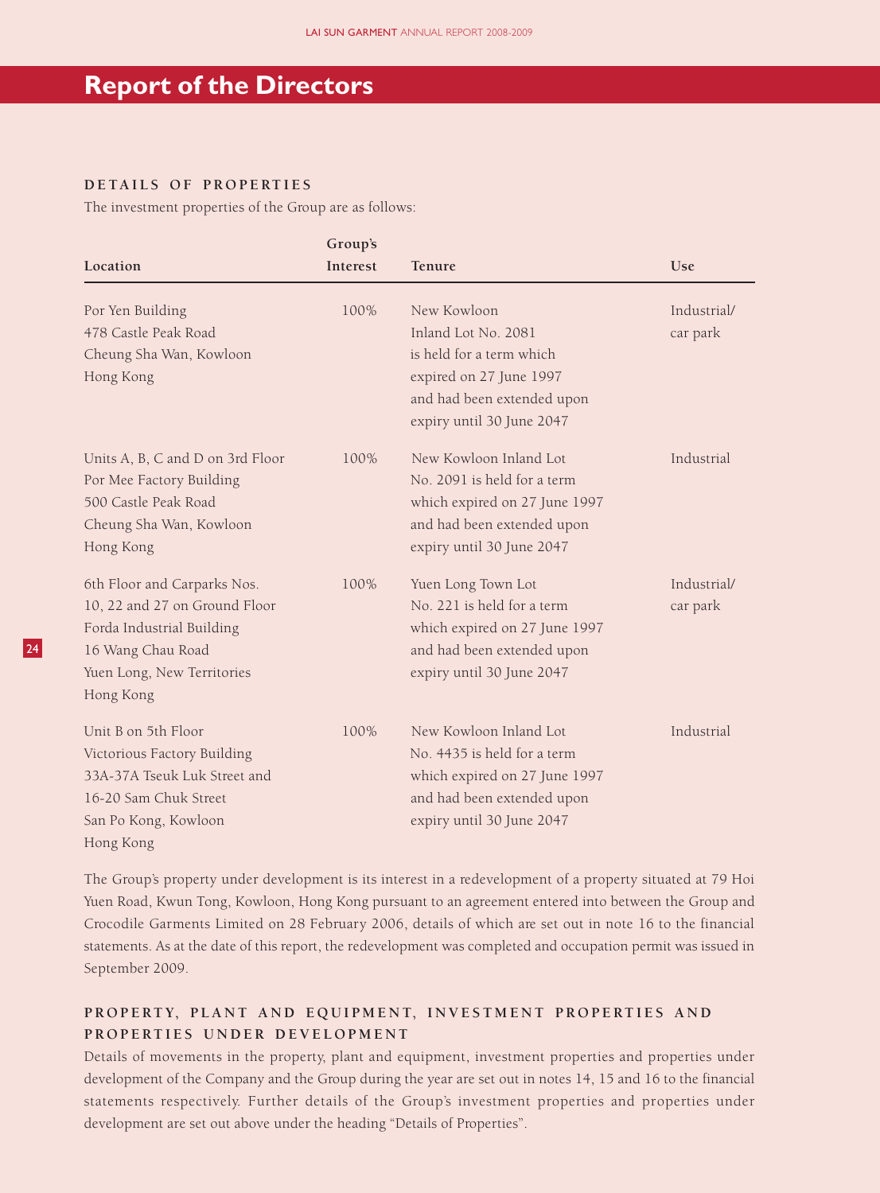# Report of the Directors

## DETAILS OF PROPERTIES

The investment properties of the Group are as follows:

| Location | Group's Interest | Tenure | Use |
|---|---|---|---|
| Por Yen Building 478 Castle Peak Road Cheung Sha Wan, Kowloon Hong Kong | 100% | New Kowloon Inland Lot No. 2081 is held for a term which expired on 27 June 1997 and had been extended upon expiry until 30 June 2047 | Industrial/ car park |
| Units A, B, C and D on 3rd Floor Por Mee Factory Building 500 Castle Peak Road Cheung Sha Wan, Kowloon Hong Kong | 100% | New Kowloon Inland Lot No. 2091 is held for a term which expired on 27 June 1997 and had been extended upon expiry until 30 June 2047 | Industrial |
| 6th Floor and Carparks Nos. 10, 22 and 27 on Ground Floor Forda Industrial Building 16 Wang Chau Road Yuen Long, New Territories Hong Kong | 100% | Yuen Long Town Lot No. 221 is held for a term which expired on 27 June 1997 and had been extended upon expiry until 30 June 2047 | Industrial/ car park |
| Unit B on 5th Floor Victorious Factory Building 33A-37A Tseuk Luk Street and 16-20 Sam Chuk Street San Po Kong, Kowloon Hong Kong | 100% | New Kowloon Inland Lot No. 4435 is held for a term which expired on 27 June 1997 and had been extended upon expiry until 30 June 2047 | Industrial |

The Group's property under development is its interest in a redevelopment of a property situated at 79 Hoi Yuen Road, Kwun Tong, Kowloon, Hong Kong pursuant to an agreement entered into between the Group and Crocodile Garments Limited on 28 February 2006, details of which are set out in note 16 to the financial statements. As at the date of this report, the redevelopment was completed and occupation permit was issued in September 2009.

## PROPERTY, PLANT AND EQUIPMENT, INVESTMENT PROPERTIES AND PROPERTIES UNDER DEVELOPMENT

Details of movements in the property, plant and equipment, investment properties and properties under development of the Company and the Group during the year are set out in notes 14, 15 and 16 to the financial statements respectively. Further details of the Group's investment properties and properties under development are set out above under the heading "Details of Properties".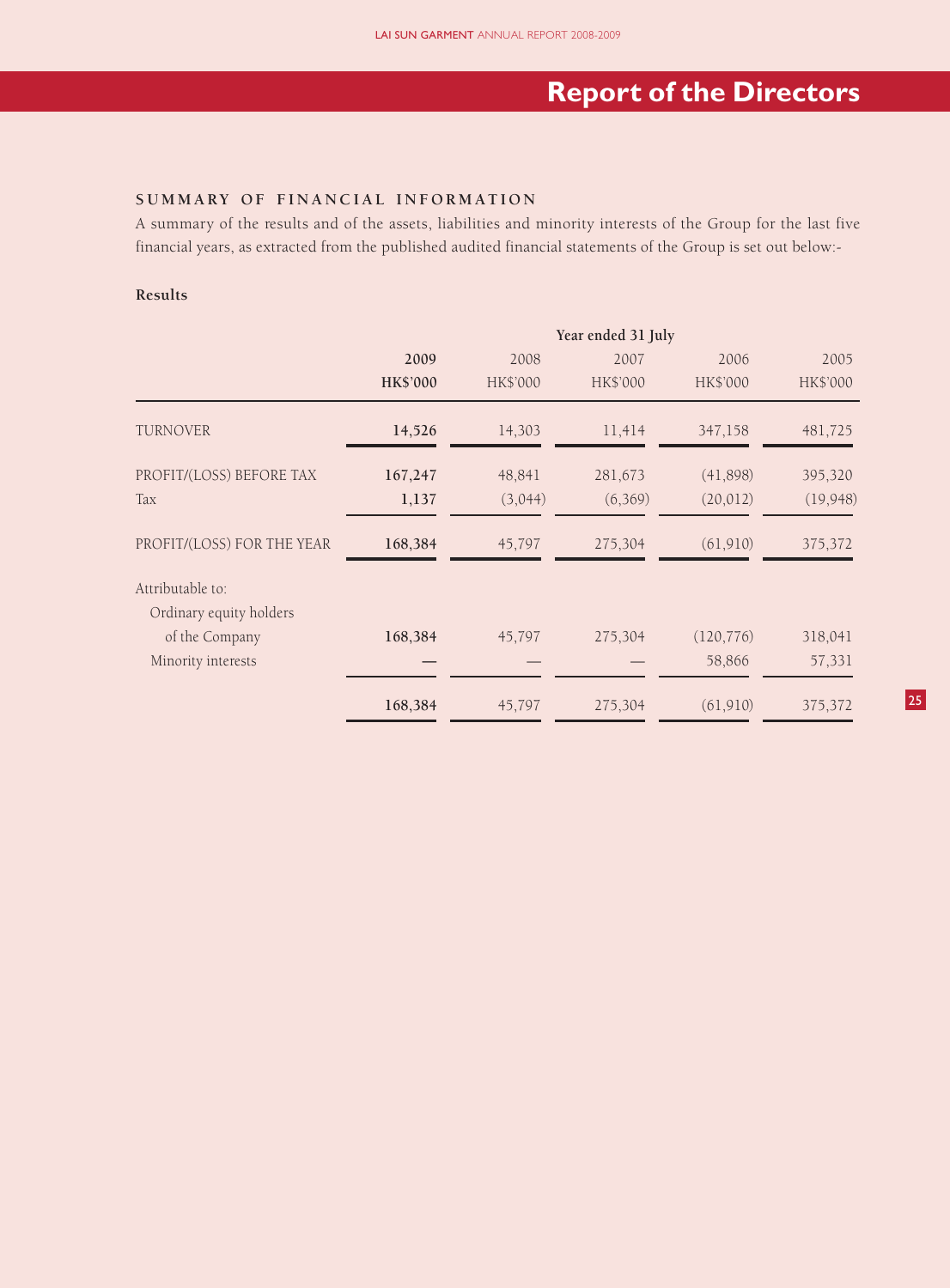# Report of the Directors

## SUMMARY OF FINANCIAL INFORMATION

A summary of the results and of the assets, liabilities and minority interests of the Group for the last five financial years, as extracted from the published audited financial statements of the Group is set out below:-

### Results

| | Year ended 31 July | | | | |
|---|---|---|---|---|---|
| | **2009** | 2008 | 2007 | 2006 | 2005 |
| | **HK$'000** | HK$'000 | HK$'000 | HK$'000 | HK$'000 |
| TURNOVER | **14,526** | 14,303 | 11,414 | 347,158 | 481,725 |
| PROFIT/(LOSS) BEFORE TAX | **167,247** | 48,841 | 281,673 | (41,898) | 395,320 |
| Tax | **1,137** | (3,044) | (6,369) | (20,012) | (19,948) |
| PROFIT/(LOSS) FOR THE YEAR | **168,384** | 45,797 | 275,304 | (61,910) | 375,372 |
| Attributable to: | | | | | |
| Ordinary equity holders of the Company | **168,384** | 45,797 | 275,304 | (120,776) | 318,041 |
| Minority interests | **—** | — | — | 58,866 | 57,331 |
| | **168,384** | 45,797 | 275,304 | (61,910) | 375,372 |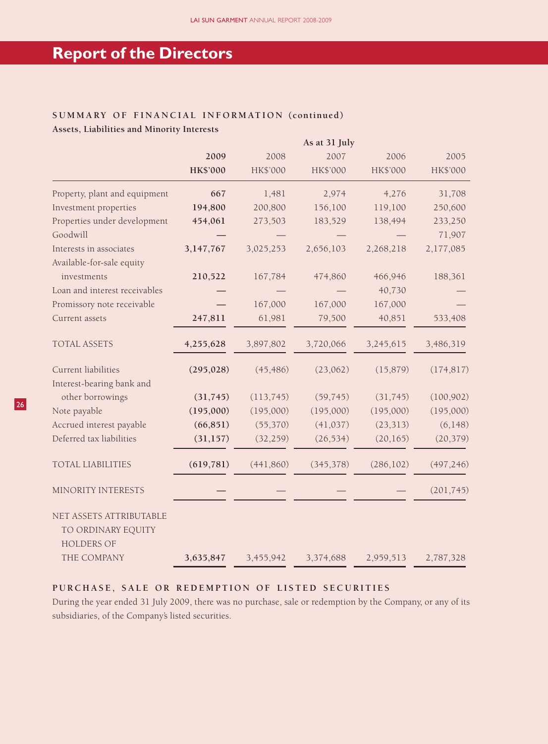# Report of the Directors

## SUMMARY OF FINANCIAL INFORMATION (continued)

### Assets, Liabilities and Minority Interests

| | As at 31 July | | | | |
|---|---|---|---|---|---|
| | **2009** | 2008 | 2007 | 2006 | 2005 |
| | **HK$'000** | HK$'000 | HK$'000 | HK$'000 | HK$'000 |
| Property, plant and equipment | **667** | 1,481 | 2,974 | 4,276 | 31,708 |
| Investment properties | **194,800** | 200,800 | 156,100 | 119,100 | 250,600 |
| Properties under development | **454,061** | 273,503 | 183,529 | 138,494 | 233,250 |
| Goodwill | **—** | — | — | — | 71,907 |
| Interests in associates | **3,147,767** | 3,025,253 | 2,656,103 | 2,268,218 | 2,177,085 |
| Available-for-sale equity investments | **210,522** | 167,784 | 474,860 | 466,946 | 188,361 |
| Loan and interest receivables | **—** | — | — | 40,730 | — |
| Promissory note receivable | **—** | 167,000 | 167,000 | 167,000 | — |
| Current assets | **247,811** | 61,981 | 79,500 | 40,851 | 533,408 |
| TOTAL ASSETS | **4,255,628** | 3,897,802 | 3,720,066 | 3,245,615 | 3,486,319 |
| Current liabilities | **(295,028)** | (45,486) | (23,062) | (15,879) | (174,817) |
| Interest-bearing bank and other borrowings | **(31,745)** | (113,745) | (59,745) | (31,745) | (100,902) |
| Note payable | **(195,000)** | (195,000) | (195,000) | (195,000) | (195,000) |
| Accrued interest payable | **(66,851)** | (55,370) | (41,037) | (23,313) | (6,148) |
| Deferred tax liabilities | **(31,157)** | (32,259) | (26,534) | (20,165) | (20,379) |
| TOTAL LIABILITIES | **(619,781)** | (441,860) | (345,378) | (286,102) | (497,246) |
| MINORITY INTERESTS | **—** | — | — | — | (201,745) |
| NET ASSETS ATTRIBUTABLE TO ORDINARY EQUITY HOLDERS OF THE COMPANY | **3,635,847** | 3,455,942 | 3,374,688 | 2,959,513 | 2,787,328 |

## PURCHASE, SALE OR REDEMPTION OF LISTED SECURITIES

During the year ended 31 July 2009, there was no purchase, sale or redemption by the Company, or any of its subsidiaries, of the Company's listed securities.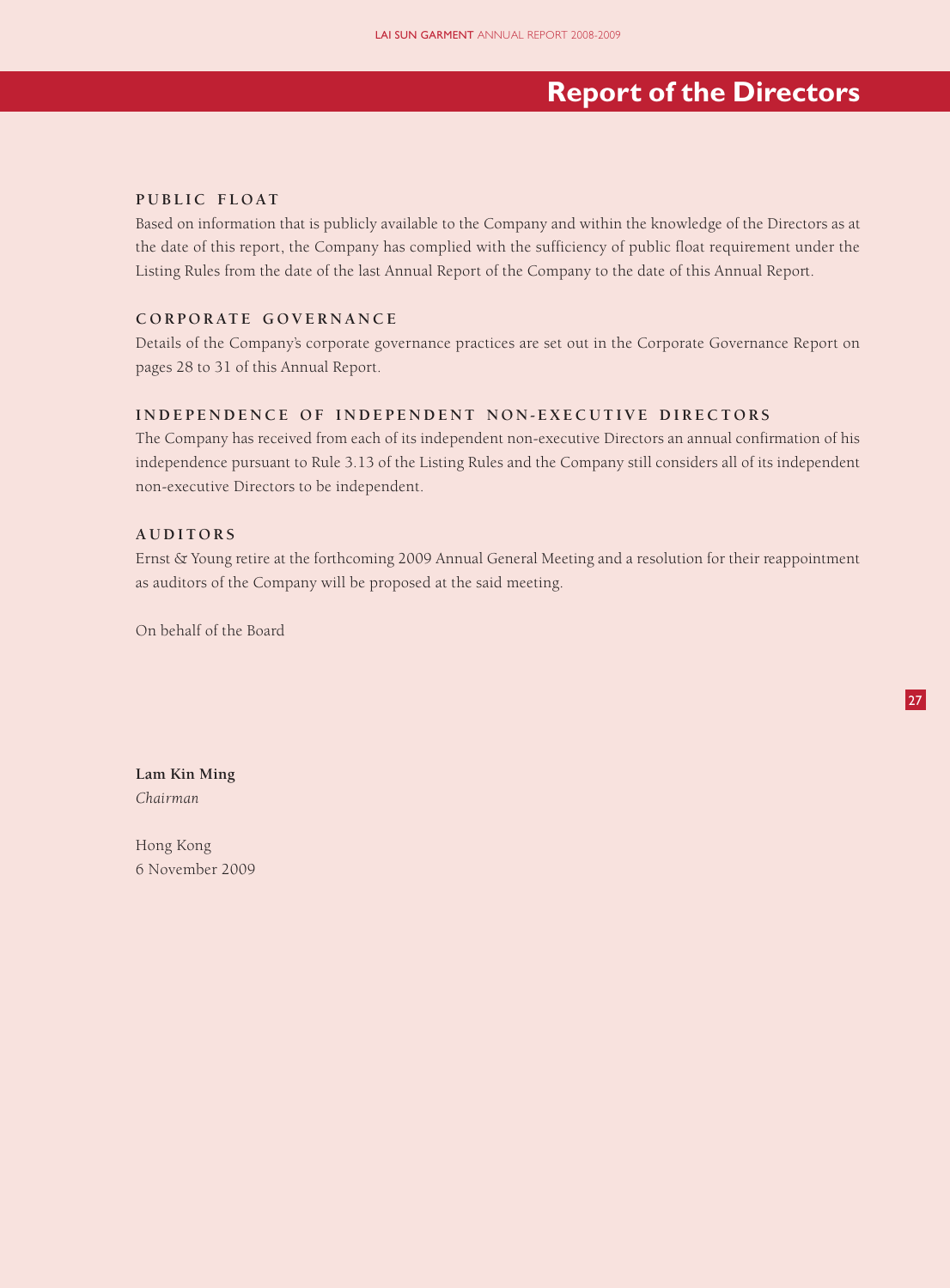# Report of the Directors

## PUBLIC FLOAT

Based on information that is publicly available to the Company and within the knowledge of the Directors as at the date of this report, the Company has complied with the sufficiency of public float requirement under the Listing Rules from the date of the last Annual Report of the Company to the date of this Annual Report.

## CORPORATE GOVERNANCE

Details of the Company's corporate governance practices are set out in the Corporate Governance Report on pages 28 to 31 of this Annual Report.

## INDEPENDENCE OF INDEPENDENT NON-EXECUTIVE DIRECTORS

The Company has received from each of its independent non-executive Directors an annual confirmation of his independence pursuant to Rule 3.13 of the Listing Rules and the Company still considers all of its independent non-executive Directors to be independent.

## AUDITORS

Ernst & Young retire at the forthcoming 2009 Annual General Meeting and a resolution for their reappointment as auditors of the Company will be proposed at the said meeting.

On behalf of the Board

**Lam Kin Ming**
*Chairman*

Hong Kong
6 November 2009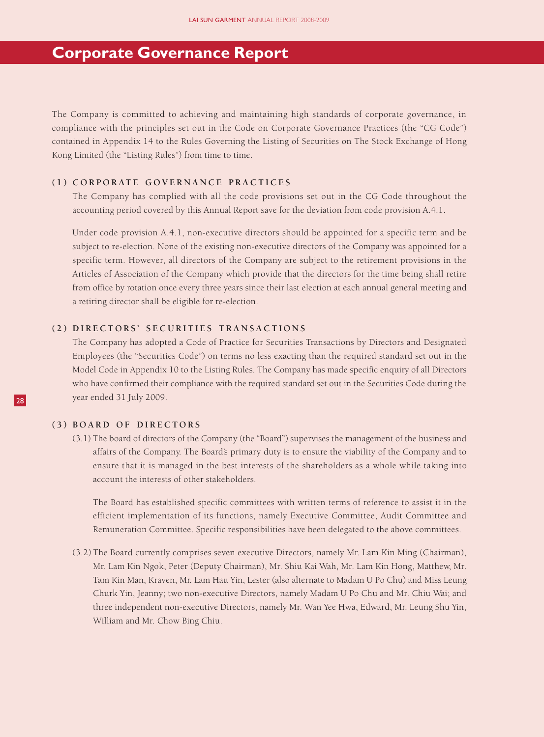# Corporate Governance Report

The Company is committed to achieving and maintaining high standards of corporate governance, in compliance with the principles set out in the Code on Corporate Governance Practices (the "CG Code") contained in Appendix 14 to the Rules Governing the Listing of Securities on The Stock Exchange of Hong Kong Limited (the "Listing Rules") from time to time.

## (1) CORPORATE GOVERNANCE PRACTICES

The Company has complied with all the code provisions set out in the CG Code throughout the accounting period covered by this Annual Report save for the deviation from code provision A.4.1.

Under code provision A.4.1, non-executive directors should be appointed for a specific term and be subject to re-election. None of the existing non-executive directors of the Company was appointed for a specific term. However, all directors of the Company are subject to the retirement provisions in the Articles of Association of the Company which provide that the directors for the time being shall retire from office by rotation once every three years since their last election at each annual general meeting and a retiring director shall be eligible for re-election.

## (2) DIRECTORS' SECURITIES TRANSACTIONS

The Company has adopted a Code of Practice for Securities Transactions by Directors and Designated Employees (the "Securities Code") on terms no less exacting than the required standard set out in the Model Code in Appendix 10 to the Listing Rules. The Company has made specific enquiry of all Directors who have confirmed their compliance with the required standard set out in the Securities Code during the year ended 31 July 2009.

## (3) BOARD OF DIRECTORS

(3.1) The board of directors of the Company (the "Board") supervises the management of the business and affairs of the Company. The Board's primary duty is to ensure the viability of the Company and to ensure that it is managed in the best interests of the shareholders as a whole while taking into account the interests of other stakeholders.

The Board has established specific committees with written terms of reference to assist it in the efficient implementation of its functions, namely Executive Committee, Audit Committee and Remuneration Committee. Specific responsibilities have been delegated to the above committees.

(3.2) The Board currently comprises seven executive Directors, namely Mr. Lam Kin Ming (Chairman), Mr. Lam Kin Ngok, Peter (Deputy Chairman), Mr. Shiu Kai Wah, Mr. Lam Kin Hong, Matthew, Mr. Tam Kin Man, Kraven, Mr. Lam Hau Yin, Lester (also alternate to Madam U Po Chu) and Miss Leung Churk Yin, Jeanny; two non-executive Directors, namely Madam U Po Chu and Mr. Chiu Wai; and three independent non-executive Directors, namely Mr. Wan Yee Hwa, Edward, Mr. Leung Shu Yin, William and Mr. Chow Bing Chiu.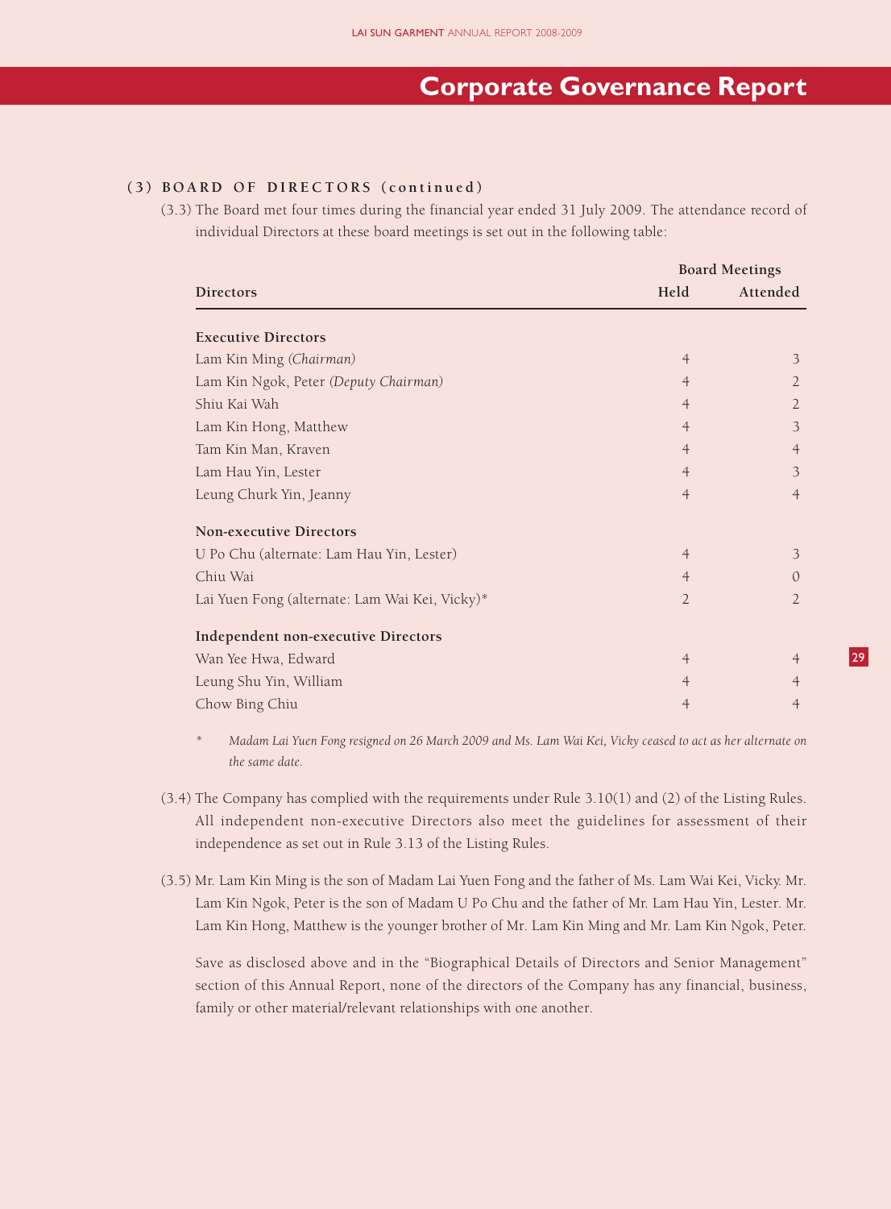# Corporate Governance Report

## (3) BOARD OF DIRECTORS (continued)

(3.3) The Board met four times during the financial year ended 31 July 2009. The attendance record of individual Directors at these board meetings is set out in the following table:

| Directors | Board Meetings | |
|---|---|---|
| | Held | Attended |
| **Executive Directors** | | |
| Lam Kin Ming *(Chairman)* | 4 | 3 |
| Lam Kin Ngok, Peter *(Deputy Chairman)* | 4 | 2 |
| Shiu Kai Wah | 4 | 2 |
| Lam Kin Hong, Matthew | 4 | 3 |
| Tam Kin Man, Kraven | 4 | 4 |
| Lam Hau Yin, Lester | 4 | 3 |
| Leung Churk Yin, Jeanny | 4 | 4 |
| **Non-executive Directors** | | |
| U Po Chu (alternate: Lam Hau Yin, Lester) | 4 | 3 |
| Chiu Wai | 4 | 0 |
| Lai Yuen Fong (alternate: Lam Wai Kei, Vicky)* | 2 | 2 |
| **Independent non-executive Directors** | | |
| Wan Yee Hwa, Edward | 4 | 4 |
| Leung Shu Yin, William | 4 | 4 |
| Chow Bing Chiu | 4 | 4 |

\* *Madam Lai Yuen Fong resigned on 26 March 2009 and Ms. Lam Wai Kei, Vicky ceased to act as her alternate on the same date.*

(3.4) The Company has complied with the requirements under Rule 3.10(1) and (2) of the Listing Rules. All independent non-executive Directors also meet the guidelines for assessment of their independence as set out in Rule 3.13 of the Listing Rules.

(3.5) Mr. Lam Kin Ming is the son of Madam Lai Yuen Fong and the father of Ms. Lam Wai Kei, Vicky. Mr. Lam Kin Ngok, Peter is the son of Madam U Po Chu and the father of Mr. Lam Hau Yin, Lester. Mr. Lam Kin Hong, Matthew is the younger brother of Mr. Lam Kin Ming and Mr. Lam Kin Ngok, Peter.

Save as disclosed above and in the "Biographical Details of Directors and Senior Management" section of this Annual Report, none of the directors of the Company has any financial, business, family or other material/relevant relationships with one another.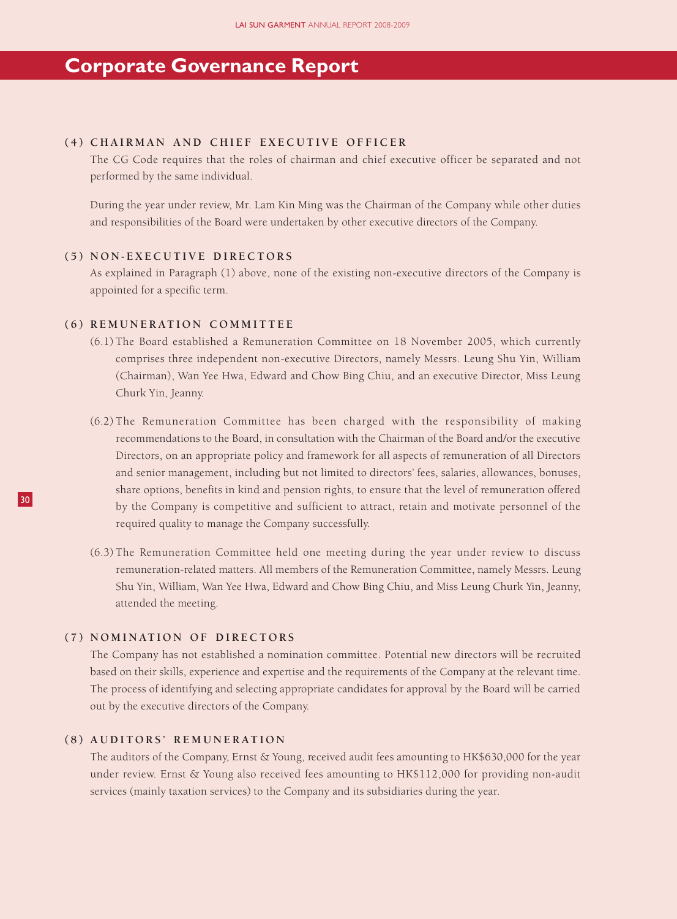# Corporate Governance Report

### (4) CHAIRMAN AND CHIEF EXECUTIVE OFFICER

The CG Code requires that the roles of chairman and chief executive officer be separated and not performed by the same individual.

During the year under review, Mr. Lam Kin Ming was the Chairman of the Company while other duties and responsibilities of the Board were undertaken by other executive directors of the Company.

### (5) NON-EXECUTIVE DIRECTORS

As explained in Paragraph (1) above, none of the existing non-executive directors of the Company is appointed for a specific term.

### (6) REMUNERATION COMMITTEE

(6.1) The Board established a Remuneration Committee on 18 November 2005, which currently comprises three independent non-executive Directors, namely Messrs. Leung Shu Yin, William (Chairman), Wan Yee Hwa, Edward and Chow Bing Chiu, and an executive Director, Miss Leung Churk Yin, Jeanny.

(6.2) The Remuneration Committee has been charged with the responsibility of making recommendations to the Board, in consultation with the Chairman of the Board and/or the executive Directors, on an appropriate policy and framework for all aspects of remuneration of all Directors and senior management, including but not limited to directors' fees, salaries, allowances, bonuses, share options, benefits in kind and pension rights, to ensure that the level of remuneration offered by the Company is competitive and sufficient to attract, retain and motivate personnel of the required quality to manage the Company successfully.

(6.3) The Remuneration Committee held one meeting during the year under review to discuss remuneration-related matters. All members of the Remuneration Committee, namely Messrs. Leung Shu Yin, William, Wan Yee Hwa, Edward and Chow Bing Chiu, and Miss Leung Churk Yin, Jeanny, attended the meeting.

### (7) NOMINATION OF DIRECTORS

The Company has not established a nomination committee. Potential new directors will be recruited based on their skills, experience and expertise and the requirements of the Company at the relevant time. The process of identifying and selecting appropriate candidates for approval by the Board will be carried out by the executive directors of the Company.

### (8) AUDITORS' REMUNERATION

The auditors of the Company, Ernst & Young, received audit fees amounting to HK$630,000 for the year under review. Ernst & Young also received fees amounting to HK$112,000 for providing non-audit services (mainly taxation services) to the Company and its subsidiaries during the year.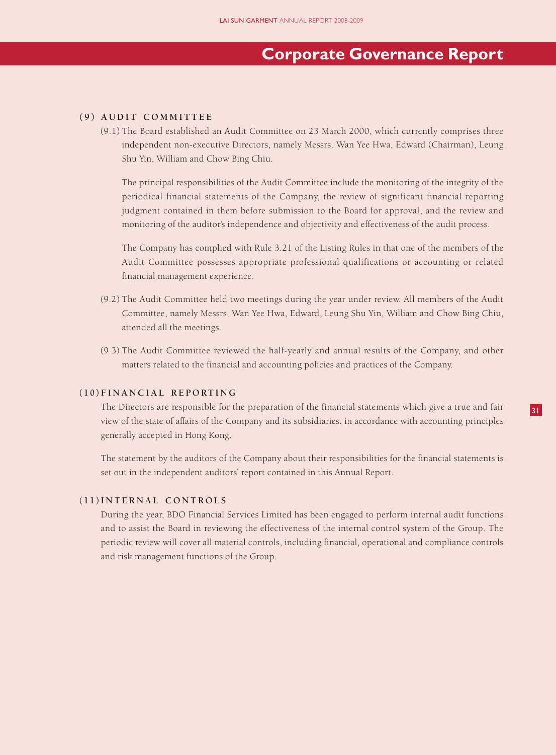# Corporate Governance Report

## (9) AUDIT COMMITTEE

(9.1) The Board established an Audit Committee on 23 March 2000, which currently comprises three independent non-executive Directors, namely Messrs. Wan Yee Hwa, Edward (Chairman), Leung Shu Yin, William and Chow Bing Chiu.

The principal responsibilities of the Audit Committee include the monitoring of the integrity of the periodical financial statements of the Company, the review of significant financial reporting judgment contained in them before submission to the Board for approval, and the review and monitoring of the auditor's independence and objectivity and effectiveness of the audit process.

The Company has complied with Rule 3.21 of the Listing Rules in that one of the members of the Audit Committee possesses appropriate professional qualifications or accounting or related financial management experience.

(9.2) The Audit Committee held two meetings during the year under review. All members of the Audit Committee, namely Messrs. Wan Yee Hwa, Edward, Leung Shu Yin, William and Chow Bing Chiu, attended all the meetings.

(9.3) The Audit Committee reviewed the half-yearly and annual results of the Company, and other matters related to the financial and accounting policies and practices of the Company.

## (10) FINANCIAL REPORTING

The Directors are responsible for the preparation of the financial statements which give a true and fair view of the state of affairs of the Company and its subsidiaries, in accordance with accounting principles generally accepted in Hong Kong.

The statement by the auditors of the Company about their responsibilities for the financial statements is set out in the independent auditors' report contained in this Annual Report.

## (11) INTERNAL CONTROLS

During the year, BDO Financial Services Limited has been engaged to perform internal audit functions and to assist the Board in reviewing the effectiveness of the internal control system of the Group. The periodic review will cover all material controls, including financial, operational and compliance controls and risk management functions of the Group.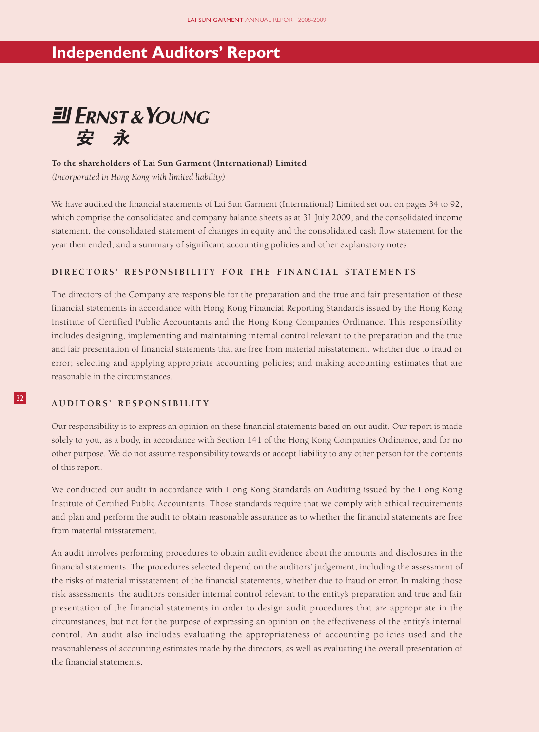# Independent Auditors' Report

ERNST & YOUNG
安 永

**To the shareholders of Lai Sun Garment (International) Limited**
*(Incorporated in Hong Kong with limited liability)*

We have audited the financial statements of Lai Sun Garment (International) Limited set out on pages 34 to 92, which comprise the consolidated and company balance sheets as at 31 July 2009, and the consolidated income statement, the consolidated statement of changes in equity and the consolidated cash flow statement for the year then ended, and a summary of significant accounting policies and other explanatory notes.

## DIRECTORS' RESPONSIBILITY FOR THE FINANCIAL STATEMENTS

The directors of the Company are responsible for the preparation and the true and fair presentation of these financial statements in accordance with Hong Kong Financial Reporting Standards issued by the Hong Kong Institute of Certified Public Accountants and the Hong Kong Companies Ordinance. This responsibility includes designing, implementing and maintaining internal control relevant to the preparation and the true and fair presentation of financial statements that are free from material misstatement, whether due to fraud or error; selecting and applying appropriate accounting policies; and making accounting estimates that are reasonable in the circumstances.

## AUDITORS' RESPONSIBILITY

Our responsibility is to express an opinion on these financial statements based on our audit. Our report is made solely to you, as a body, in accordance with Section 141 of the Hong Kong Companies Ordinance, and for no other purpose. We do not assume responsibility towards or accept liability to any other person for the contents of this report.

We conducted our audit in accordance with Hong Kong Standards on Auditing issued by the Hong Kong Institute of Certified Public Accountants. Those standards require that we comply with ethical requirements and plan and perform the audit to obtain reasonable assurance as to whether the financial statements are free from material misstatement.

An audit involves performing procedures to obtain audit evidence about the amounts and disclosures in the financial statements. The procedures selected depend on the auditors' judgement, including the assessment of the risks of material misstatement of the financial statements, whether due to fraud or error. In making those risk assessments, the auditors consider internal control relevant to the entity's preparation and true and fair presentation of the financial statements in order to design audit procedures that are appropriate in the circumstances, but not for the purpose of expressing an opinion on the effectiveness of the entity's internal control. An audit also includes evaluating the appropriateness of accounting policies used and the reasonableness of accounting estimates made by the directors, as well as evaluating the overall presentation of the financial statements.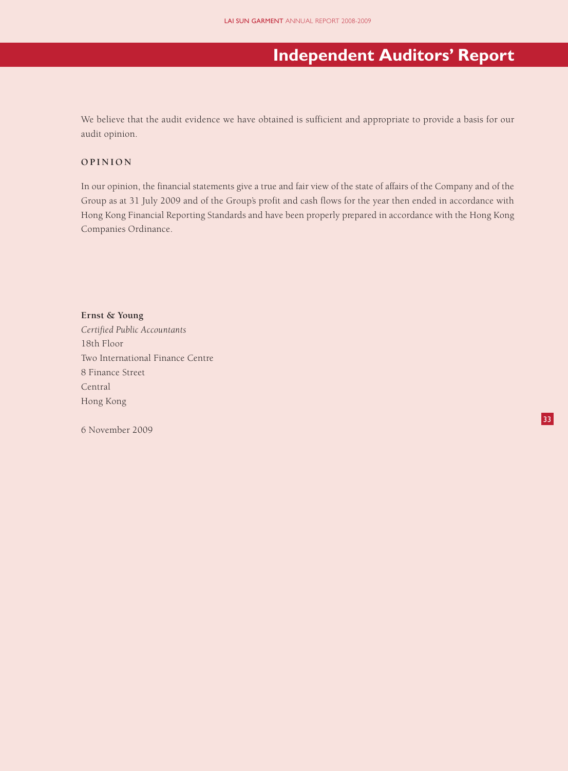# Independent Auditors' Report

We believe that the audit evidence we have obtained is sufficient and appropriate to provide a basis for our audit opinion.

## OPINION

In our opinion, the financial statements give a true and fair view of the state of affairs of the Company and of the Group as at 31 July 2009 and of the Group's profit and cash flows for the year then ended in accordance with Hong Kong Financial Reporting Standards and have been properly prepared in accordance with the Hong Kong Companies Ordinance.

**Ernst & Young**
*Certified Public Accountants*
18th Floor
Two International Finance Centre
8 Finance Street
Central
Hong Kong

6 November 2009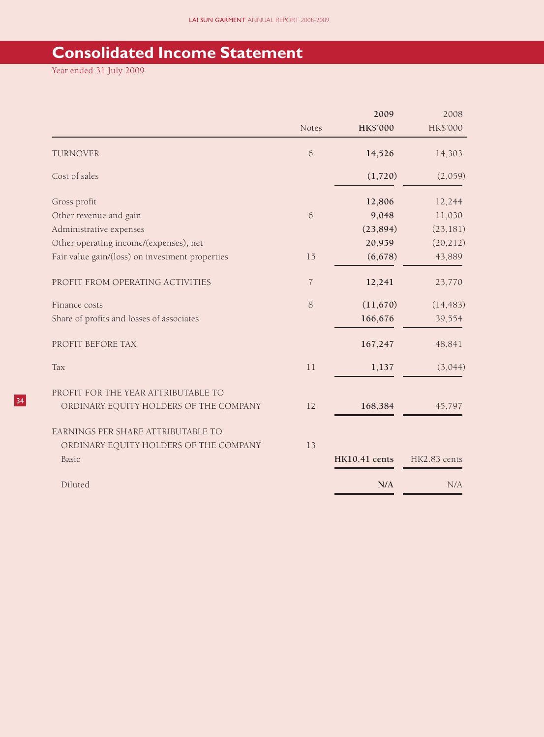# Consolidated Income Statement

Year ended 31 July 2009

| | Notes | 2009 HK$'000 | 2008 HK$'000 |
|---|---|---|---|
| TURNOVER | 6 | **14,526** | 14,303 |
| Cost of sales | | **(1,720)** | (2,059) |
| Gross profit | | **12,806** | 12,244 |
| Other revenue and gain | 6 | **9,048** | 11,030 |
| Administrative expenses | | **(23,894)** | (23,181) |
| Other operating income/(expenses), net | | **20,959** | (20,212) |
| Fair value gain/(loss) on investment properties | 15 | **(6,678)** | 43,889 |
| PROFIT FROM OPERATING ACTIVITIES | 7 | **12,241** | 23,770 |
| Finance costs | 8 | **(11,670)** | (14,483) |
| Share of profits and losses of associates | | **166,676** | 39,554 |
| PROFIT BEFORE TAX | | **167,247** | 48,841 |
| Tax | 11 | **1,137** | (3,044) |
| PROFIT FOR THE YEAR ATTRIBUTABLE TO ORDINARY EQUITY HOLDERS OF THE COMPANY | 12 | **168,384** | 45,797 |
| EARNINGS PER SHARE ATTRIBUTABLE TO ORDINARY EQUITY HOLDERS OF THE COMPANY | 13 | | |
| Basic | | **HK10.41 cents** | HK2.83 cents |
| Diluted | | **N/A** | N/A |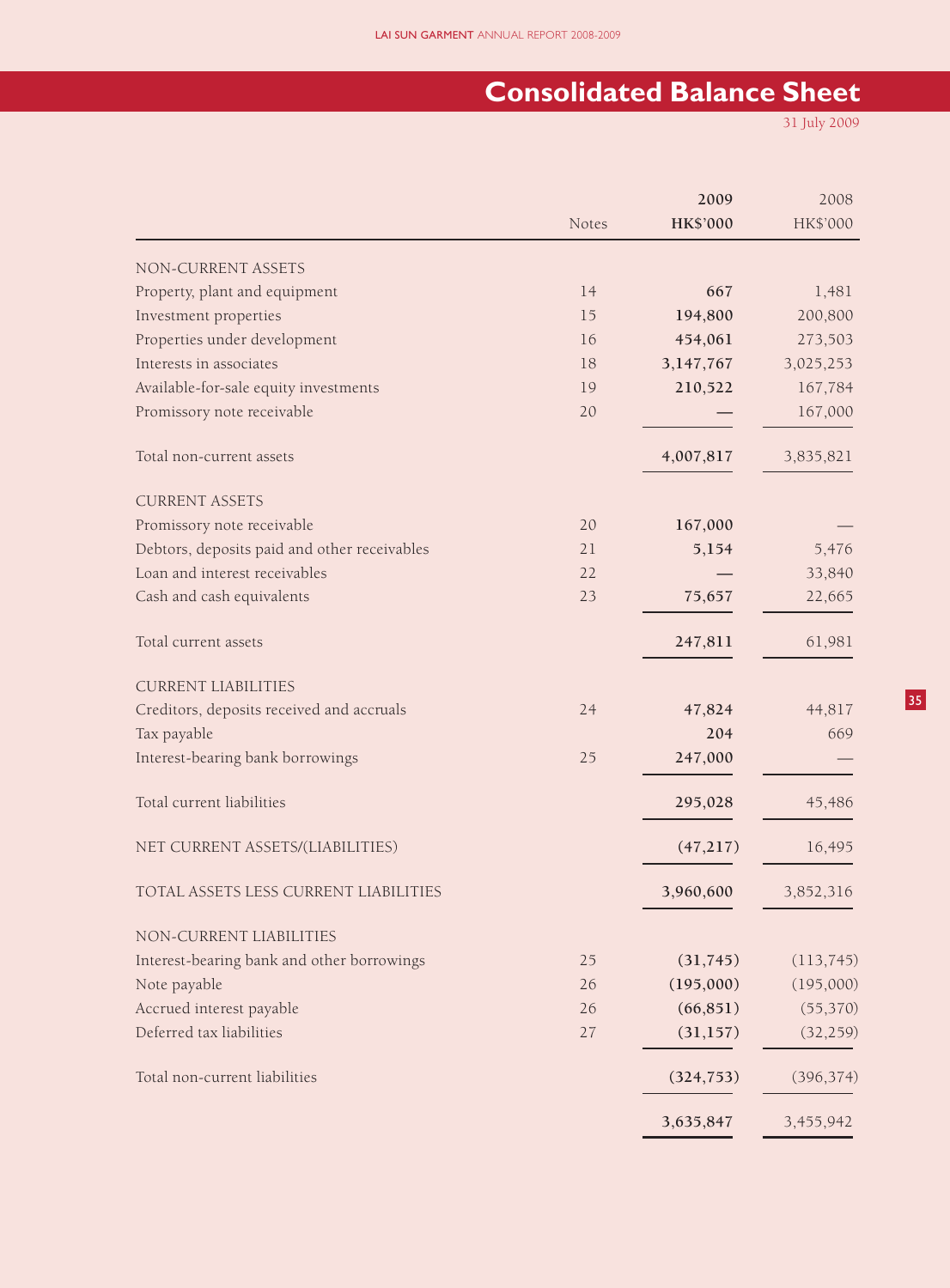# Consolidated Balance Sheet

31 July 2009

| | Notes | 2009 HK$'000 | 2008 HK$'000 |
|---|---|---|---|
| NON-CURRENT ASSETS | | | |
| Property, plant and equipment | 14 | **667** | 1,481 |
| Investment properties | 15 | **194,800** | 200,800 |
| Properties under development | 16 | **454,061** | 273,503 |
| Interests in associates | 18 | **3,147,767** | 3,025,253 |
| Available-for-sale equity investments | 19 | **210,522** | 167,784 |
| Promissory note receivable | 20 | **—** | 167,000 |
| Total non-current assets | | **4,007,817** | 3,835,821 |
| CURRENT ASSETS | | | |
| Promissory note receivable | 20 | **167,000** | — |
| Debtors, deposits paid and other receivables | 21 | **5,154** | 5,476 |
| Loan and interest receivables | 22 | **—** | 33,840 |
| Cash and cash equivalents | 23 | **75,657** | 22,665 |
| Total current assets | | **247,811** | 61,981 |
| CURRENT LIABILITIES | | | |
| Creditors, deposits received and accruals | 24 | **47,824** | 44,817 |
| Tax payable | | **204** | 669 |
| Interest-bearing bank borrowings | 25 | **247,000** | — |
| Total current liabilities | | **295,028** | 45,486 |
| NET CURRENT ASSETS/(LIABILITIES) | | **(47,217)** | 16,495 |
| TOTAL ASSETS LESS CURRENT LIABILITIES | | **3,960,600** | 3,852,316 |
| NON-CURRENT LIABILITIES | | | |
| Interest-bearing bank and other borrowings | 25 | **(31,745)** | (113,745) |
| Note payable | 26 | **(195,000)** | (195,000) |
| Accrued interest payable | 26 | **(66,851)** | (55,370) |
| Deferred tax liabilities | 27 | **(31,157)** | (32,259) |
| Total non-current liabilities | | **(324,753)** | (396,374) |
| | | **3,635,847** | 3,455,942 |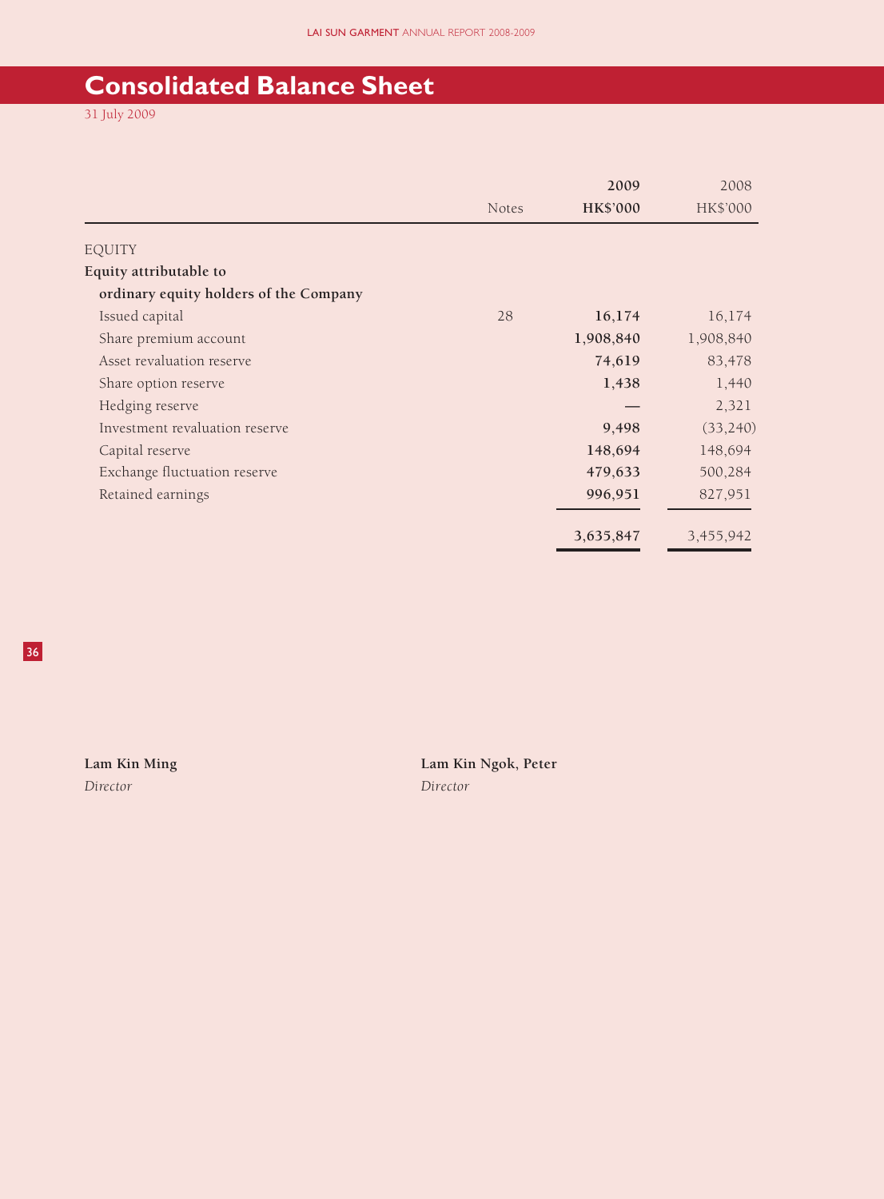# Consolidated Balance Sheet

31 July 2009

| | Notes | 2009 HK$'000 | 2008 HK$'000 |
|---|---|---|---|
| EQUITY | | | |
| **Equity attributable to ordinary equity holders of the Company** | | | |
| Issued capital | 28 | **16,174** | 16,174 |
| Share premium account | | **1,908,840** | 1,908,840 |
| Asset revaluation reserve | | **74,619** | 83,478 |
| Share option reserve | | **1,438** | 1,440 |
| Hedging reserve | | **—** | 2,321 |
| Investment revaluation reserve | | **9,498** | (33,240) |
| Capital reserve | | **148,694** | 148,694 |
| Exchange fluctuation reserve | | **479,633** | 500,284 |
| Retained earnings | | **996,951** | 827,951 |
| | | **3,635,847** | 3,455,942 |

**Lam Kin Ming**
*Director*

**Lam Kin Ngok, Peter**
*Director*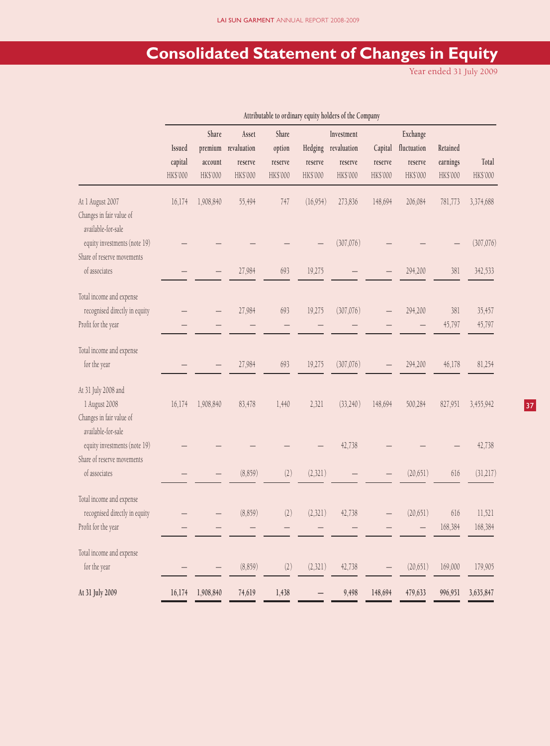# Consolidated Statement of Changes in Equity

Year ended 31 July 2009

| | Attributable to ordinary equity holders of the Company | | | | | | | | | |
|---|---|---|---|---|---|---|---|---|---|---|
| | Issued capital HK$'000 | Share premium account HK$'000 | Asset revaluation reserve HK$'000 | Share option reserve HK$'000 | Hedging reserve HK$'000 | Investment revaluation reserve HK$'000 | Capital reserve HK$'000 | Exchange fluctuation reserve HK$'000 | Retained earnings HK$'000 | Total HK$'000 |
| At 1 August 2007 | 16,174 | 1,908,840 | 55,494 | 747 | (16,954) | 273,836 | 148,694 | 206,084 | 781,773 | 3,374,688 |
| Changes in fair value of available-for-sale equity investments (note 19) | – | – | – | – | – | (307,076) | – | – | – | (307,076) |
| Share of reserve movements of associates | – | – | 27,984 | 693 | 19,275 | – | – | 294,200 | 381 | 342,533 |
| Total income and expense recognised directly in equity | – | – | 27,984 | 693 | 19,275 | (307,076) | – | 294,200 | 381 | 35,457 |
| Profit for the year | – | – | – | – | – | – | – | – | 45,797 | 45,797 |
| Total income and expense for the year | – | – | 27,984 | 693 | 19,275 | (307,076) | – | 294,200 | 46,178 | 81,254 |
| At 31 July 2008 and 1 August 2008 | 16,174 | 1,908,840 | 83,478 | 1,440 | 2,321 | (33,240) | 148,694 | 500,284 | 827,951 | 3,455,942 |
| Changes in fair value of available-for-sale equity investments (note 19) | – | – | – | – | – | 42,738 | – | – | – | 42,738 |
| Share of reserve movements of associates | – | – | (8,859) | (2) | (2,321) | – | – | (20,651) | 616 | (31,217) |
| Total income and expense recognised directly in equity | – | – | (8,859) | (2) | (2,321) | 42,738 | – | (20,651) | 616 | 11,521 |
| Profit for the year | – | – | – | – | – | – | – | – | 168,384 | 168,384 |
| Total income and expense for the year | – | – | (8,859) | (2) | (2,321) | 42,738 | – | (20,651) | 169,000 | 179,905 |
| **At 31 July 2009** | **16,174** | **1,908,840** | **74,619** | **1,438** | **–** | **9,498** | **148,694** | **479,633** | **996,951** | **3,635,847** |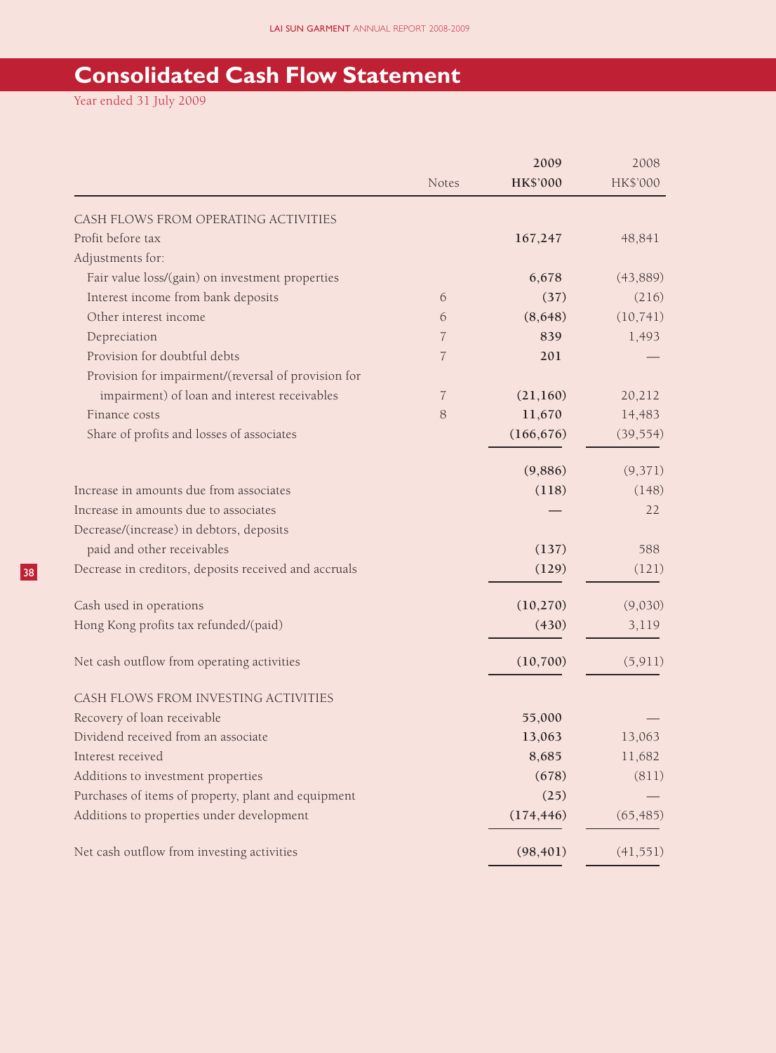# Consolidated Cash Flow Statement

Year ended 31 July 2009

| | Notes | 2009 HK$'000 | 2008 HK$'000 |
|---|---|---|---|
| CASH FLOWS FROM OPERATING ACTIVITIES | | | |
| Profit before tax | | **167,247** | 48,841 |
| Adjustments for: | | | |
| Fair value loss/(gain) on investment properties | | **6,678** | (43,889) |
| Interest income from bank deposits | 6 | **(37)** | (216) |
| Other interest income | 6 | **(8,648)** | (10,741) |
| Depreciation | 7 | **839** | 1,493 |
| Provision for doubtful debts | 7 | **201** | — |
| Provision for impairment/(reversal of provision for impairment) of loan and interest receivables | 7 | **(21,160)** | 20,212 |
| Finance costs | 8 | **11,670** | 14,483 |
| Share of profits and losses of associates | | **(166,676)** | (39,554) |
| | | **(9,886)** | (9,371) |
| Increase in amounts due from associates | | **(118)** | (148) |
| Increase in amounts due to associates | | **—** | 22 |
| Decrease/(increase) in debtors, deposits paid and other receivables | | **(137)** | 588 |
| Decrease in creditors, deposits received and accruals | | **(129)** | (121) |
| Cash used in operations | | **(10,270)** | (9,030) |
| Hong Kong profits tax refunded/(paid) | | **(430)** | 3,119 |
| Net cash outflow from operating activities | | **(10,700)** | (5,911) |
| CASH FLOWS FROM INVESTING ACTIVITIES | | | |
| Recovery of loan receivable | | **55,000** | — |
| Dividend received from an associate | | **13,063** | 13,063 |
| Interest received | | **8,685** | 11,682 |
| Additions to investment properties | | **(678)** | (811) |
| Purchases of items of property, plant and equipment | | **(25)** | — |
| Additions to properties under development | | **(174,446)** | (65,485) |
| Net cash outflow from investing activities | | **(98,401)** | (41,551) |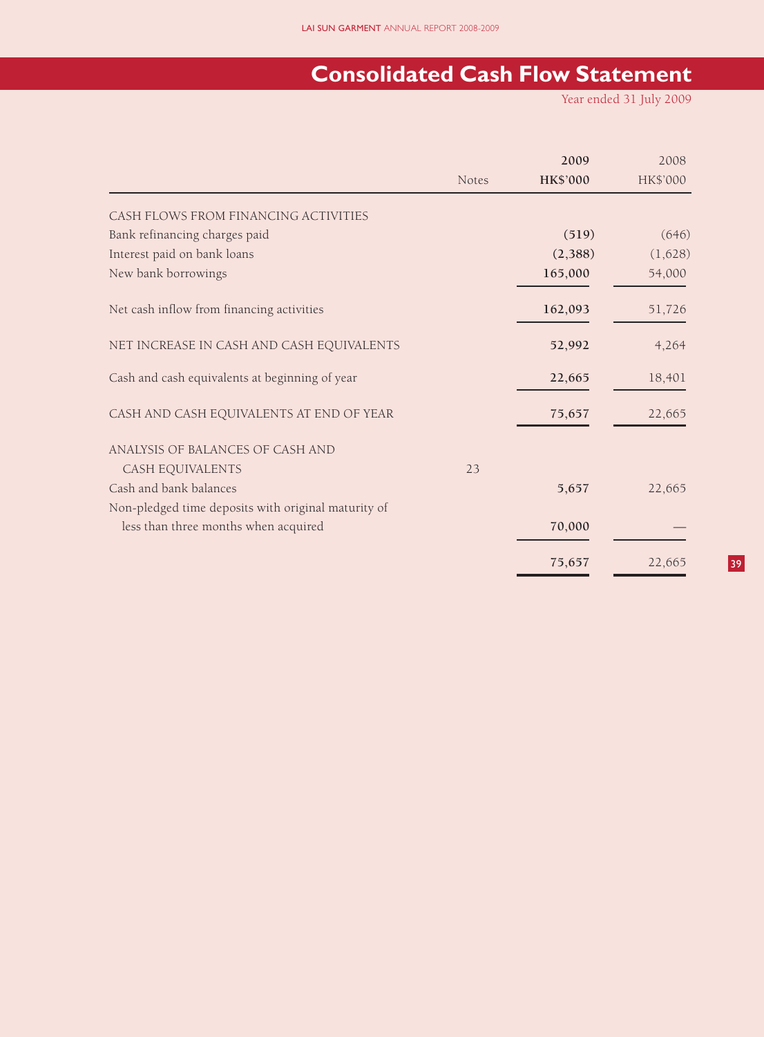# Consolidated Cash Flow Statement

Year ended 31 July 2009

| | Notes | 2009 HK$'000 | 2008 HK$'000 |
|---|---|---|---|
| CASH FLOWS FROM FINANCING ACTIVITIES | | | |
| Bank refinancing charges paid | | **(519)** | (646) |
| Interest paid on bank loans | | **(2,388)** | (1,628) |
| New bank borrowings | | **165,000** | 54,000 |
| Net cash inflow from financing activities | | **162,093** | 51,726 |
| NET INCREASE IN CASH AND CASH EQUIVALENTS | | **52,992** | 4,264 |
| Cash and cash equivalents at beginning of year | | **22,665** | 18,401 |
| CASH AND CASH EQUIVALENTS AT END OF YEAR | | **75,657** | 22,665 |
| ANALYSIS OF BALANCES OF CASH AND CASH EQUIVALENTS | 23 | | |
| Cash and bank balances | | **5,657** | 22,665 |
| Non-pledged time deposits with original maturity of less than three months when acquired | | **70,000** | — |
| | | **75,657** | 22,665 |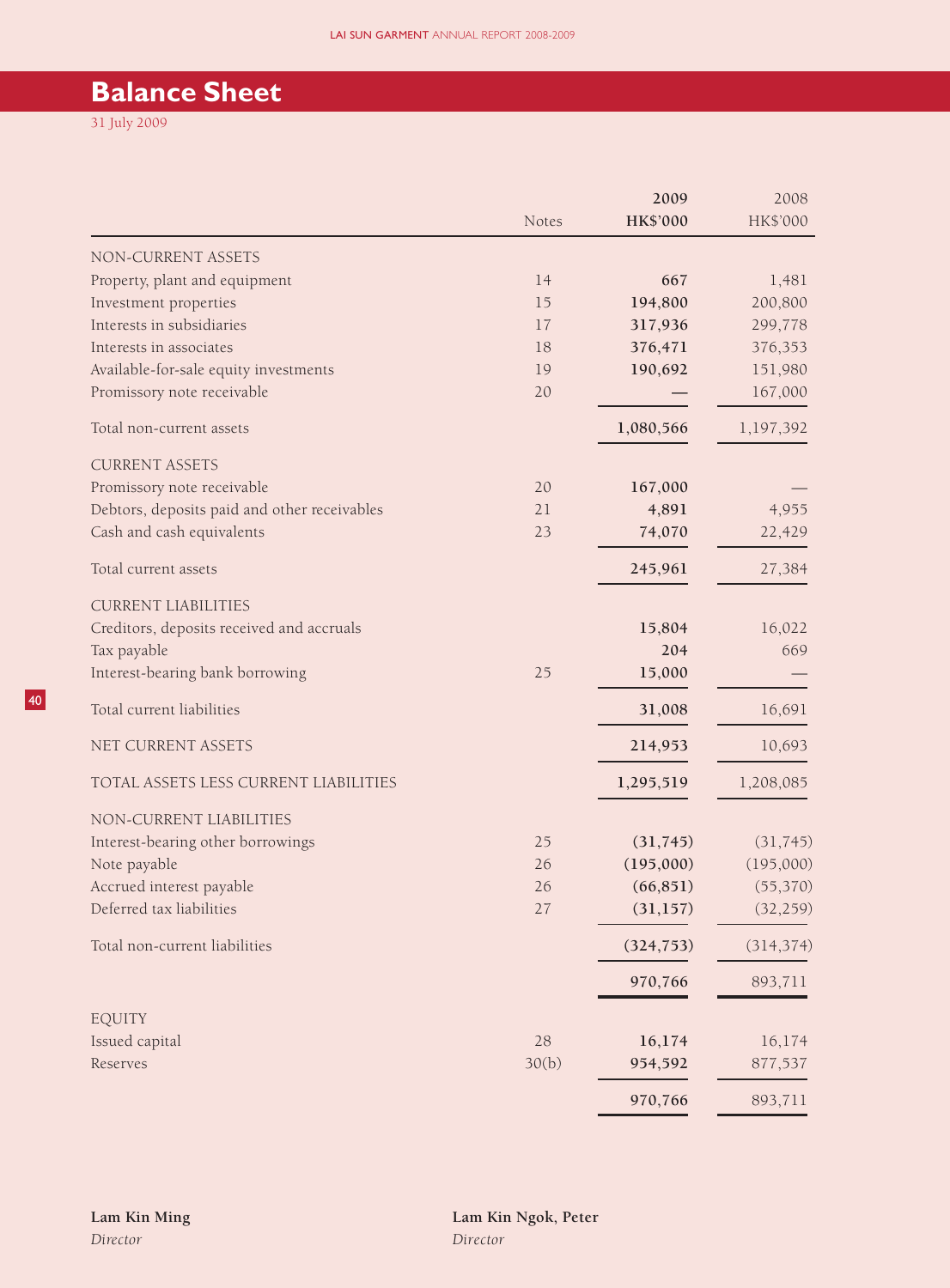# Balance Sheet

31 July 2009

| | Notes | 2009 HK$'000 | 2008 HK$'000 |
|---|---|---|---|
| NON-CURRENT ASSETS | | | |
| Property, plant and equipment | 14 | **667** | 1,481 |
| Investment properties | 15 | **194,800** | 200,800 |
| Interests in subsidiaries | 17 | **317,936** | 299,778 |
| Interests in associates | 18 | **376,471** | 376,353 |
| Available-for-sale equity investments | 19 | **190,692** | 151,980 |
| Promissory note receivable | 20 | **—** | 167,000 |
| Total non-current assets | | **1,080,566** | 1,197,392 |
| CURRENT ASSETS | | | |
| Promissory note receivable | 20 | **167,000** | — |
| Debtors, deposits paid and other receivables | 21 | **4,891** | 4,955 |
| Cash and cash equivalents | 23 | **74,070** | 22,429 |
| Total current assets | | **245,961** | 27,384 |
| CURRENT LIABILITIES | | | |
| Creditors, deposits received and accruals | | **15,804** | 16,022 |
| Tax payable | | **204** | 669 |
| Interest-bearing bank borrowing | 25 | **15,000** | — |
| Total current liabilities | | **31,008** | 16,691 |
| NET CURRENT ASSETS | | **214,953** | 10,693 |
| TOTAL ASSETS LESS CURRENT LIABILITIES | | **1,295,519** | 1,208,085 |
| NON-CURRENT LIABILITIES | | | |
| Interest-bearing other borrowings | 25 | **(31,745)** | (31,745) |
| Note payable | 26 | **(195,000)** | (195,000) |
| Accrued interest payable | 26 | **(66,851)** | (55,370) |
| Deferred tax liabilities | 27 | **(31,157)** | (32,259) |
| Total non-current liabilities | | **(324,753)** | (314,374) |
| | | **970,766** | 893,711 |
| EQUITY | | | |
| Issued capital | 28 | **16,174** | 16,174 |
| Reserves | 30(b) | **954,592** | 877,537 |
| | | **970,766** | 893,711 |

**Lam Kin Ming**
*Director*

**Lam Kin Ngok, Peter**
*Director*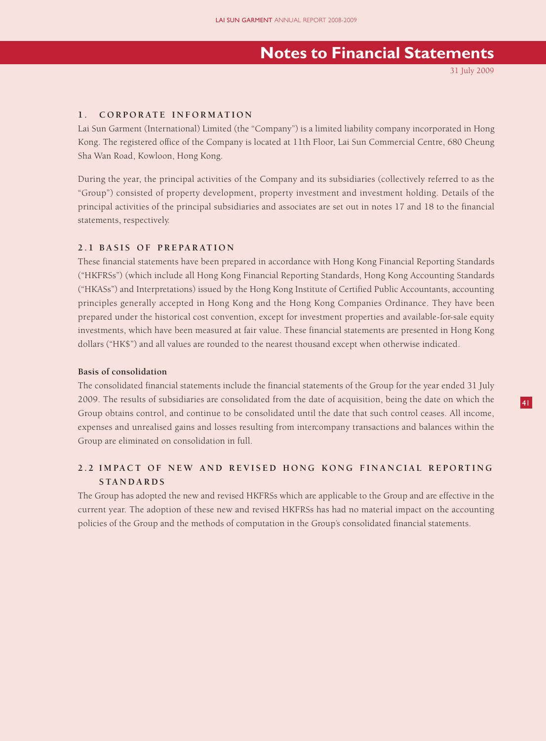# Notes to Financial Statements

31 July 2009

## 1. CORPORATE INFORMATION

Lai Sun Garment (International) Limited (the "Company") is a limited liability company incorporated in Hong Kong. The registered office of the Company is located at 11th Floor, Lai Sun Commercial Centre, 680 Cheung Sha Wan Road, Kowloon, Hong Kong.

During the year, the principal activities of the Company and its subsidiaries (collectively referred to as the "Group") consisted of property development, property investment and investment holding. Details of the principal activities of the principal subsidiaries and associates are set out in notes 17 and 18 to the financial statements, respectively.

## 2.1 BASIS OF PREPARATION

These financial statements have been prepared in accordance with Hong Kong Financial Reporting Standards ("HKFRSs") (which include all Hong Kong Financial Reporting Standards, Hong Kong Accounting Standards ("HKASs") and Interpretations) issued by the Hong Kong Institute of Certified Public Accountants, accounting principles generally accepted in Hong Kong and the Hong Kong Companies Ordinance. They have been prepared under the historical cost convention, except for investment properties and available-for-sale equity investments, which have been measured at fair value. These financial statements are presented in Hong Kong dollars ("HK$") and all values are rounded to the nearest thousand except when otherwise indicated.

### Basis of consolidation

The consolidated financial statements include the financial statements of the Group for the year ended 31 July 2009. The results of subsidiaries are consolidated from the date of acquisition, being the date on which the Group obtains control, and continue to be consolidated until the date that such control ceases. All income, expenses and unrealised gains and losses resulting from intercompany transactions and balances within the Group are eliminated on consolidation in full.

## 2.2 IMPACT OF NEW AND REVISED HONG KONG FINANCIAL REPORTING STANDARDS

The Group has adopted the new and revised HKFRSs which are applicable to the Group and are effective in the current year. The adoption of these new and revised HKFRSs has had no material impact on the accounting policies of the Group and the methods of computation in the Group's consolidated financial statements.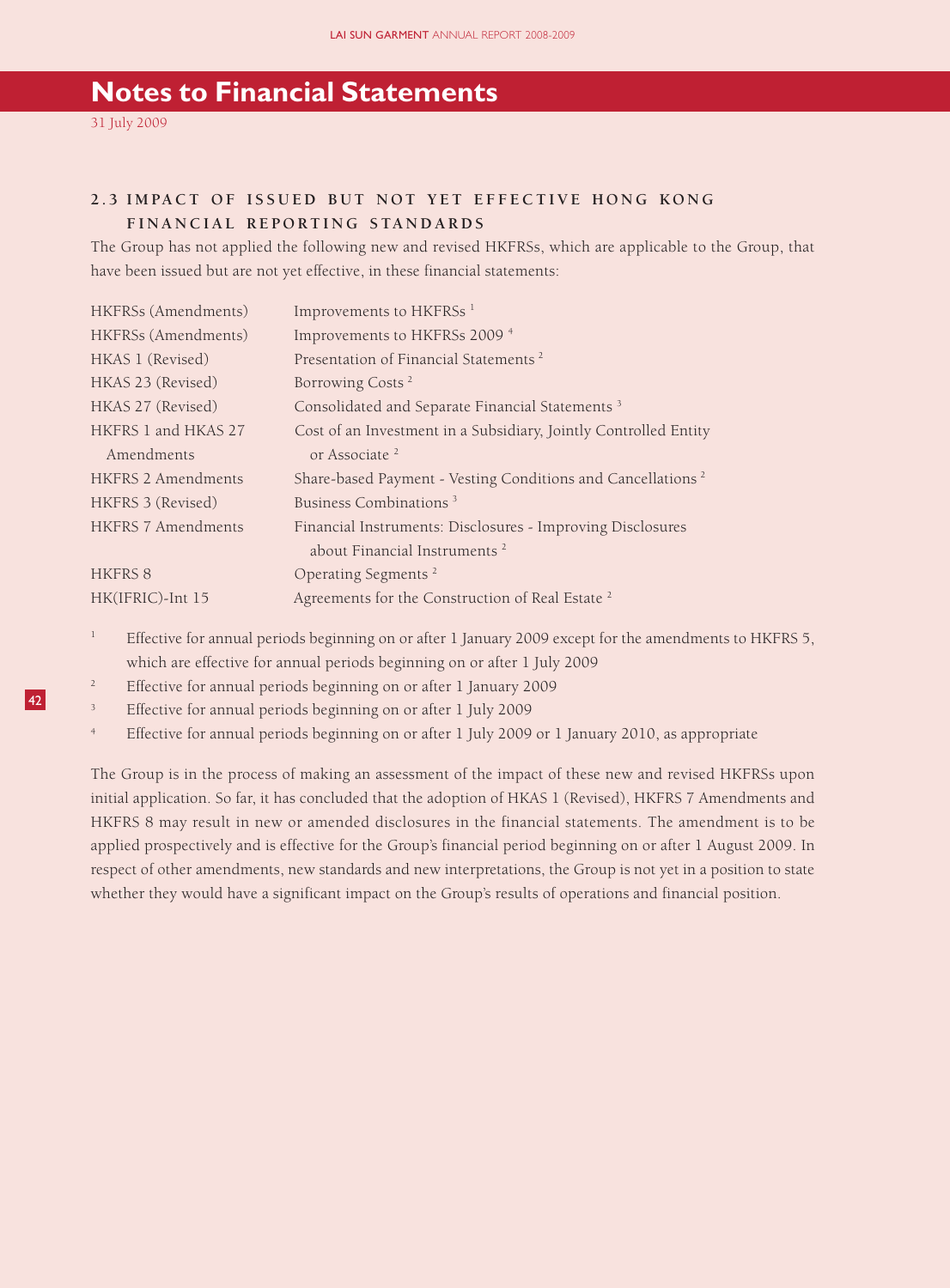# Notes to Financial Statements

31 July 2009

## 2.3 IMPACT OF ISSUED BUT NOT YET EFFECTIVE HONG KONG FINANCIAL REPORTING STANDARDS

The Group has not applied the following new and revised HKFRSs, which are applicable to the Group, that have been issued but are not yet effective, in these financial statements:

| | |
|---|---|
| HKFRSs (Amendments) | Improvements to HKFRSs [1] |
| HKFRSs (Amendments) | Improvements to HKFRSs 2009 [4] |
| HKAS 1 (Revised) | Presentation of Financial Statements [2] |
| HKAS 23 (Revised) | Borrowing Costs [2] |
| HKAS 27 (Revised) | Consolidated and Separate Financial Statements [3] |
| HKFRS 1 and HKAS 27 Amendments | Cost of an Investment in a Subsidiary, Jointly Controlled Entity or Associate [2] |
| HKFRS 2 Amendments | Share-based Payment - Vesting Conditions and Cancellations [2] |
| HKFRS 3 (Revised) | Business Combinations [3] |
| HKFRS 7 Amendments | Financial Instruments: Disclosures - Improving Disclosures about Financial Instruments [2] |
| HKFRS 8 | Operating Segments [2] |
| HK(IFRIC)-Int 15 | Agreements for the Construction of Real Estate [2] |

[1] Effective for annual periods beginning on or after 1 January 2009 except for the amendments to HKFRS 5, which are effective for annual periods beginning on or after 1 July 2009

[2] Effective for annual periods beginning on or after 1 January 2009

[3] Effective for annual periods beginning on or after 1 July 2009

[4] Effective for annual periods beginning on or after 1 July 2009 or 1 January 2010, as appropriate

The Group is in the process of making an assessment of the impact of these new and revised HKFRSs upon initial application. So far, it has concluded that the adoption of HKAS 1 (Revised), HKFRS 7 Amendments and HKFRS 8 may result in new or amended disclosures in the financial statements. The amendment is to be applied prospectively and is effective for the Group's financial period beginning on or after 1 August 2009. In respect of other amendments, new standards and new interpretations, the Group is not yet in a position to state whether they would have a significant impact on the Group's results of operations and financial position.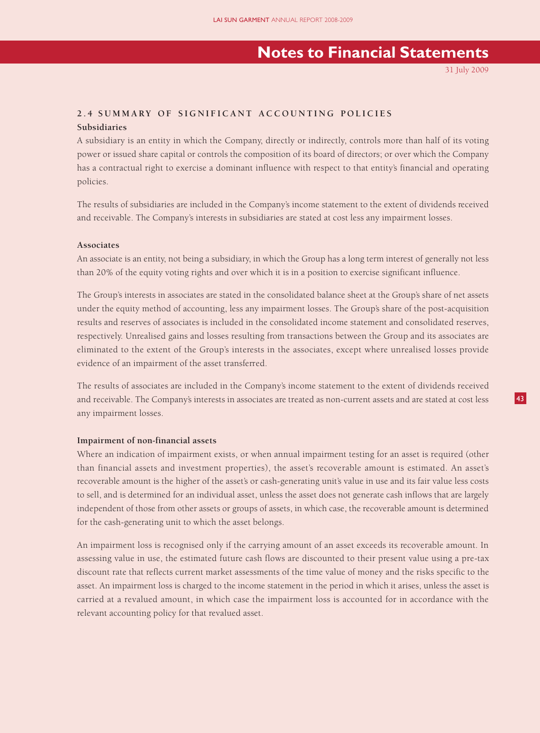## 2.4 SUMMARY OF SIGNIFICANT ACCOUNTING POLICIES

### Subsidiaries

A subsidiary is an entity in which the Company, directly or indirectly, controls more than half of its voting power or issued share capital or controls the composition of its board of directors; or over which the Company has a contractual right to exercise a dominant influence with respect to that entity's financial and operating policies.

The results of subsidiaries are included in the Company's income statement to the extent of dividends received and receivable. The Company's interests in subsidiaries are stated at cost less any impairment losses.

### Associates

An associate is an entity, not being a subsidiary, in which the Group has a long term interest of generally not less than 20% of the equity voting rights and over which it is in a position to exercise significant influence.

The Group's interests in associates are stated in the consolidated balance sheet at the Group's share of net assets under the equity method of accounting, less any impairment losses. The Group's share of the post-acquisition results and reserves of associates is included in the consolidated income statement and consolidated reserves, respectively. Unrealised gains and losses resulting from transactions between the Group and its associates are eliminated to the extent of the Group's interests in the associates, except where unrealised losses provide evidence of an impairment of the asset transferred.

The results of associates are included in the Company's income statement to the extent of dividends received and receivable. The Company's interests in associates are treated as non-current assets and are stated at cost less any impairment losses.

### Impairment of non-financial assets

Where an indication of impairment exists, or when annual impairment testing for an asset is required (other than financial assets and investment properties), the asset's recoverable amount is estimated. An asset's recoverable amount is the higher of the asset's or cash-generating unit's value in use and its fair value less costs to sell, and is determined for an individual asset, unless the asset does not generate cash inflows that are largely independent of those from other assets or groups of assets, in which case, the recoverable amount is determined for the cash-generating unit to which the asset belongs.

An impairment loss is recognised only if the carrying amount of an asset exceeds its recoverable amount. In assessing value in use, the estimated future cash flows are discounted to their present value using a pre-tax discount rate that reflects current market assessments of the time value of money and the risks specific to the asset. An impairment loss is charged to the income statement in the period in which it arises, unless the asset is carried at a revalued amount, in which case the impairment loss is accounted for in accordance with the relevant accounting policy for that revalued asset.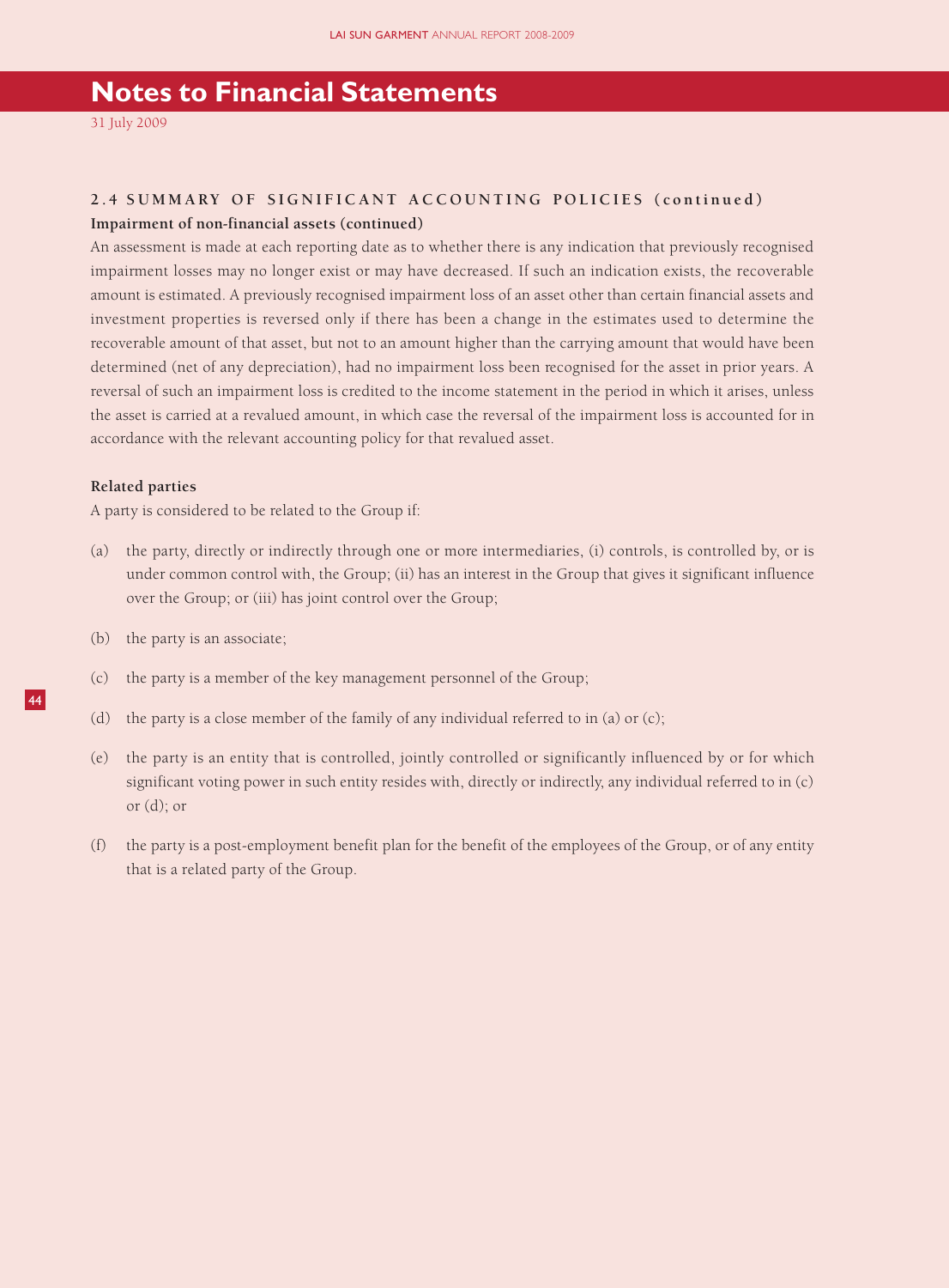# Notes to Financial Statements

31 July 2009

## 2.4 SUMMARY OF SIGNIFICANT ACCOUNTING POLICIES (continued)

**Impairment of non-financial assets (continued)**

An assessment is made at each reporting date as to whether there is any indication that previously recognised impairment losses may no longer exist or may have decreased. If such an indication exists, the recoverable amount is estimated. A previously recognised impairment loss of an asset other than certain financial assets and investment properties is reversed only if there has been a change in the estimates used to determine the recoverable amount of that asset, but not to an amount higher than the carrying amount that would have been determined (net of any depreciation), had no impairment loss been recognised for the asset in prior years. A reversal of such an impairment loss is credited to the income statement in the period in which it arises, unless the asset is carried at a revalued amount, in which case the reversal of the impairment loss is accounted for in accordance with the relevant accounting policy for that revalued asset.

**Related parties**

A party is considered to be related to the Group if:

(a) the party, directly or indirectly through one or more intermediaries, (i) controls, is controlled by, or is under common control with, the Group; (ii) has an interest in the Group that gives it significant influence over the Group; or (iii) has joint control over the Group;

(b) the party is an associate;

(c) the party is a member of the key management personnel of the Group;

(d) the party is a close member of the family of any individual referred to in (a) or (c);

(e) the party is an entity that is controlled, jointly controlled or significantly influenced by or for which significant voting power in such entity resides with, directly or indirectly, any individual referred to in (c) or (d); or

(f) the party is a post-employment benefit plan for the benefit of the employees of the Group, or of any entity that is a related party of the Group.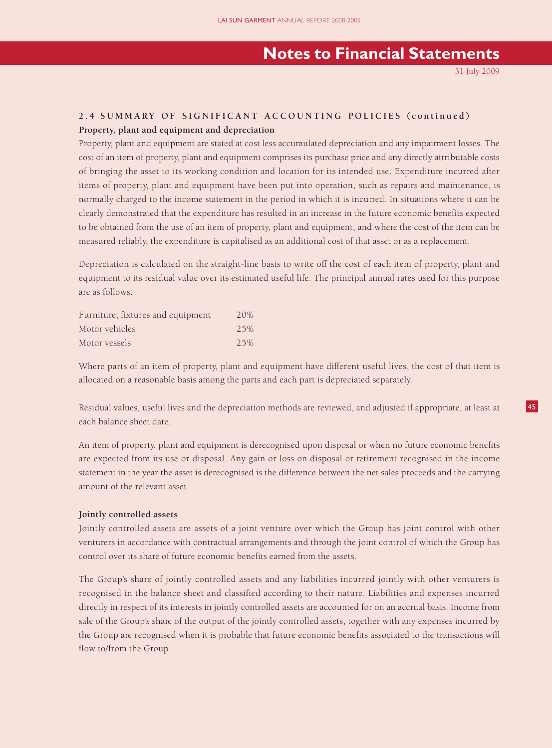## 2.4 SUMMARY OF SIGNIFICANT ACCOUNTING POLICIES (continued)

### Property, plant and equipment and depreciation

Property, plant and equipment are stated at cost less accumulated depreciation and any impairment losses. The cost of an item of property, plant and equipment comprises its purchase price and any directly attributable costs of bringing the asset to its working condition and location for its intended use. Expenditure incurred after items of property, plant and equipment have been put into operation, such as repairs and maintenance, is normally charged to the income statement in the period in which it is incurred. In situations where it can be clearly demonstrated that the expenditure has resulted in an increase in the future economic benefits expected to be obtained from the use of an item of property, plant and equipment, and where the cost of the item can be measured reliably, the expenditure is capitalised as an additional cost of that asset or as a replacement.

Depreciation is calculated on the straight-line basis to write off the cost of each item of property, plant and equipment to its residual value over its estimated useful life. The principal annual rates used for this purpose are as follows:

| | |
|---|---|
| Furniture, fixtures and equipment | 20% |
| Motor vehicles | 25% |
| Motor vessels | 25% |

Where parts of an item of property, plant and equipment have different useful lives, the cost of that item is allocated on a reasonable basis among the parts and each part is depreciated separately.

Residual values, useful lives and the depreciation methods are reviewed, and adjusted if appropriate, at least at each balance sheet date.

An item of property, plant and equipment is derecognised upon disposal or when no future economic benefits are expected from its use or disposal. Any gain or loss on disposal or retirement recognised in the income statement in the year the asset is derecognised is the difference between the net sales proceeds and the carrying amount of the relevant asset.

### Jointly controlled assets

Jointly controlled assets are assets of a joint venture over which the Group has joint control with other venturers in accordance with contractual arrangements and through the joint control of which the Group has control over its share of future economic benefits earned from the assets.

The Group's share of jointly controlled assets and any liabilities incurred jointly with other venturers is recognised in the balance sheet and classified according to their nature. Liabilities and expenses incurred directly in respect of its interests in jointly controlled assets are accounted for on an accrual basis. Income from sale of the Group's share of the output of the jointly controlled assets, together with any expenses incurred by the Group are recognised when it is probable that future economic benefits associated to the transactions will flow to/from the Group.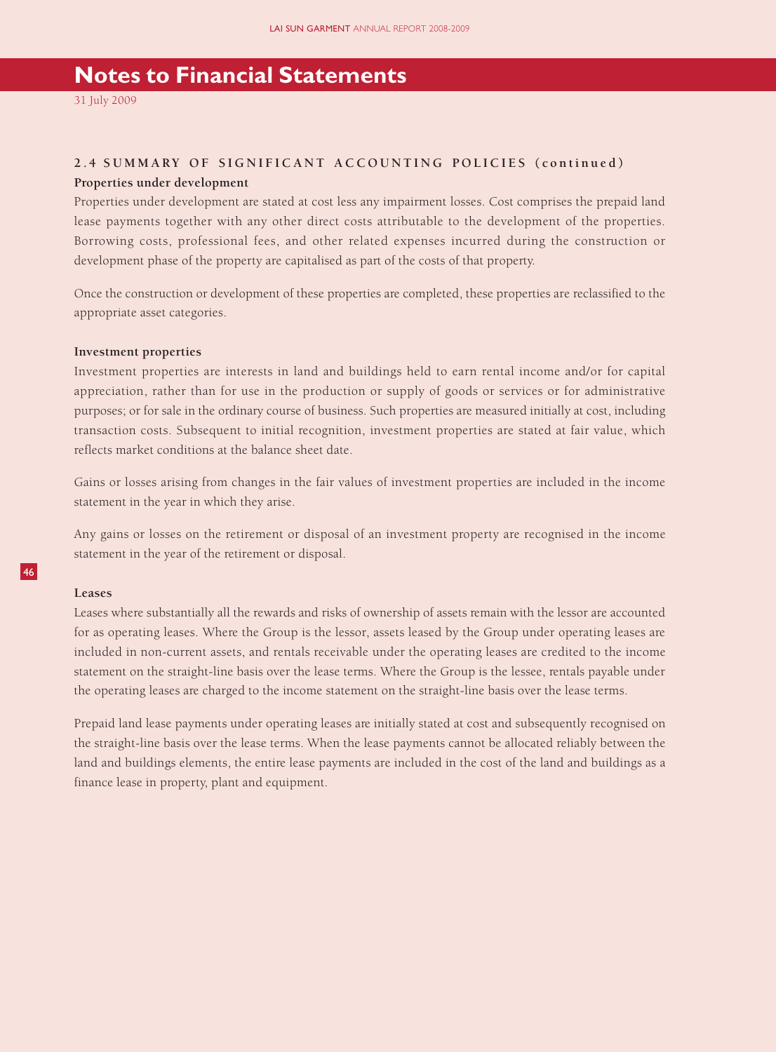# Notes to Financial Statements

31 July 2009

## 2.4 SUMMARY OF SIGNIFICANT ACCOUNTING POLICIES (continued)

**Properties under development**

Properties under development are stated at cost less any impairment losses. Cost comprises the prepaid land lease payments together with any other direct costs attributable to the development of the properties. Borrowing costs, professional fees, and other related expenses incurred during the construction or development phase of the property are capitalised as part of the costs of that property.

Once the construction or development of these properties are completed, these properties are reclassified to the appropriate asset categories.

**Investment properties**

Investment properties are interests in land and buildings held to earn rental income and/or for capital appreciation, rather than for use in the production or supply of goods or services or for administrative purposes; or for sale in the ordinary course of business. Such properties are measured initially at cost, including transaction costs. Subsequent to initial recognition, investment properties are stated at fair value, which reflects market conditions at the balance sheet date.

Gains or losses arising from changes in the fair values of investment properties are included in the income statement in the year in which they arise.

Any gains or losses on the retirement or disposal of an investment property are recognised in the income statement in the year of the retirement or disposal.

**Leases**

Leases where substantially all the rewards and risks of ownership of assets remain with the lessor are accounted for as operating leases. Where the Group is the lessor, assets leased by the Group under operating leases are included in non-current assets, and rentals receivable under the operating leases are credited to the income statement on the straight-line basis over the lease terms. Where the Group is the lessee, rentals payable under the operating leases are charged to the income statement on the straight-line basis over the lease terms.

Prepaid land lease payments under operating leases are initially stated at cost and subsequently recognised on the straight-line basis over the lease terms. When the lease payments cannot be allocated reliably between the land and buildings elements, the entire lease payments are included in the cost of the land and buildings as a finance lease in property, plant and equipment.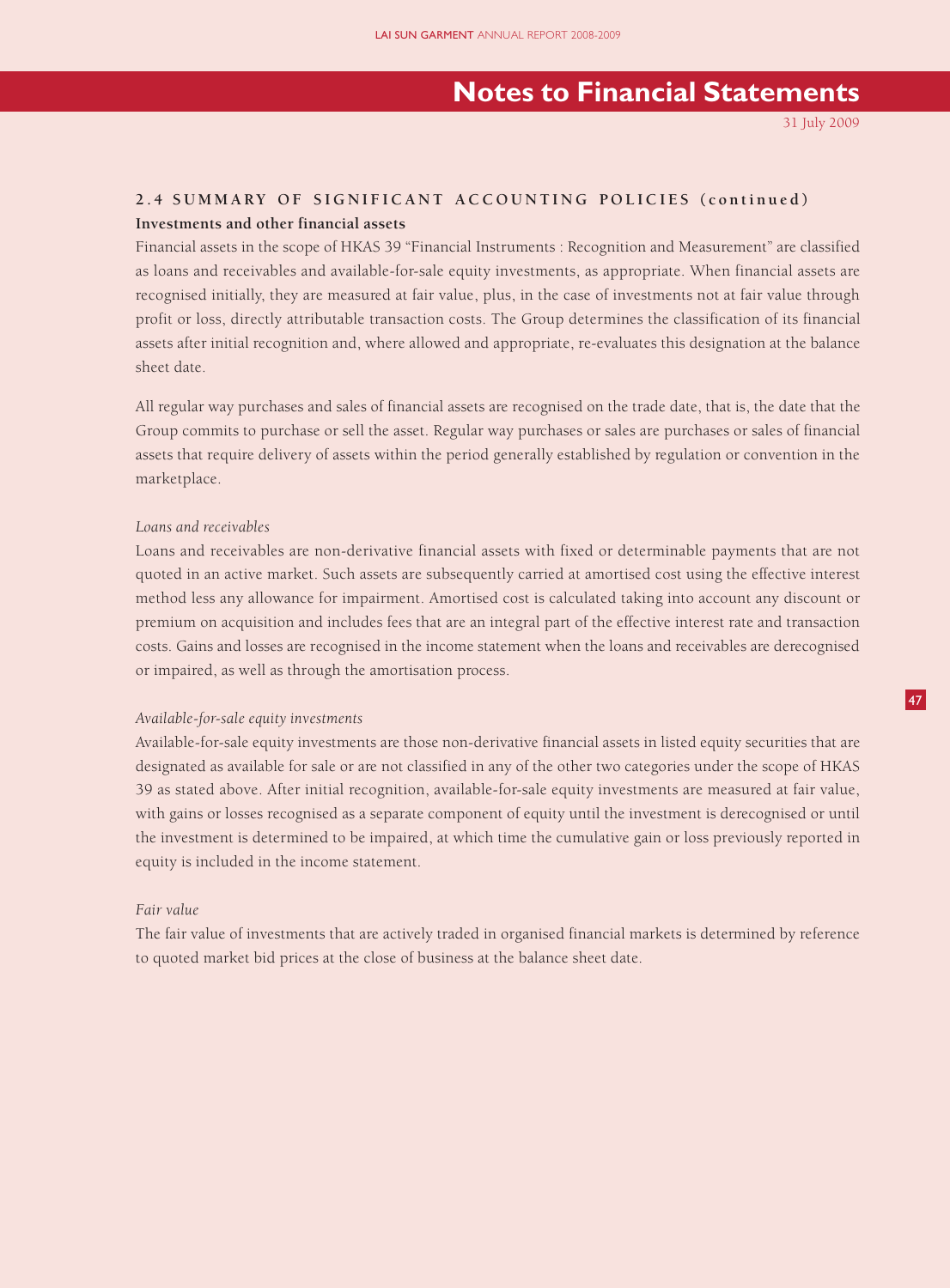## 2.4 SUMMARY OF SIGNIFICANT ACCOUNTING POLICIES (continued)

**Investments and other financial assets**

Financial assets in the scope of HKAS 39 "Financial Instruments : Recognition and Measurement" are classified as loans and receivables and available-for-sale equity investments, as appropriate. When financial assets are recognised initially, they are measured at fair value, plus, in the case of investments not at fair value through profit or loss, directly attributable transaction costs. The Group determines the classification of its financial assets after initial recognition and, where allowed and appropriate, re-evaluates this designation at the balance sheet date.

All regular way purchases and sales of financial assets are recognised on the trade date, that is, the date that the Group commits to purchase or sell the asset. Regular way purchases or sales are purchases or sales of financial assets that require delivery of assets within the period generally established by regulation or convention in the marketplace.

*Loans and receivables*

Loans and receivables are non-derivative financial assets with fixed or determinable payments that are not quoted in an active market. Such assets are subsequently carried at amortised cost using the effective interest method less any allowance for impairment. Amortised cost is calculated taking into account any discount or premium on acquisition and includes fees that are an integral part of the effective interest rate and transaction costs. Gains and losses are recognised in the income statement when the loans and receivables are derecognised or impaired, as well as through the amortisation process.

*Available-for-sale equity investments*

Available-for-sale equity investments are those non-derivative financial assets in listed equity securities that are designated as available for sale or are not classified in any of the other two categories under the scope of HKAS 39 as stated above. After initial recognition, available-for-sale equity investments are measured at fair value, with gains or losses recognised as a separate component of equity until the investment is derecognised or until the investment is determined to be impaired, at which time the cumulative gain or loss previously reported in equity is included in the income statement.

*Fair value*

The fair value of investments that are actively traded in organised financial markets is determined by reference to quoted market bid prices at the close of business at the balance sheet date.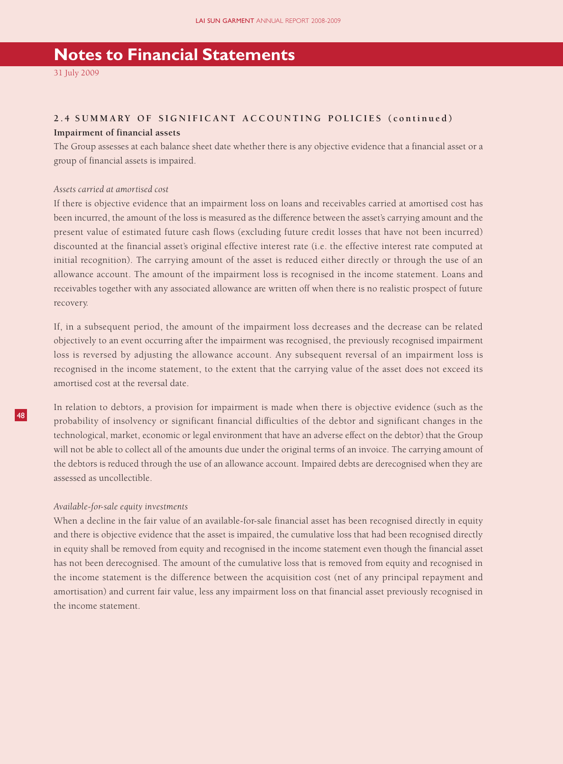## 2.4 SUMMARY OF SIGNIFICANT ACCOUNTING POLICIES (continued)

**Impairment of financial assets**

The Group assesses at each balance sheet date whether there is any objective evidence that a financial asset or a group of financial assets is impaired.

*Assets carried at amortised cost*

If there is objective evidence that an impairment loss on loans and receivables carried at amortised cost has been incurred, the amount of the loss is measured as the difference between the asset's carrying amount and the present value of estimated future cash flows (excluding future credit losses that have not been incurred) discounted at the financial asset's original effective interest rate (i.e. the effective interest rate computed at initial recognition). The carrying amount of the asset is reduced either directly or through the use of an allowance account. The amount of the impairment loss is recognised in the income statement. Loans and receivables together with any associated allowance are written off when there is no realistic prospect of future recovery.

If, in a subsequent period, the amount of the impairment loss decreases and the decrease can be related objectively to an event occurring after the impairment was recognised, the previously recognised impairment loss is reversed by adjusting the allowance account. Any subsequent reversal of an impairment loss is recognised in the income statement, to the extent that the carrying value of the asset does not exceed its amortised cost at the reversal date.

In relation to debtors, a provision for impairment is made when there is objective evidence (such as the probability of insolvency or significant financial difficulties of the debtor and significant changes in the technological, market, economic or legal environment that have an adverse effect on the debtor) that the Group will not be able to collect all of the amounts due under the original terms of an invoice. The carrying amount of the debtors is reduced through the use of an allowance account. Impaired debts are derecognised when they are assessed as uncollectible.

*Available-for-sale equity investments*

When a decline in the fair value of an available-for-sale financial asset has been recognised directly in equity and there is objective evidence that the asset is impaired, the cumulative loss that had been recognised directly in equity shall be removed from equity and recognised in the income statement even though the financial asset has not been derecognised. The amount of the cumulative loss that is removed from equity and recognised in the income statement is the difference between the acquisition cost (net of any principal repayment and amortisation) and current fair value, less any impairment loss on that financial asset previously recognised in the income statement.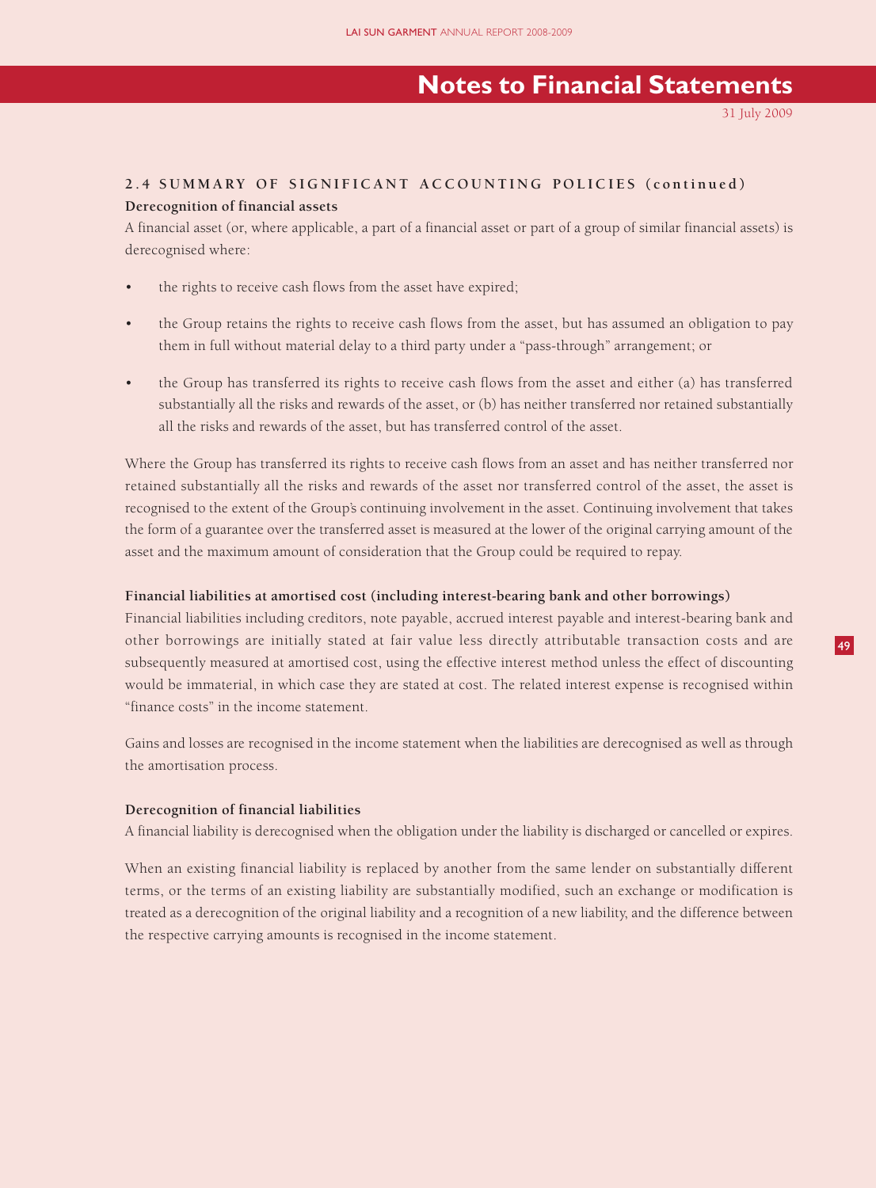## 2.4 SUMMARY OF SIGNIFICANT ACCOUNTING POLICIES (continued)

### Derecognition of financial assets

A financial asset (or, where applicable, a part of a financial asset or part of a group of similar financial assets) is derecognised where:

- the rights to receive cash flows from the asset have expired;
- the Group retains the rights to receive cash flows from the asset, but has assumed an obligation to pay them in full without material delay to a third party under a "pass-through" arrangement; or
- the Group has transferred its rights to receive cash flows from the asset and either (a) has transferred substantially all the risks and rewards of the asset, or (b) has neither transferred nor retained substantially all the risks and rewards of the asset, but has transferred control of the asset.

Where the Group has transferred its rights to receive cash flows from an asset and has neither transferred nor retained substantially all the risks and rewards of the asset nor transferred control of the asset, the asset is recognised to the extent of the Group's continuing involvement in the asset. Continuing involvement that takes the form of a guarantee over the transferred asset is measured at the lower of the original carrying amount of the asset and the maximum amount of consideration that the Group could be required to repay.

### Financial liabilities at amortised cost (including interest-bearing bank and other borrowings)

Financial liabilities including creditors, note payable, accrued interest payable and interest-bearing bank and other borrowings are initially stated at fair value less directly attributable transaction costs and are subsequently measured at amortised cost, using the effective interest method unless the effect of discounting would be immaterial, in which case they are stated at cost. The related interest expense is recognised within "finance costs" in the income statement.

Gains and losses are recognised in the income statement when the liabilities are derecognised as well as through the amortisation process.

### Derecognition of financial liabilities

A financial liability is derecognised when the obligation under the liability is discharged or cancelled or expires.

When an existing financial liability is replaced by another from the same lender on substantially different terms, or the terms of an existing liability are substantially modified, such an exchange or modification is treated as a derecognition of the original liability and a recognition of a new liability, and the difference between the respective carrying amounts is recognised in the income statement.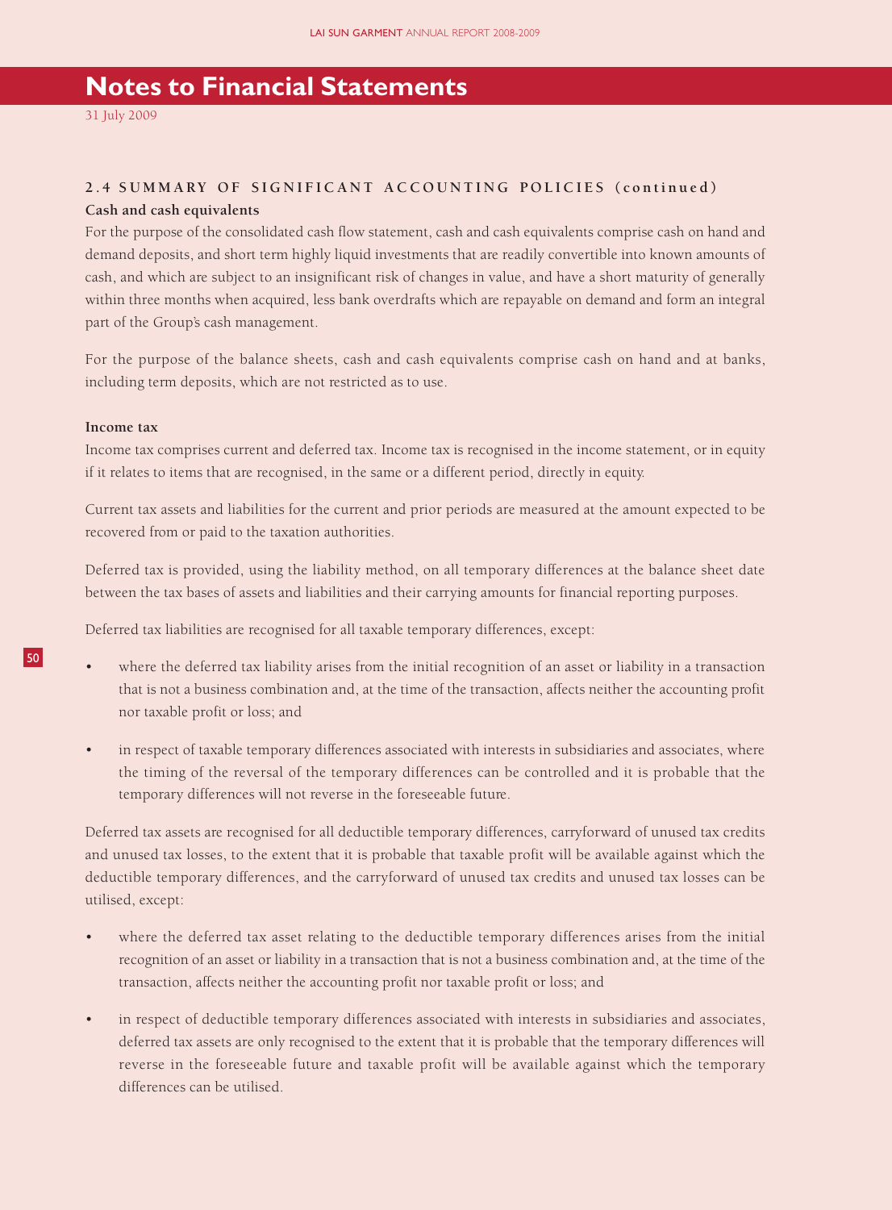# Notes to Financial Statements

31 July 2009

## 2.4 SUMMARY OF SIGNIFICANT ACCOUNTING POLICIES (continued)

**Cash and cash equivalents**

For the purpose of the consolidated cash flow statement, cash and cash equivalents comprise cash on hand and demand deposits, and short term highly liquid investments that are readily convertible into known amounts of cash, and which are subject to an insignificant risk of changes in value, and have a short maturity of generally within three months when acquired, less bank overdrafts which are repayable on demand and form an integral part of the Group's cash management.

For the purpose of the balance sheets, cash and cash equivalents comprise cash on hand and at banks, including term deposits, which are not restricted as to use.

**Income tax**

Income tax comprises current and deferred tax. Income tax is recognised in the income statement, or in equity if it relates to items that are recognised, in the same or a different period, directly in equity.

Current tax assets and liabilities for the current and prior periods are measured at the amount expected to be recovered from or paid to the taxation authorities.

Deferred tax is provided, using the liability method, on all temporary differences at the balance sheet date between the tax bases of assets and liabilities and their carrying amounts for financial reporting purposes.

Deferred tax liabilities are recognised for all taxable temporary differences, except:

- where the deferred tax liability arises from the initial recognition of an asset or liability in a transaction that is not a business combination and, at the time of the transaction, affects neither the accounting profit nor taxable profit or loss; and
- in respect of taxable temporary differences associated with interests in subsidiaries and associates, where the timing of the reversal of the temporary differences can be controlled and it is probable that the temporary differences will not reverse in the foreseeable future.

Deferred tax assets are recognised for all deductible temporary differences, carryforward of unused tax credits and unused tax losses, to the extent that it is probable that taxable profit will be available against which the deductible temporary differences, and the carryforward of unused tax credits and unused tax losses can be utilised, except:

- where the deferred tax asset relating to the deductible temporary differences arises from the initial recognition of an asset or liability in a transaction that is not a business combination and, at the time of the transaction, affects neither the accounting profit nor taxable profit or loss; and
- in respect of deductible temporary differences associated with interests in subsidiaries and associates, deferred tax assets are only recognised to the extent that it is probable that the temporary differences will reverse in the foreseeable future and taxable profit will be available against which the temporary differences can be utilised.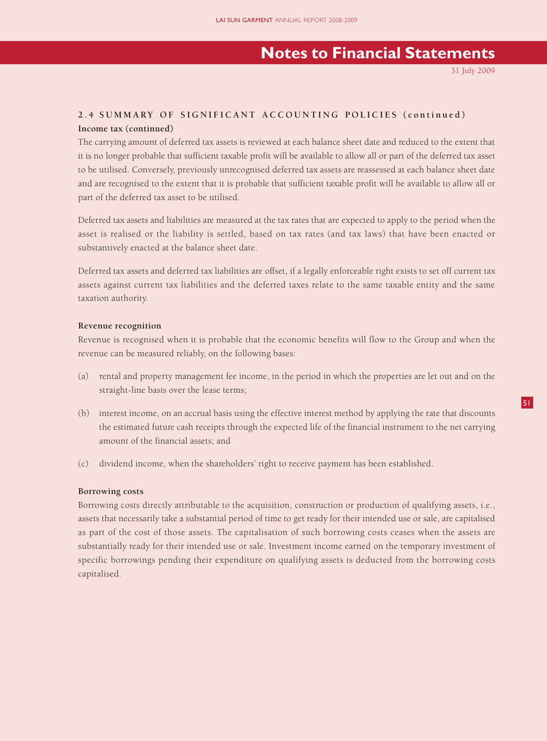## 2.4 SUMMARY OF SIGNIFICANT ACCOUNTING POLICIES (continued)

**Income tax (continued)**

The carrying amount of deferred tax assets is reviewed at each balance sheet date and reduced to the extent that it is no longer probable that sufficient taxable profit will be available to allow all or part of the deferred tax asset to be utilised. Conversely, previously unrecognised deferred tax assets are reassessed at each balance sheet date and are recognised to the extent that it is probable that sufficient taxable profit will be available to allow all or part of the deferred tax asset to be utilised.

Deferred tax assets and liabilities are measured at the tax rates that are expected to apply to the period when the asset is realised or the liability is settled, based on tax rates (and tax laws) that have been enacted or substantively enacted at the balance sheet date.

Deferred tax assets and deferred tax liabilities are offset, if a legally enforceable right exists to set off current tax assets against current tax liabilities and the deferred taxes relate to the same taxable entity and the same taxation authority.

**Revenue recognition**

Revenue is recognised when it is probable that the economic benefits will flow to the Group and when the revenue can be measured reliably, on the following bases:

(a) rental and property management fee income, in the period in which the properties are let out and on the straight-line basis over the lease terms;

(b) interest income, on an accrual basis using the effective interest method by applying the rate that discounts the estimated future cash receipts through the expected life of the financial instrument to the net carrying amount of the financial assets; and

(c) dividend income, when the shareholders' right to receive payment has been established.

**Borrowing costs**

Borrowing costs directly attributable to the acquisition, construction or production of qualifying assets, i.e., assets that necessarily take a substantial period of time to get ready for their intended use or sale, are capitalised as part of the cost of those assets. The capitalisation of such borrowing costs ceases when the assets are substantially ready for their intended use or sale. Investment income earned on the temporary investment of specific borrowings pending their expenditure on qualifying assets is deducted from the borrowing costs capitalised.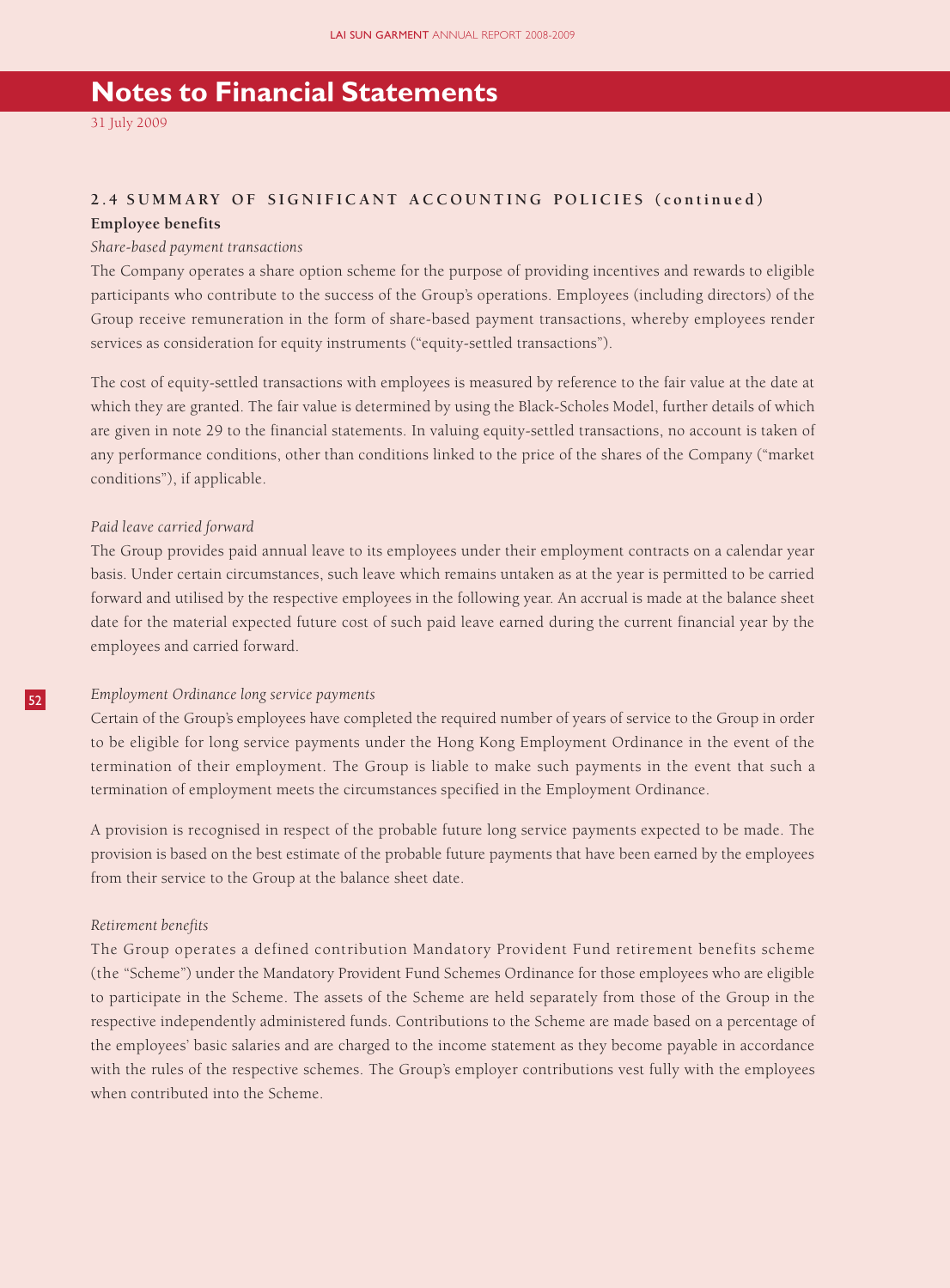# Notes to Financial Statements

31 July 2009

## 2.4 SUMMARY OF SIGNIFICANT ACCOUNTING POLICIES (continued)

**Employee benefits**

*Share-based payment transactions*

The Company operates a share option scheme for the purpose of providing incentives and rewards to eligible participants who contribute to the success of the Group's operations. Employees (including directors) of the Group receive remuneration in the form of share-based payment transactions, whereby employees render services as consideration for equity instruments ("equity-settled transactions").

The cost of equity-settled transactions with employees is measured by reference to the fair value at the date at which they are granted. The fair value is determined by using the Black-Scholes Model, further details of which are given in note 29 to the financial statements. In valuing equity-settled transactions, no account is taken of any performance conditions, other than conditions linked to the price of the shares of the Company ("market conditions"), if applicable.

*Paid leave carried forward*

The Group provides paid annual leave to its employees under their employment contracts on a calendar year basis. Under certain circumstances, such leave which remains untaken as at the year is permitted to be carried forward and utilised by the respective employees in the following year. An accrual is made at the balance sheet date for the material expected future cost of such paid leave earned during the current financial year by the employees and carried forward.

*Employment Ordinance long service payments*

Certain of the Group's employees have completed the required number of years of service to the Group in order to be eligible for long service payments under the Hong Kong Employment Ordinance in the event of the termination of their employment. The Group is liable to make such payments in the event that such a termination of employment meets the circumstances specified in the Employment Ordinance.

A provision is recognised in respect of the probable future long service payments expected to be made. The provision is based on the best estimate of the probable future payments that have been earned by the employees from their service to the Group at the balance sheet date.

*Retirement benefits*

The Group operates a defined contribution Mandatory Provident Fund retirement benefits scheme (the "Scheme") under the Mandatory Provident Fund Schemes Ordinance for those employees who are eligible to participate in the Scheme. The assets of the Scheme are held separately from those of the Group in the respective independently administered funds. Contributions to the Scheme are made based on a percentage of the employees' basic salaries and are charged to the income statement as they become payable in accordance with the rules of the respective schemes. The Group's employer contributions vest fully with the employees when contributed into the Scheme.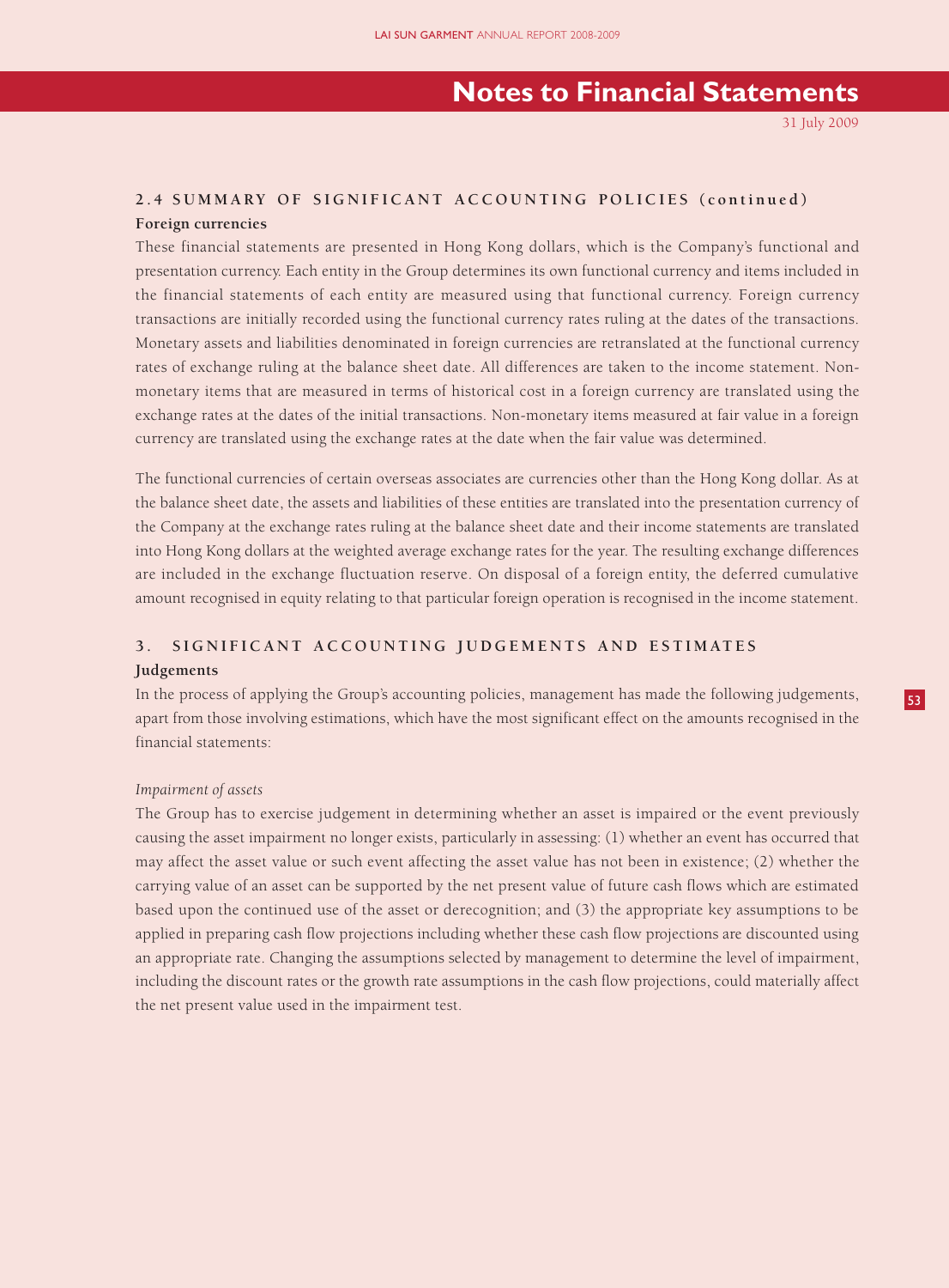## 2.4 SUMMARY OF SIGNIFICANT ACCOUNTING POLICIES (continued)

**Foreign currencies**

These financial statements are presented in Hong Kong dollars, which is the Company's functional and presentation currency. Each entity in the Group determines its own functional currency and items included in the financial statements of each entity are measured using that functional currency. Foreign currency transactions are initially recorded using the functional currency rates ruling at the dates of the transactions. Monetary assets and liabilities denominated in foreign currencies are retranslated at the functional currency rates of exchange ruling at the balance sheet date. All differences are taken to the income statement. Non-monetary items that are measured in terms of historical cost in a foreign currency are translated using the exchange rates at the dates of the initial transactions. Non-monetary items measured at fair value in a foreign currency are translated using the exchange rates at the date when the fair value was determined.

The functional currencies of certain overseas associates are currencies other than the Hong Kong dollar. As at the balance sheet date, the assets and liabilities of these entities are translated into the presentation currency of the Company at the exchange rates ruling at the balance sheet date and their income statements are translated into Hong Kong dollars at the weighted average exchange rates for the year. The resulting exchange differences are included in the exchange fluctuation reserve. On disposal of a foreign entity, the deferred cumulative amount recognised in equity relating to that particular foreign operation is recognised in the income statement.

## 3. SIGNIFICANT ACCOUNTING JUDGEMENTS AND ESTIMATES

**Judgements**

In the process of applying the Group's accounting policies, management has made the following judgements, apart from those involving estimations, which have the most significant effect on the amounts recognised in the financial statements:

*Impairment of assets*

The Group has to exercise judgement in determining whether an asset is impaired or the event previously causing the asset impairment no longer exists, particularly in assessing: (1) whether an event has occurred that may affect the asset value or such event affecting the asset value has not been in existence; (2) whether the carrying value of an asset can be supported by the net present value of future cash flows which are estimated based upon the continued use of the asset or derecognition; and (3) the appropriate key assumptions to be applied in preparing cash flow projections including whether these cash flow projections are discounted using an appropriate rate. Changing the assumptions selected by management to determine the level of impairment, including the discount rates or the growth rate assumptions in the cash flow projections, could materially affect the net present value used in the impairment test.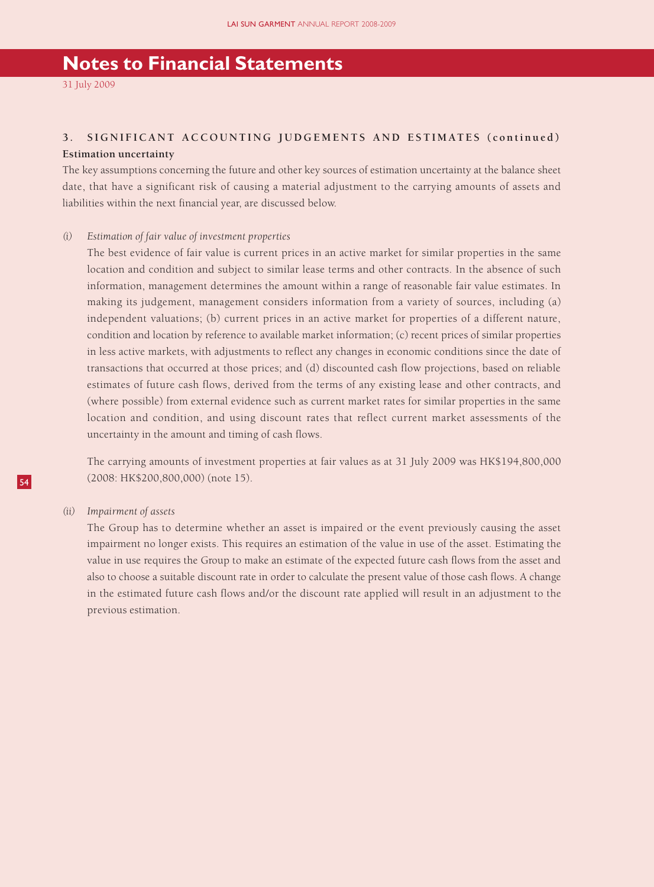# Notes to Financial Statements

31 July 2009

### 3. SIGNIFICANT ACCOUNTING JUDGEMENTS AND ESTIMATES (continued)

**Estimation uncertainty**

The key assumptions concerning the future and other key sources of estimation uncertainty at the balance sheet date, that have a significant risk of causing a material adjustment to the carrying amounts of assets and liabilities within the next financial year, are discussed below.

*(i) Estimation of fair value of investment properties*

The best evidence of fair value is current prices in an active market for similar properties in the same location and condition and subject to similar lease terms and other contracts. In the absence of such information, management determines the amount within a range of reasonable fair value estimates. In making its judgement, management considers information from a variety of sources, including (a) independent valuations; (b) current prices in an active market for properties of a different nature, condition and location by reference to available market information; (c) recent prices of similar properties in less active markets, with adjustments to reflect any changes in economic conditions since the date of transactions that occurred at those prices; and (d) discounted cash flow projections, based on reliable estimates of future cash flows, derived from the terms of any existing lease and other contracts, and (where possible) from external evidence such as current market rates for similar properties in the same location and condition, and using discount rates that reflect current market assessments of the uncertainty in the amount and timing of cash flows.

The carrying amounts of investment properties at fair values as at 31 July 2009 was HK$194,800,000 (2008: HK$200,800,000) (note 15).

*(ii) Impairment of assets*

The Group has to determine whether an asset is impaired or the event previously causing the asset impairment no longer exists. This requires an estimation of the value in use of the asset. Estimating the value in use requires the Group to make an estimate of the expected future cash flows from the asset and also to choose a suitable discount rate in order to calculate the present value of those cash flows. A change in the estimated future cash flows and/or the discount rate applied will result in an adjustment to the previous estimation.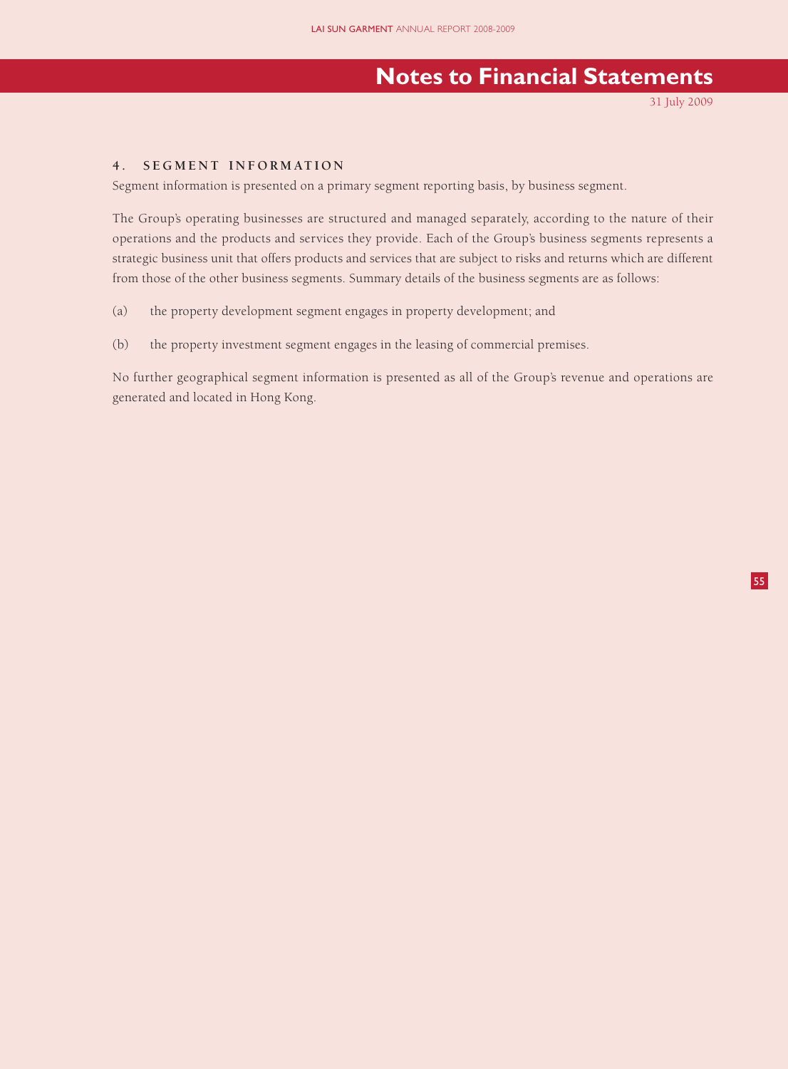## 4. SEGMENT INFORMATION

Segment information is presented on a primary segment reporting basis, by business segment.

The Group's operating businesses are structured and managed separately, according to the nature of their operations and the products and services they provide. Each of the Group's business segments represents a strategic business unit that offers products and services that are subject to risks and returns which are different from those of the other business segments. Summary details of the business segments are as follows:

(a) the property development segment engages in property development; and

(b) the property investment segment engages in the leasing of commercial premises.

No further geographical segment information is presented as all of the Group's revenue and operations are generated and located in Hong Kong.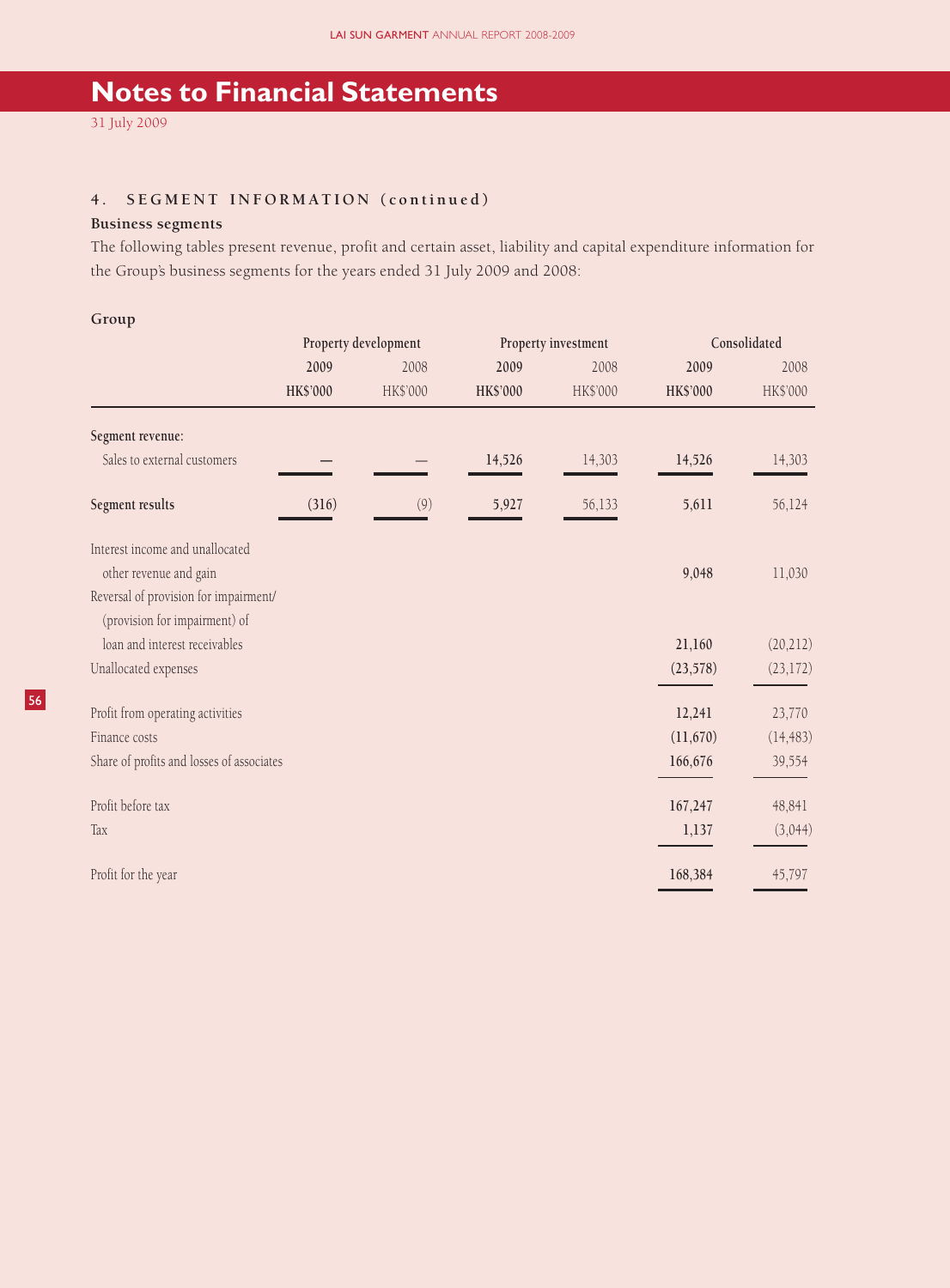## Notes to Financial Statements

31 July 2009

### 4. SEGMENT INFORMATION (continued)

**Business segments**

The following tables present revenue, profit and certain asset, liability and capital expenditure information for the Group's business segments for the years ended 31 July 2009 and 2008:

**Group**

| | Property development | | Property investment | | Consolidated | |
|---|---|---|---|---|---|---|
| | **2009** | 2008 | **2009** | 2008 | **2009** | 2008 |
| | **HK$'000** | HK$'000 | **HK$'000** | HK$'000 | **HK$'000** | HK$'000 |
| Segment revenue: | | | | | | |
| Sales to external customers | **—** | — | **14,526** | 14,303 | **14,526** | 14,303 |
| Segment results | **(316)** | (9) | **5,927** | 56,133 | **5,611** | 56,124 |
| Interest income and unallocated other revenue and gain | | | | | **9,048** | 11,030 |
| Reversal of provision for impairment/ (provision for impairment) of loan and interest receivables | | | | | **21,160** | (20,212) |
| Unallocated expenses | | | | | **(23,578)** | (23,172) |
| Profit from operating activities | | | | | **12,241** | 23,770 |
| Finance costs | | | | | **(11,670)** | (14,483) |
| Share of profits and losses of associates | | | | | **166,676** | 39,554 |
| Profit before tax | | | | | **167,247** | 48,841 |
| Tax | | | | | **1,137** | (3,044) |
| Profit for the year | | | | | **168,384** | 45,797 |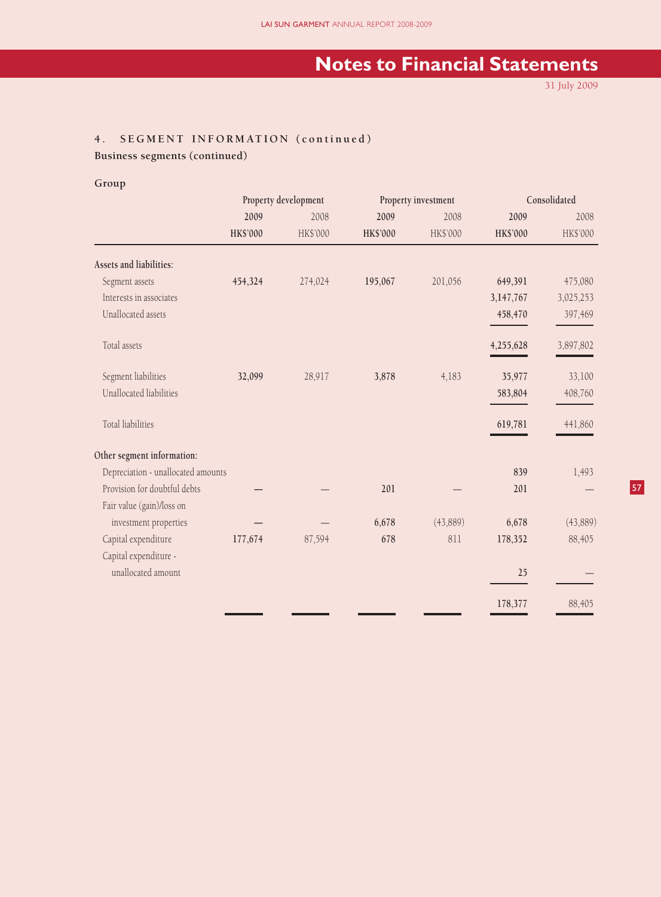## Notes to Financial Statements

31 July 2009

### 4. SEGMENT INFORMATION (continued)

**Business segments (continued)**

**Group**

| | Property development | | Property investment | | Consolidated | |
|---|---|---|---|---|---|---|
| | **2009** | 2008 | **2009** | 2008 | **2009** | 2008 |
| | **HK$'000** | HK$'000 | **HK$'000** | HK$'000 | **HK$'000** | HK$'000 |
| **Assets and liabilities:** | | | | | | |
| Segment assets | **454,324** | 274,024 | **195,067** | 201,056 | **649,391** | 475,080 |
| Interests in associates | | | | | **3,147,767** | 3,025,253 |
| Unallocated assets | | | | | **458,470** | 397,469 |
| Total assets | | | | | **4,255,628** | 3,897,802 |
| Segment liabilities | **32,099** | 28,917 | **3,878** | 4,183 | **35,977** | 33,100 |
| Unallocated liabilities | | | | | **583,804** | 408,760 |
| Total liabilities | | | | | **619,781** | 441,860 |
| **Other segment information:** | | | | | | |
| Depreciation - unallocated amounts | | | | | **839** | 1,493 |
| Provision for doubtful debts | **—** | — | **201** | — | **201** | — |
| Fair value (gain)/loss on investment properties | **—** | — | **6,678** | (43,889) | **6,678** | (43,889) |
| Capital expenditure | **177,674** | 87,594 | **678** | 811 | **178,352** | 88,405 |
| Capital expenditure - unallocated amount | | | | | **25** | — |
| | | | | | **178,377** | 88,405 |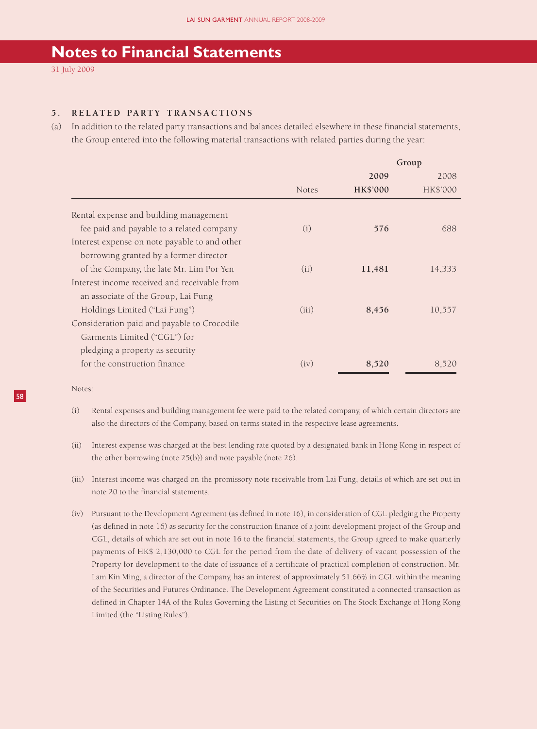# Notes to Financial Statements

31 July 2009

## 5. RELATED PARTY TRANSACTIONS

(a) In addition to the related party transactions and balances detailed elsewhere in these financial statements, the Group entered into the following material transactions with related parties during the year:

| | | Group | |
|---|---|---|---|
| | | **2009** | 2008 |
| | Notes | **HK$'000** | HK$'000 |
| Rental expense and building management fee paid and payable to a related company | (i) | **576** | 688 |
| Interest expense on note payable to and other borrowing granted by a former director of the Company, the late Mr. Lim Por Yen | (ii) | **11,481** | 14,333 |
| Interest income received and receivable from an associate of the Group, Lai Fung Holdings Limited ("Lai Fung") | (iii) | **8,456** | 10,557 |
| Consideration paid and payable to Crocodile Garments Limited ("CGL") for pledging a property as security for the construction finance | (iv) | **8,520** | 8,520 |

Notes:

(i) Rental expenses and building management fee were paid to the related company, of which certain directors are also the directors of the Company, based on terms stated in the respective lease agreements.

(ii) Interest expense was charged at the best lending rate quoted by a designated bank in Hong Kong in respect of the other borrowing (note 25(b)) and note payable (note 26).

(iii) Interest income was charged on the promissory note receivable from Lai Fung, details of which are set out in note 20 to the financial statements.

(iv) Pursuant to the Development Agreement (as defined in note 16), in consideration of CGL pledging the Property (as defined in note 16) as security for the construction finance of a joint development project of the Group and CGL, details of which are set out in note 16 to the financial statements, the Group agreed to make quarterly payments of HK$ 2,130,000 to CGL for the period from the date of delivery of vacant possession of the Property for development to the date of issuance of a certificate of practical completion of construction. Mr. Lam Kin Ming, a director of the Company, has an interest of approximately 51.66% in CGL within the meaning of the Securities and Futures Ordinance. The Development Agreement constituted a connected transaction as defined in Chapter 14A of the Rules Governing the Listing of Securities on The Stock Exchange of Hong Kong Limited (the "Listing Rules").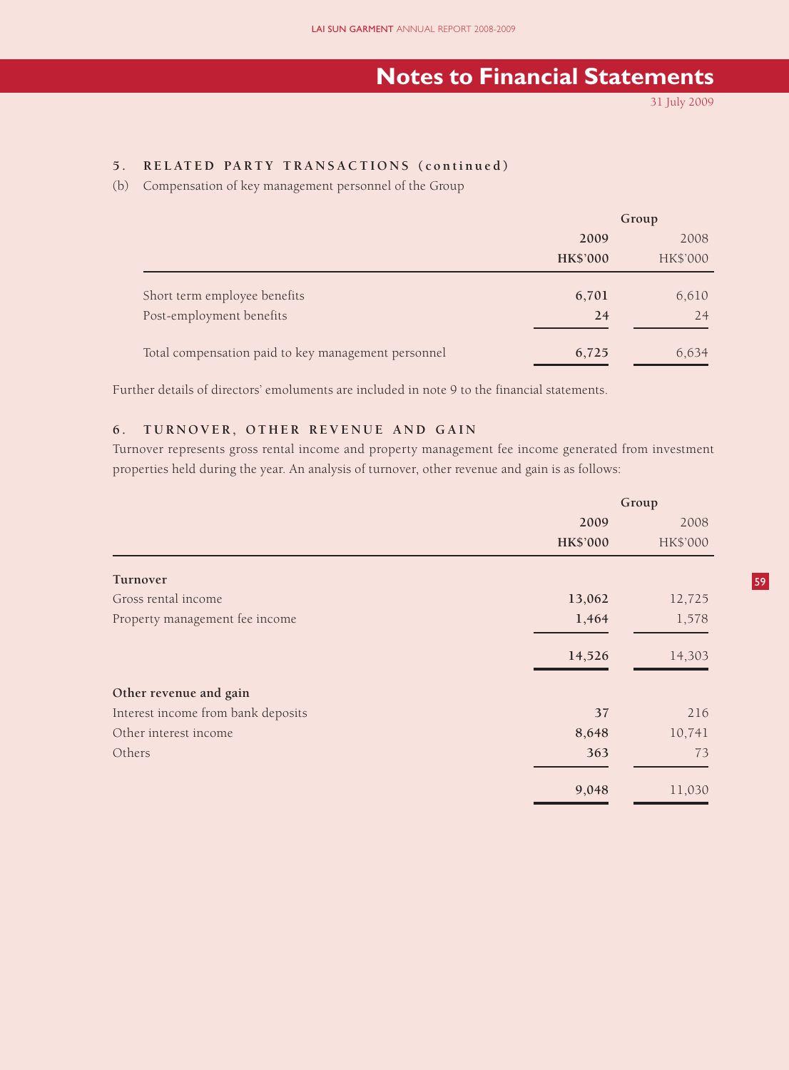# Notes to Financial Statements

31 July 2009

## 5. RELATED PARTY TRANSACTIONS (continued)

(b) Compensation of key management personnel of the Group

| | Group | |
|---|---|---|
| | **2009** | 2008 |
| | **HK$'000** | HK$'000 |
| Short term employee benefits | **6,701** | 6,610 |
| Post-employment benefits | **24** | 24 |
| Total compensation paid to key management personnel | **6,725** | 6,634 |

Further details of directors' emoluments are included in note 9 to the financial statements.

## 6. TURNOVER, OTHER REVENUE AND GAIN

Turnover represents gross rental income and property management fee income generated from investment properties held during the year. An analysis of turnover, other revenue and gain is as follows:

| | Group | |
|---|---|---|
| | **2009** | 2008 |
| | **HK$'000** | HK$'000 |
| **Turnover** | | |
| Gross rental income | **13,062** | 12,725 |
| Property management fee income | **1,464** | 1,578 |
| | **14,526** | 14,303 |
| **Other revenue and gain** | | |
| Interest income from bank deposits | **37** | 216 |
| Other interest income | **8,648** | 10,741 |
| Others | **363** | 73 |
| | **9,048** | 11,030 |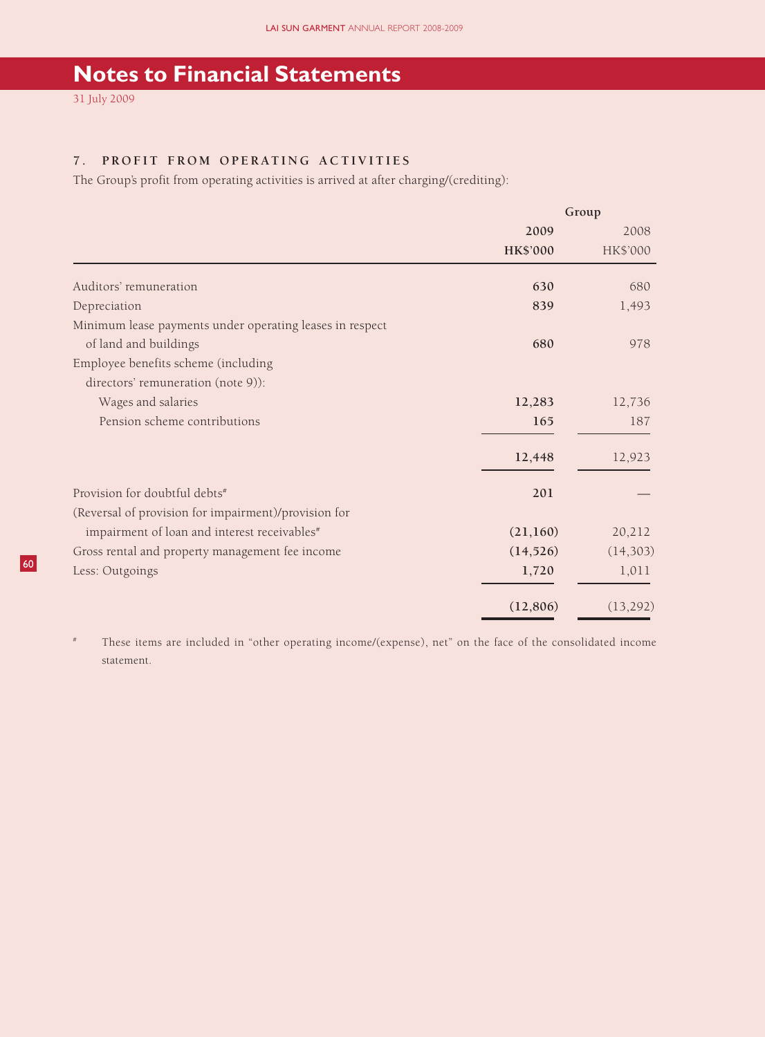# Notes to Financial Statements

31 July 2009

## 7. PROFIT FROM OPERATING ACTIVITIES

The Group's profit from operating activities is arrived at after charging/(crediting):

| | Group | |
|---|---|---|
| | **2009** | 2008 |
| | **HK$'000** | HK$'000 |
| Auditors' remuneration | **630** | 680 |
| Depreciation | **839** | 1,493 |
| Minimum lease payments under operating leases in respect of land and buildings | **680** | 978 |
| Employee benefits scheme (including directors' remuneration (note 9)): | | |
| Wages and salaries | **12,283** | 12,736 |
| Pension scheme contributions | **165** | 187 |
| | **12,448** | 12,923 |
| Provision for doubtful debts# | **201** | — |
| (Reversal of provision for impairment)/provision for impairment of loan and interest receivables# | **(21,160)** | 20,212 |
| Gross rental and property management fee income | **(14,526)** | (14,303) |
| Less: Outgoings | **1,720** | 1,011 |
| | **(12,806)** | (13,292) |

# These items are included in "other operating income/(expense), net" on the face of the consolidated income statement.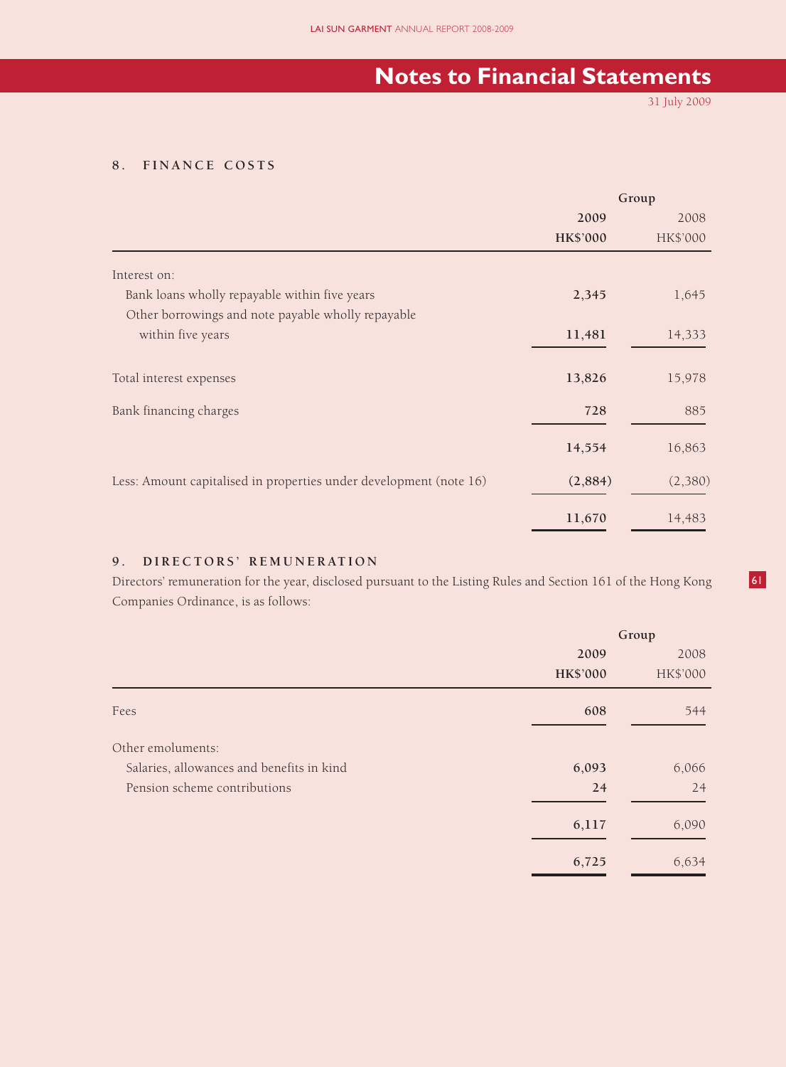# Notes to Financial Statements

31 July 2009

## 8. FINANCE COSTS

| | Group | |
|---|---|---|
| | **2009** | 2008 |
| | **HK$'000** | HK$'000 |
| Interest on: | | |
| Bank loans wholly repayable within five years | **2,345** | 1,645 |
| Other borrowings and note payable wholly repayable within five years | **11,481** | 14,333 |
| Total interest expenses | **13,826** | 15,978 |
| Bank financing charges | **728** | 885 |
| | **14,554** | 16,863 |
| Less: Amount capitalised in properties under development (note 16) | **(2,884)** | (2,380) |
| | **11,670** | 14,483 |

## 9. DIRECTORS' REMUNERATION

Directors' remuneration for the year, disclosed pursuant to the Listing Rules and Section 161 of the Hong Kong Companies Ordinance, is as follows:

| | Group | |
|---|---|---|
| | **2009** | 2008 |
| | **HK$'000** | HK$'000 |
| Fees | **608** | 544 |
| Other emoluments: | | |
| Salaries, allowances and benefits in kind | **6,093** | 6,066 |
| Pension scheme contributions | **24** | 24 |
| | **6,117** | 6,090 |
| | **6,725** | 6,634 |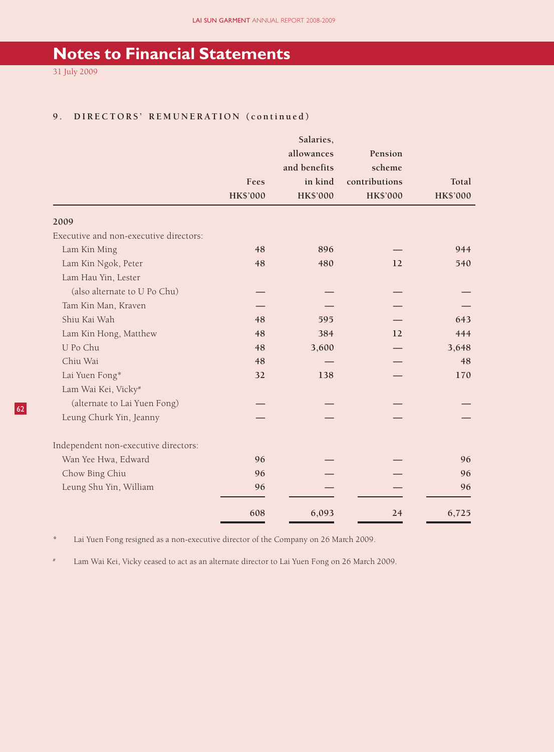# Notes to Financial Statements

31 July 2009

## 9. DIRECTORS' REMUNERATION (continued)

| | Fees HK$'000 | Salaries, allowances and benefits in kind HK$'000 | Pension scheme contributions HK$'000 | Total HK$'000 |
|---|---|---|---|---|
| **2009** | | | | |
| Executive and non-executive directors: | | | | |
| Lam Kin Ming | 48 | 896 | — | 944 |
| Lam Kin Ngok, Peter | 48 | 480 | 12 | 540 |
| Lam Hau Yin, Lester (also alternate to U Po Chu) | — | — | — | — |
| Tam Kin Man, Kraven | — | — | — | — |
| Shiu Kai Wah | 48 | 595 | — | 643 |
| Lam Kin Hong, Matthew | 48 | 384 | 12 | 444 |
| U Po Chu | 48 | 3,600 | — | 3,648 |
| Chiu Wai | 48 | — | — | 48 |
| Lai Yuen Fong* | 32 | 138 | — | 170 |
| Lam Wai Kei, Vicky# (alternate to Lai Yuen Fong) | — | — | — | — |
| Leung Churk Yin, Jeanny | — | — | — | — |
| Independent non-executive directors: | | | | |
| Wan Yee Hwa, Edward | 96 | — | — | 96 |
| Chow Bing Chiu | 96 | — | — | 96 |
| Leung Shu Yin, William | 96 | — | — | 96 |
| | 608 | 6,093 | 24 | 6,725 |

\* Lai Yuen Fong resigned as a non-executive director of the Company on 26 March 2009.

\# Lam Wai Kei, Vicky ceased to act as an alternate director to Lai Yuen Fong on 26 March 2009.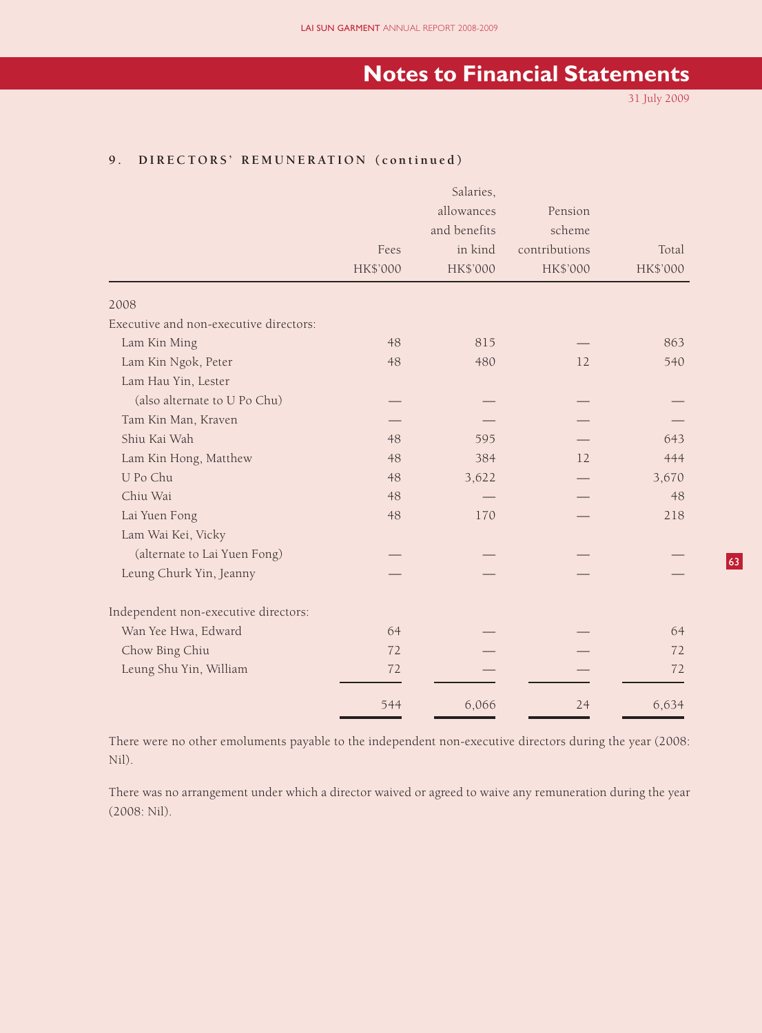## Notes to Financial Statements

31 July 2009

### 9. DIRECTORS' REMUNERATION (continued)

| | Fees HK$'000 | Salaries, allowances and benefits in kind HK$'000 | Pension scheme contributions HK$'000 | Total HK$'000 |
|---|---|---|---|---|
| 2008 | | | | |
| Executive and non-executive directors: | | | | |
| Lam Kin Ming | 48 | 815 | — | 863 |
| Lam Kin Ngok, Peter | 48 | 480 | 12 | 540 |
| Lam Hau Yin, Lester (also alternate to U Po Chu) | — | — | — | — |
| Tam Kin Man, Kraven | — | — | — | — |
| Shiu Kai Wah | 48 | 595 | — | 643 |
| Lam Kin Hong, Matthew | 48 | 384 | 12 | 444 |
| U Po Chu | 48 | 3,622 | — | 3,670 |
| Chiu Wai | 48 | — | — | 48 |
| Lai Yuen Fong | 48 | 170 | — | 218 |
| Lam Wai Kei, Vicky (alternate to Lai Yuen Fong) | — | — | — | — |
| Leung Churk Yin, Jeanny | — | — | — | — |
| Independent non-executive directors: | | | | |
| Wan Yee Hwa, Edward | 64 | — | — | 64 |
| Chow Bing Chiu | 72 | — | — | 72 |
| Leung Shu Yin, William | 72 | — | — | 72 |
| | 544 | 6,066 | 24 | 6,634 |

There were no other emoluments payable to the independent non-executive directors during the year (2008: Nil).

There was no arrangement under which a director waived or agreed to waive any remuneration during the year (2008: Nil).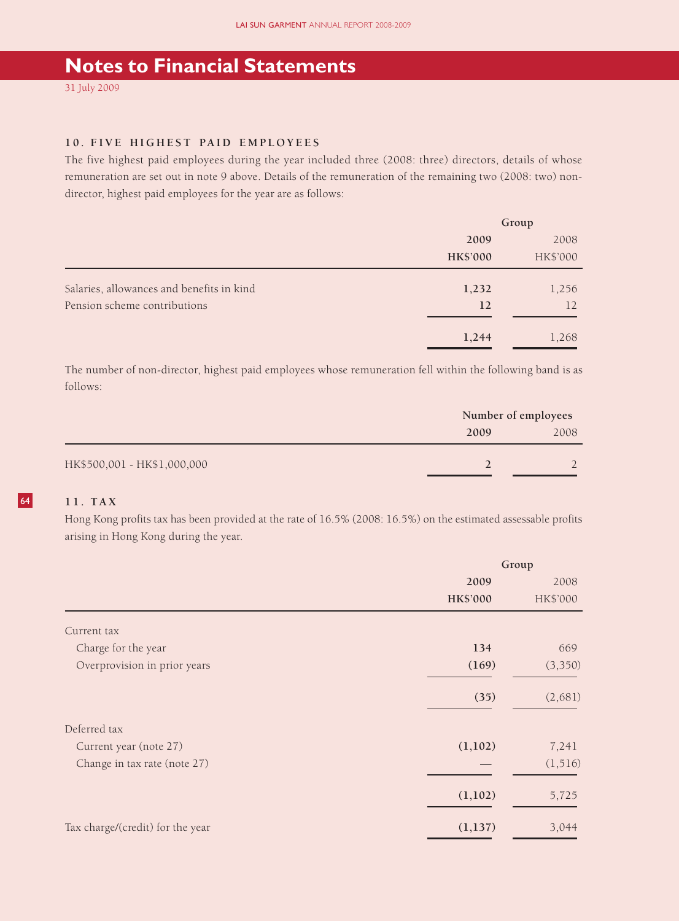# Notes to Financial Statements

31 July 2009

### 10. FIVE HIGHEST PAID EMPLOYEES

The five highest paid employees during the year included three (2008: three) directors, details of whose remuneration are set out in note 9 above. Details of the remuneration of the remaining two (2008: two) non-director, highest paid employees for the year are as follows:

| | Group | |
|---|---|---|
| | **2009** | 2008 |
| | **HK$'000** | HK$'000 |
| Salaries, allowances and benefits in kind | **1,232** | 1,256 |
| Pension scheme contributions | **12** | 12 |
| | **1,244** | 1,268 |

The number of non-director, highest paid employees whose remuneration fell within the following band is as follows:

| | Number of employees | |
|---|---|---|
| | **2009** | 2008 |
| HK$500,001 - HK$1,000,000 | **2** | 2 |

### 11. TAX

Hong Kong profits tax has been provided at the rate of 16.5% (2008: 16.5%) on the estimated assessable profits arising in Hong Kong during the year.

| | Group | |
|---|---|---|
| | **2009** | 2008 |
| | **HK$'000** | HK$'000 |
| Current tax | | |
| Charge for the year | **134** | 669 |
| Overprovision in prior years | **(169)** | (3,350) |
| | **(35)** | (2,681) |
| Deferred tax | | |
| Current year (note 27) | **(1,102)** | 7,241 |
| Change in tax rate (note 27) | **—** | (1,516) |
| | **(1,102)** | 5,725 |
| Tax charge/(credit) for the year | **(1,137)** | 3,044 |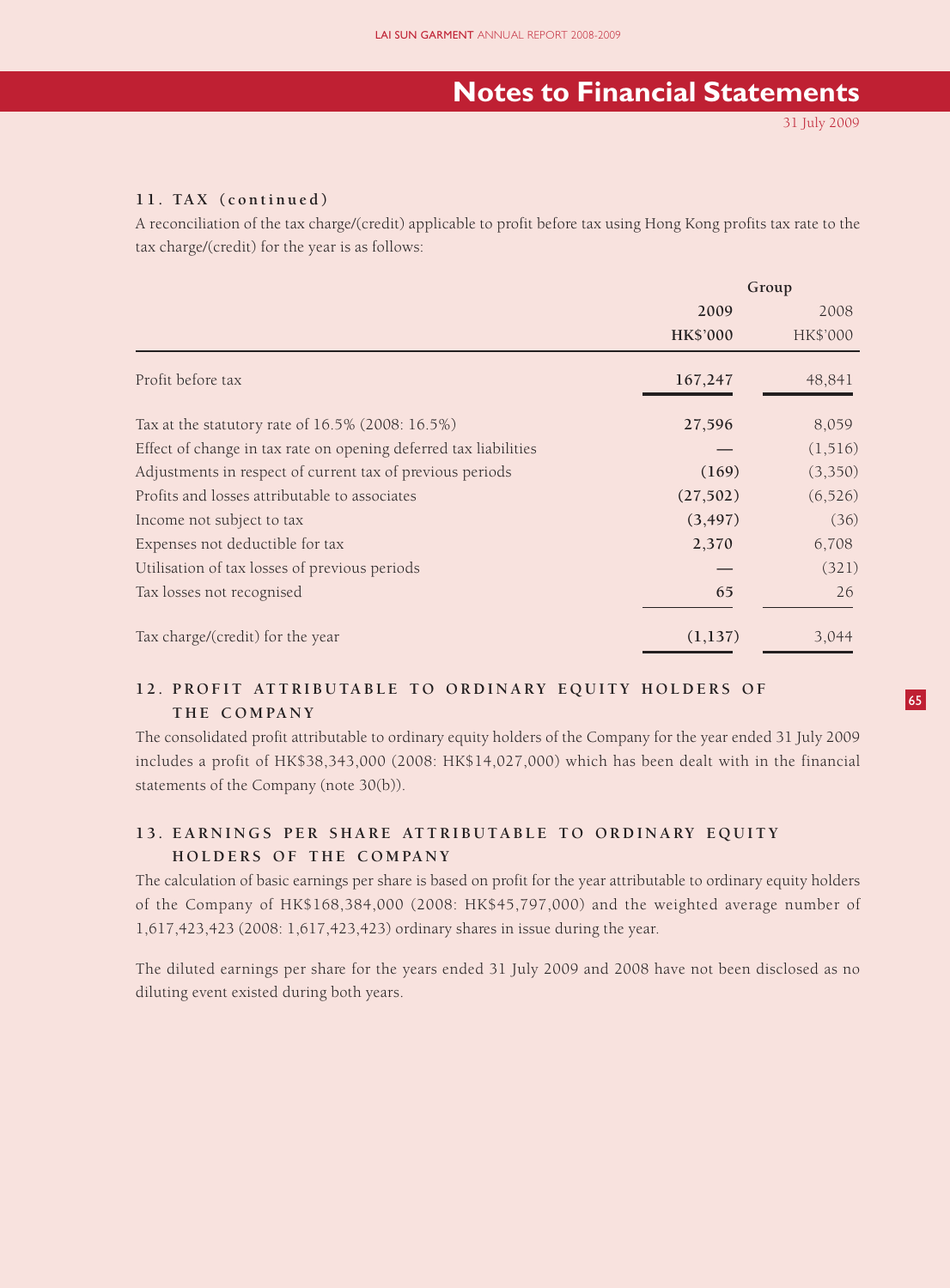# Notes to Financial Statements

31 July 2009

### 11. TAX (continued)

A reconciliation of the tax charge/(credit) applicable to profit before tax using Hong Kong profits tax rate to the tax charge/(credit) for the year is as follows:

| | Group | |
|---|---|---|
| | **2009** | 2008 |
| | **HK$'000** | HK$'000 |
| Profit before tax | **167,247** | 48,841 |
| Tax at the statutory rate of 16.5% (2008: 16.5%) | **27,596** | 8,059 |
| Effect of change in tax rate on opening deferred tax liabilities | **—** | (1,516) |
| Adjustments in respect of current tax of previous periods | **(169)** | (3,350) |
| Profits and losses attributable to associates | **(27,502)** | (6,526) |
| Income not subject to tax | **(3,497)** | (36) |
| Expenses not deductible for tax | **2,370** | 6,708 |
| Utilisation of tax losses of previous periods | **—** | (321) |
| Tax losses not recognised | **65** | 26 |
| Tax charge/(credit) for the year | **(1,137)** | 3,044 |

### 12. PROFIT ATTRIBUTABLE TO ORDINARY EQUITY HOLDERS OF THE COMPANY

The consolidated profit attributable to ordinary equity holders of the Company for the year ended 31 July 2009 includes a profit of HK$38,343,000 (2008: HK$14,027,000) which has been dealt with in the financial statements of the Company (note 30(b)).

### 13. EARNINGS PER SHARE ATTRIBUTABLE TO ORDINARY EQUITY HOLDERS OF THE COMPANY

The calculation of basic earnings per share is based on profit for the year attributable to ordinary equity holders of the Company of HK$168,384,000 (2008: HK$45,797,000) and the weighted average number of 1,617,423,423 (2008: 1,617,423,423) ordinary shares in issue during the year.

The diluted earnings per share for the years ended 31 July 2009 and 2008 have not been disclosed as no diluting event existed during both years.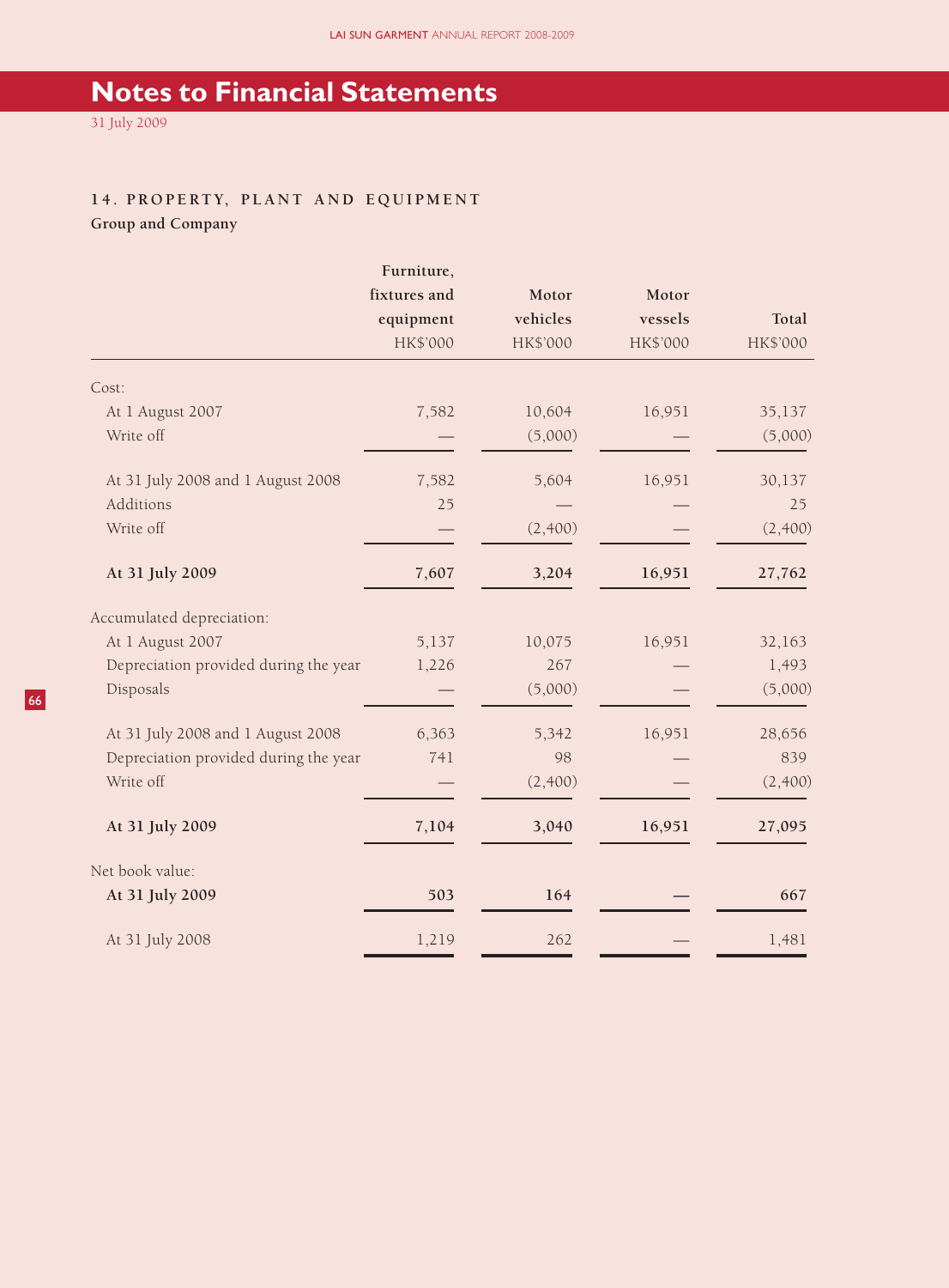# Notes to Financial Statements

31 July 2009

### 14. PROPERTY, PLANT AND EQUIPMENT

**Group and Company**

| | Furniture, fixtures and equipment HK$'000 | Motor vehicles HK$'000 | Motor vessels HK$'000 | Total HK$'000 |
|---|---|---|---|---|
| Cost: | | | | |
| At 1 August 2007 | 7,582 | 10,604 | 16,951 | 35,137 |
| Write off | — | (5,000) | — | (5,000) |
| At 31 July 2008 and 1 August 2008 | 7,582 | 5,604 | 16,951 | 30,137 |
| Additions | 25 | — | — | 25 |
| Write off | — | (2,400) | — | (2,400) |
| **At 31 July 2009** | **7,607** | **3,204** | **16,951** | **27,762** |
| Accumulated depreciation: | | | | |
| At 1 August 2007 | 5,137 | 10,075 | 16,951 | 32,163 |
| Depreciation provided during the year | 1,226 | 267 | — | 1,493 |
| Disposals | — | (5,000) | — | (5,000) |
| At 31 July 2008 and 1 August 2008 | 6,363 | 5,342 | 16,951 | 28,656 |
| Depreciation provided during the year | 741 | 98 | — | 839 |
| Write off | — | (2,400) | — | (2,400) |
| **At 31 July 2009** | **7,104** | **3,040** | **16,951** | **27,095** |
| Net book value: | | | | |
| **At 31 July 2009** | **503** | **164** | **—** | **667** |
| At 31 July 2008 | 1,219 | 262 | — | 1,481 |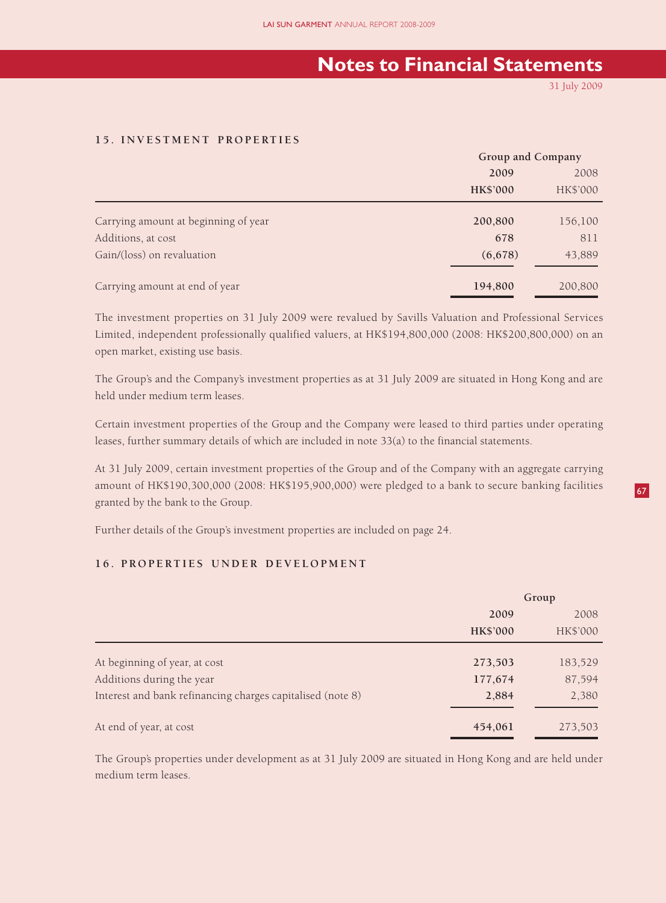# Notes to Financial Statements

31 July 2009

## 15. INVESTMENT PROPERTIES

| | Group and Company | |
|---|---|---|
| | **2009** | 2008 |
| | **HK$'000** | HK$'000 |
| Carrying amount at beginning of year | **200,800** | 156,100 |
| Additions, at cost | **678** | 811 |
| Gain/(loss) on revaluation | **(6,678)** | 43,889 |
| Carrying amount at end of year | **194,800** | 200,800 |

The investment properties on 31 July 2009 were revalued by Savills Valuation and Professional Services Limited, independent professionally qualified valuers, at HK$194,800,000 (2008: HK$200,800,000) on an open market, existing use basis.

The Group's and the Company's investment properties as at 31 July 2009 are situated in Hong Kong and are held under medium term leases.

Certain investment properties of the Group and the Company were leased to third parties under operating leases, further summary details of which are included in note 33(a) to the financial statements.

At 31 July 2009, certain investment properties of the Group and of the Company with an aggregate carrying amount of HK$190,300,000 (2008: HK$195,900,000) were pledged to a bank to secure banking facilities granted by the bank to the Group.

Further details of the Group's investment properties are included on page 24.

## 16. PROPERTIES UNDER DEVELOPMENT

| | Group | |
|---|---|---|
| | **2009** | 2008 |
| | **HK$'000** | HK$'000 |
| At beginning of year, at cost | **273,503** | 183,529 |
| Additions during the year | **177,674** | 87,594 |
| Interest and bank refinancing charges capitalised (note 8) | **2,884** | 2,380 |
| At end of year, at cost | **454,061** | 273,503 |

The Group's properties under development as at 31 July 2009 are situated in Hong Kong and are held under medium term leases.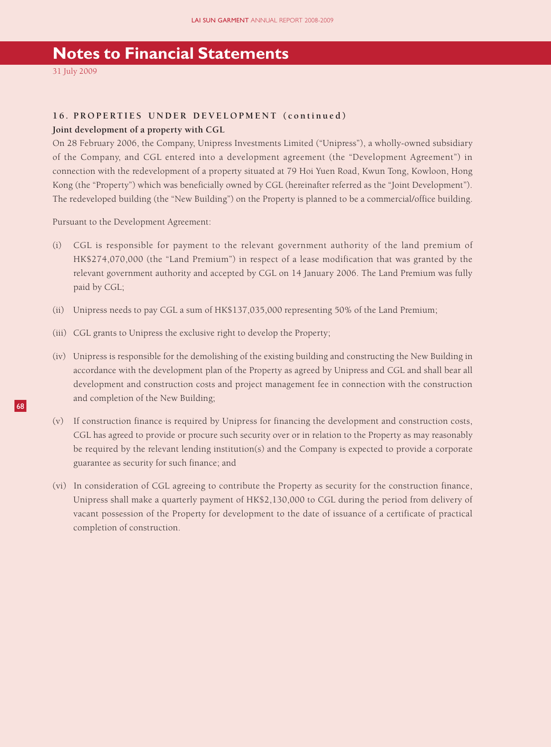## Notes to Financial Statements

31 July 2009

### 16. PROPERTIES UNDER DEVELOPMENT (continued)

**Joint development of a property with CGL**

On 28 February 2006, the Company, Unipress Investments Limited ("Unipress"), a wholly-owned subsidiary of the Company, and CGL entered into a development agreement (the "Development Agreement") in connection with the redevelopment of a property situated at 79 Hoi Yuen Road, Kwun Tong, Kowloon, Hong Kong (the "Property") which was beneficially owned by CGL (hereinafter referred as the "Joint Development"). The redeveloped building (the "New Building") on the Property is planned to be a commercial/office building.

Pursuant to the Development Agreement:

(i) CGL is responsible for payment to the relevant government authority of the land premium of HK$274,070,000 (the "Land Premium") in respect of a lease modification that was granted by the relevant government authority and accepted by CGL on 14 January 2006. The Land Premium was fully paid by CGL;

(ii) Unipress needs to pay CGL a sum of HK$137,035,000 representing 50% of the Land Premium;

(iii) CGL grants to Unipress the exclusive right to develop the Property;

(iv) Unipress is responsible for the demolishing of the existing building and constructing the New Building in accordance with the development plan of the Property as agreed by Unipress and CGL and shall bear all development and construction costs and project management fee in connection with the construction and completion of the New Building;

(v) If construction finance is required by Unipress for financing the development and construction costs, CGL has agreed to provide or procure such security over or in relation to the Property as may reasonably be required by the relevant lending institution(s) and the Company is expected to provide a corporate guarantee as security for such finance; and

(vi) In consideration of CGL agreeing to contribute the Property as security for the construction finance, Unipress shall make a quarterly payment of HK$2,130,000 to CGL during the period from delivery of vacant possession of the Property for development to the date of issuance of a certificate of practical completion of construction.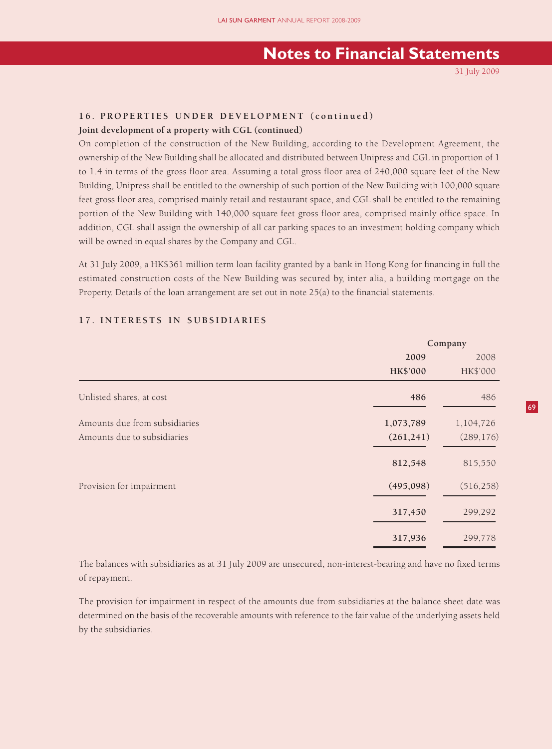# Notes to Financial Statements

31 July 2009

## 16. PROPERTIES UNDER DEVELOPMENT (continued)

### Joint development of a property with CGL (continued)

On completion of the construction of the New Building, according to the Development Agreement, the ownership of the New Building shall be allocated and distributed between Unipress and CGL in proportion of 1 to 1.4 in terms of the gross floor area. Assuming a total gross floor area of 240,000 square feet of the New Building, Unipress shall be entitled to the ownership of such portion of the New Building with 100,000 square feet gross floor area, comprised mainly retail and restaurant space, and CGL shall be entitled to the remaining portion of the New Building with 140,000 square feet gross floor area, comprised mainly office space. In addition, CGL shall assign the ownership of all car parking spaces to an investment holding company which will be owned in equal shares by the Company and CGL.

At 31 July 2009, a HK$361 million term loan facility granted by a bank in Hong Kong for financing in full the estimated construction costs of the New Building was secured by, inter alia, a building mortgage on the Property. Details of the loan arrangement are set out in note 25(a) to the financial statements.

## 17. INTERESTS IN SUBSIDIARIES

| | Company | |
|---|---|---|
| | **2009** | 2008 |
| | **HK$'000** | HK$'000 |
| Unlisted shares, at cost | **486** | 486 |
| Amounts due from subsidiaries | **1,073,789** | 1,104,726 |
| Amounts due to subsidiaries | **(261,241)** | (289,176) |
| | **812,548** | 815,550 |
| Provision for impairment | **(495,098)** | (516,258) |
| | **317,450** | 299,292 |
| | **317,936** | 299,778 |

The balances with subsidiaries as at 31 July 2009 are unsecured, non-interest-bearing and have no fixed terms of repayment.

The provision for impairment in respect of the amounts due from subsidiaries at the balance sheet date was determined on the basis of the recoverable amounts with reference to the fair value of the underlying assets held by the subsidiaries.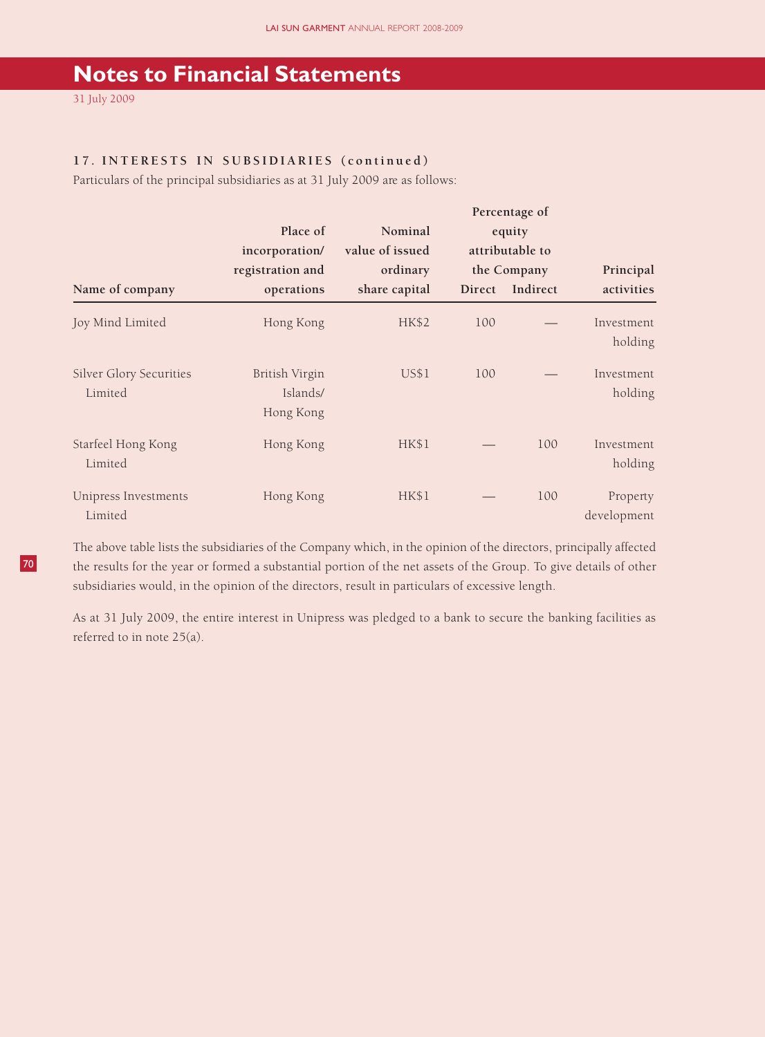# Notes to Financial Statements

31 July 2009

### 17. INTERESTS IN SUBSIDIARIES (continued)

Particulars of the principal subsidiaries as at 31 July 2009 are as follows:

| Name of company | Place of incorporation/ registration and operations | Nominal value of issued ordinary share capital | Percentage of equity attributable to the Company | | Principal activities |
|---|---|---|---|---|---|
| | | | Direct | Indirect | |
| Joy Mind Limited | Hong Kong | HK$2 | 100 | — | Investment holding |
| Silver Glory Securities Limited | British Virgin Islands/ Hong Kong | US$1 | 100 | — | Investment holding |
| Starfeel Hong Kong Limited | Hong Kong | HK$1 | — | 100 | Investment holding |
| Unipress Investments Limited | Hong Kong | HK$1 | — | 100 | Property development |

The above table lists the subsidiaries of the Company which, in the opinion of the directors, principally affected the results for the year or formed a substantial portion of the net assets of the Group. To give details of other subsidiaries would, in the opinion of the directors, result in particulars of excessive length.

As at 31 July 2009, the entire interest in Unipress was pledged to a bank to secure the banking facilities as referred to in note 25(a).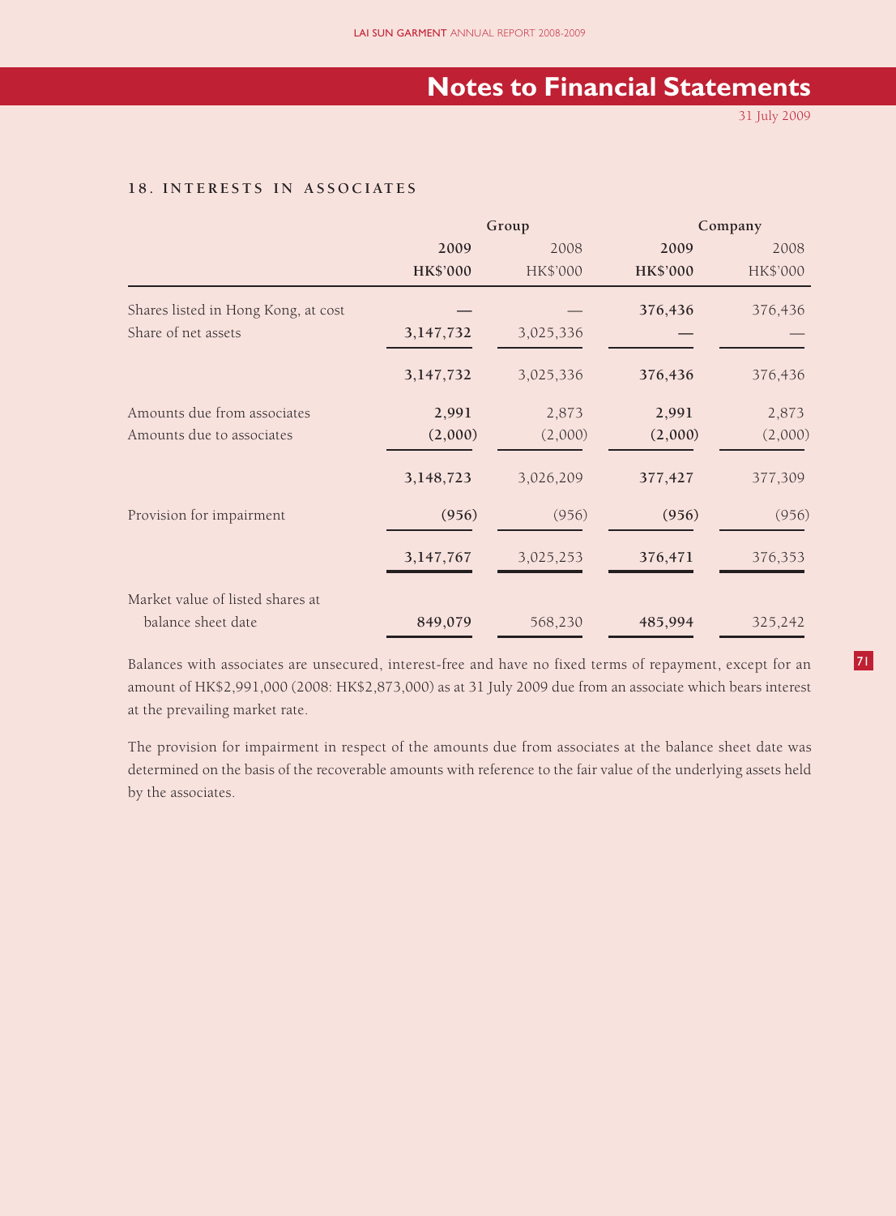# Notes to Financial Statements

31 July 2009

### 18. INTERESTS IN ASSOCIATES

| | Group | | Company | |
|---|---|---|---|---|
| | **2009** | 2008 | **2009** | 2008 |
| | **HK$'000** | HK$'000 | **HK$'000** | HK$'000 |
| Shares listed in Hong Kong, at cost | **—** | — | **376,436** | 376,436 |
| Share of net assets | **3,147,732** | 3,025,336 | **—** | — |
| | **3,147,732** | 3,025,336 | **376,436** | 376,436 |
| Amounts due from associates | **2,991** | 2,873 | **2,991** | 2,873 |
| Amounts due to associates | **(2,000)** | (2,000) | **(2,000)** | (2,000) |
| | **3,148,723** | 3,026,209 | **377,427** | 377,309 |
| Provision for impairment | **(956)** | (956) | **(956)** | (956) |
| | **3,147,767** | 3,025,253 | **376,471** | 376,353 |
| Market value of listed shares at balance sheet date | **849,079** | 568,230 | **485,994** | 325,242 |

Balances with associates are unsecured, interest-free and have no fixed terms of repayment, except for an amount of HK$2,991,000 (2008: HK$2,873,000) as at 31 July 2009 due from an associate which bears interest at the prevailing market rate.

The provision for impairment in respect of the amounts due from associates at the balance sheet date was determined on the basis of the recoverable amounts with reference to the fair value of the underlying assets held by the associates.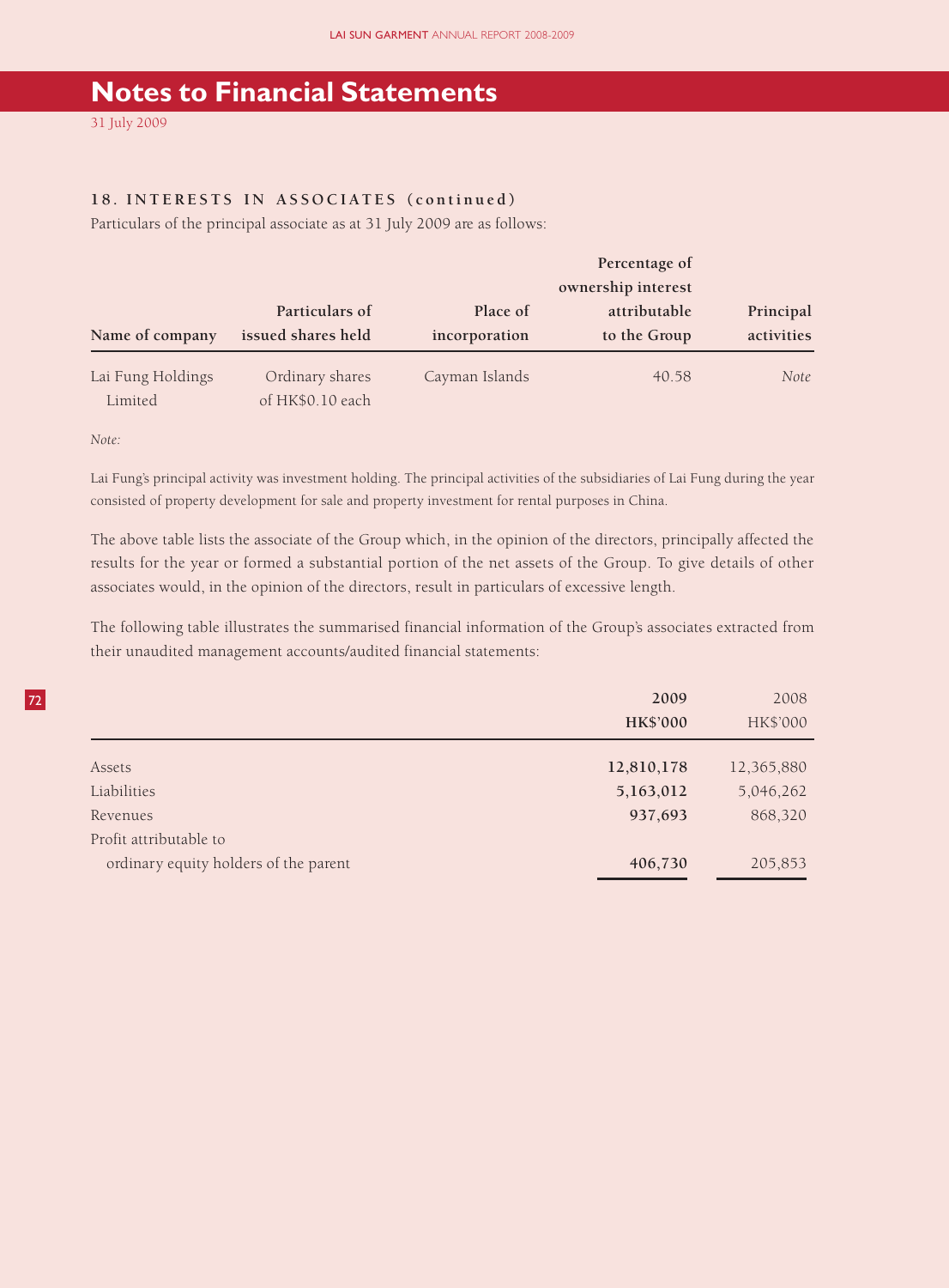# Notes to Financial Statements

31 July 2009

### 18. INTERESTS IN ASSOCIATES (continued)

Particulars of the principal associate as at 31 July 2009 are as follows:

| Name of company | Particulars of issued shares held | Place of incorporation | Percentage of ownership interest attributable to the Group | Principal activities |
|---|---|---|---|---|
| Lai Fung Holdings Limited | Ordinary shares of HK$0.10 each | Cayman Islands | 40.58 | *Note* |

*Note:*

Lai Fung's principal activity was investment holding. The principal activities of the subsidiaries of Lai Fung during the year consisted of property development for sale and property investment for rental purposes in China.

The above table lists the associate of the Group which, in the opinion of the directors, principally affected the results for the year or formed a substantial portion of the net assets of the Group. To give details of other associates would, in the opinion of the directors, result in particulars of excessive length.

The following table illustrates the summarised financial information of the Group's associates extracted from their unaudited management accounts/audited financial statements:

| | **2009** | 2008 |
|---|---|---|
| | **HK$'000** | HK$'000 |
| Assets | **12,810,178** | 12,365,880 |
| Liabilities | **5,163,012** | 5,046,262 |
| Revenues | **937,693** | 868,320 |
| Profit attributable to ordinary equity holders of the parent | **406,730** | 205,853 |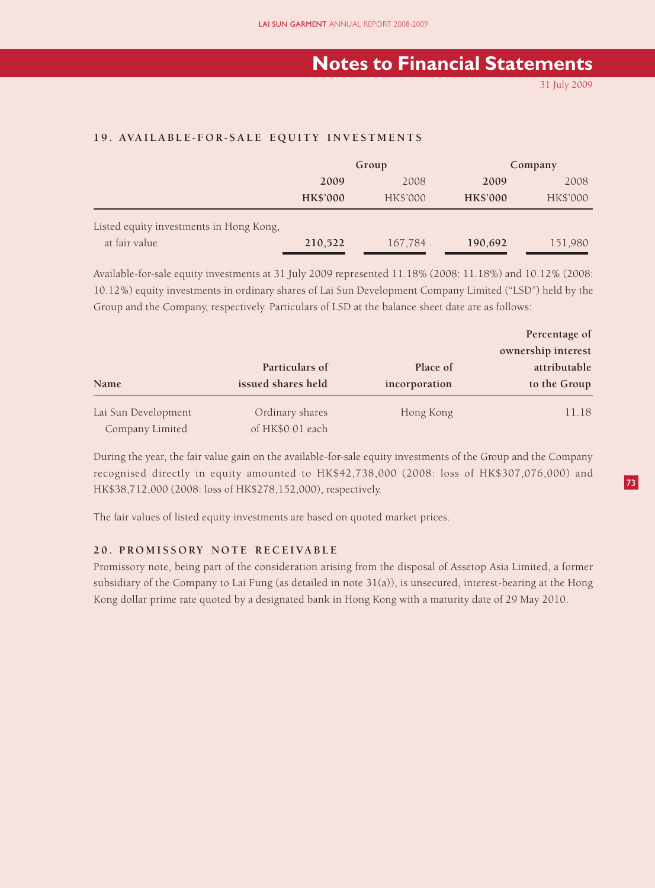# Notes to Financial Statements

31 July 2009

### 19. AVAILABLE-FOR-SALE EQUITY INVESTMENTS

| | Group | | Company | |
|---|---|---|---|---|
| | **2009** | 2008 | **2009** | 2008 |
| | **HK$'000** | HK$'000 | **HK$'000** | HK$'000 |
| Listed equity investments in Hong Kong, at fair value | **210,522** | 167,784 | **190,692** | 151,980 |

Available-for-sale equity investments at 31 July 2009 represented 11.18% (2008: 11.18%) and 10.12% (2008: 10.12%) equity investments in ordinary shares of Lai Sun Development Company Limited ("LSD") held by the Group and the Company, respectively. Particulars of LSD at the balance sheet date are as follows:

| Name | Particulars of issued shares held | Place of incorporation | Percentage of ownership interest attributable to the Group |
|---|---|---|---|
| Lai Sun Development Company Limited | Ordinary shares of HK$0.01 each | Hong Kong | 11.18 |

During the year, the fair value gain on the available-for-sale equity investments of the Group and the Company recognised directly in equity amounted to HK$42,738,000 (2008: loss of HK$307,076,000) and HK$38,712,000 (2008: loss of HK$278,152,000), respectively.

The fair values of listed equity investments are based on quoted market prices.

### 20. PROMISSORY NOTE RECEIVABLE

Promissory note, being part of the consideration arising from the disposal of Assetop Asia Limited, a former subsidiary of the Company to Lai Fung (as detailed in note 31(a)), is unsecured, interest-bearing at the Hong Kong dollar prime rate quoted by a designated bank in Hong Kong with a maturity date of 29 May 2010.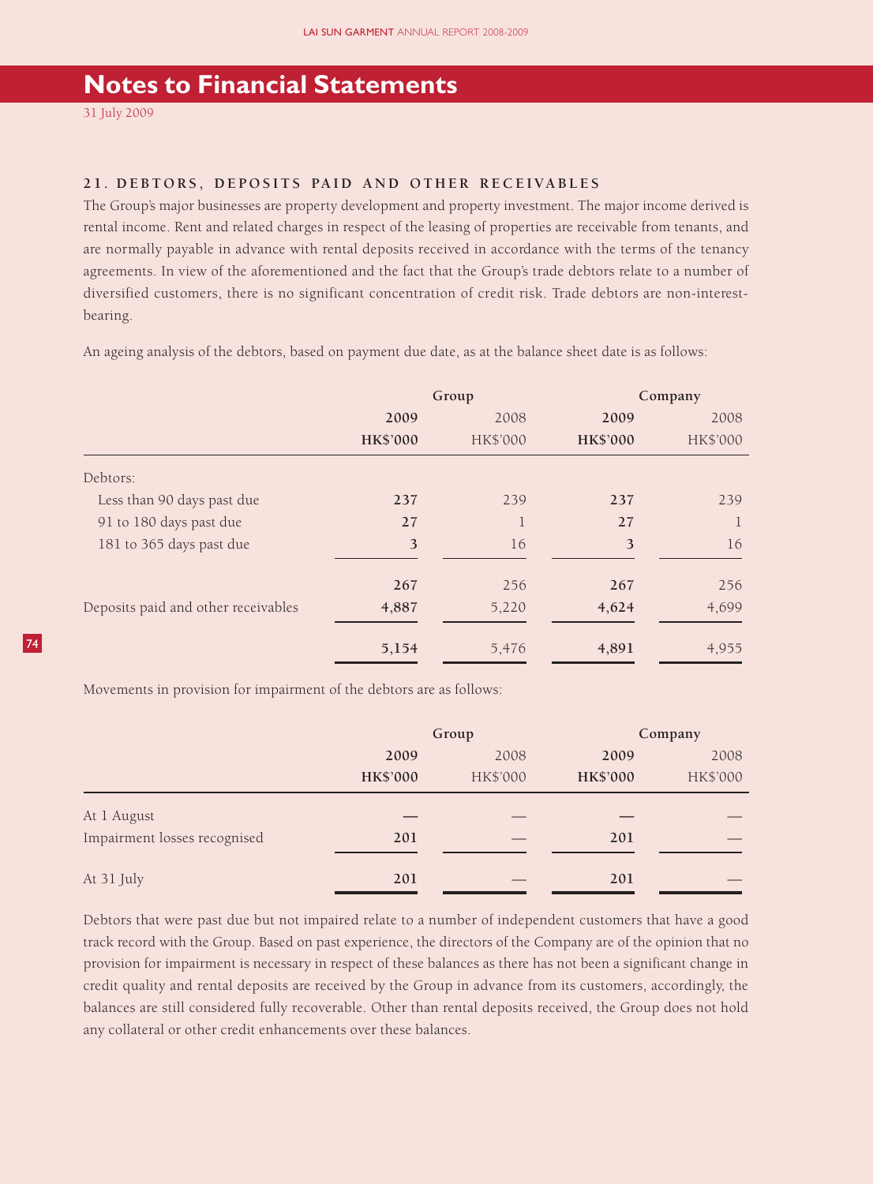# Notes to Financial Statements

31 July 2009

### 21. DEBTORS, DEPOSITS PAID AND OTHER RECEIVABLES

The Group's major businesses are property development and property investment. The major income derived is rental income. Rent and related charges in respect of the leasing of properties are receivable from tenants, and are normally payable in advance with rental deposits received in accordance with the terms of the tenancy agreements. In view of the aforementioned and the fact that the Group's trade debtors relate to a number of diversified customers, there is no significant concentration of credit risk. Trade debtors are non-interest-bearing.

An ageing analysis of the debtors, based on payment due date, as at the balance sheet date is as follows:

| | Group | | Company | |
|---|---|---|---|---|
| | **2009** | 2008 | **2009** | 2008 |
| | **HK$'000** | HK$'000 | **HK$'000** | HK$'000 |
| Debtors: | | | | |
| Less than 90 days past due | **237** | 239 | **237** | 239 |
| 91 to 180 days past due | **27** | 1 | **27** | 1 |
| 181 to 365 days past due | **3** | 16 | **3** | 16 |
| | **267** | 256 | **267** | 256 |
| Deposits paid and other receivables | **4,887** | 5,220 | **4,624** | 4,699 |
| | **5,154** | 5,476 | **4,891** | 4,955 |

Movements in provision for impairment of the debtors are as follows:

| | Group | | Company | |
|---|---|---|---|---|
| | **2009** | 2008 | **2009** | 2008 |
| | **HK$'000** | HK$'000 | **HK$'000** | HK$'000 |
| At 1 August | **—** | — | **—** | — |
| Impairment losses recognised | **201** | — | **201** | — |
| At 31 July | **201** | — | **201** | — |

Debtors that were past due but not impaired relate to a number of independent customers that have a good track record with the Group. Based on past experience, the directors of the Company are of the opinion that no provision for impairment is necessary in respect of these balances as there has not been a significant change in credit quality and rental deposits are received by the Group in advance from its customers, accordingly, the balances are still considered fully recoverable. Other than rental deposits received, the Group does not hold any collateral or other credit enhancements over these balances.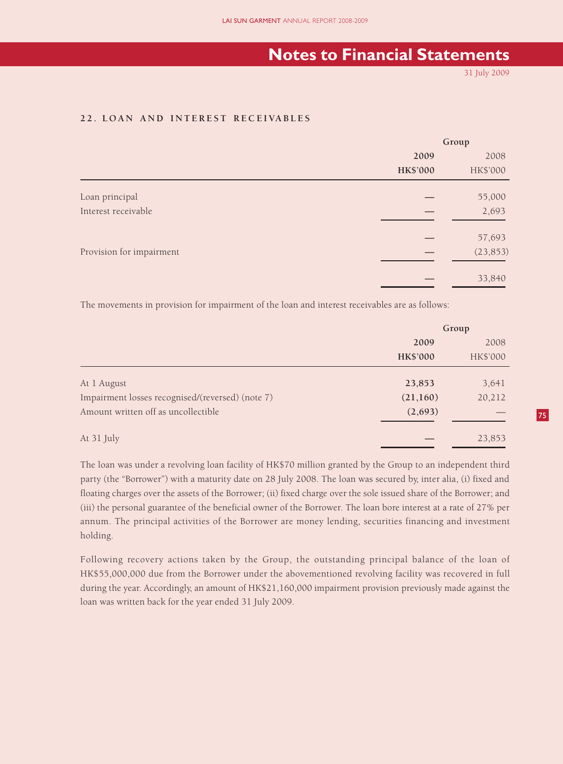# Notes to Financial Statements

31 July 2009

## 22. LOAN AND INTEREST RECEIVABLES

| | Group | |
|---|---|---|
| | **2009** | 2008 |
| | **HK$'000** | HK$'000 |
| Loan principal | — | 55,000 |
| Interest receivable | — | 2,693 |
| | — | 57,693 |
| Provision for impairment | — | (23,853) |
| | — | 33,840 |

The movements in provision for impairment of the loan and interest receivables are as follows:

| | Group | |
|---|---|---|
| | **2009** | 2008 |
| | **HK$'000** | HK$'000 |
| At 1 August | **23,853** | 3,641 |
| Impairment losses recognised/(reversed) (note 7) | **(21,160)** | 20,212 |
| Amount written off as uncollectible | **(2,693)** | — |
| At 31 July | — | 23,853 |

The loan was under a revolving loan facility of HK$70 million granted by the Group to an independent third party (the "Borrower") with a maturity date on 28 July 2008. The loan was secured by, inter alia, (i) fixed and floating charges over the assets of the Borrower; (ii) fixed charge over the sole issued share of the Borrower; and (iii) the personal guarantee of the beneficial owner of the Borrower. The loan bore interest at a rate of 27% per annum. The principal activities of the Borrower are money lending, securities financing and investment holding.

Following recovery actions taken by the Group, the outstanding principal balance of the loan of HK$55,000,000 due from the Borrower under the abovementioned revolving facility was recovered in full during the year. Accordingly, an amount of HK$21,160,000 impairment provision previously made against the loan was written back for the year ended 31 July 2009.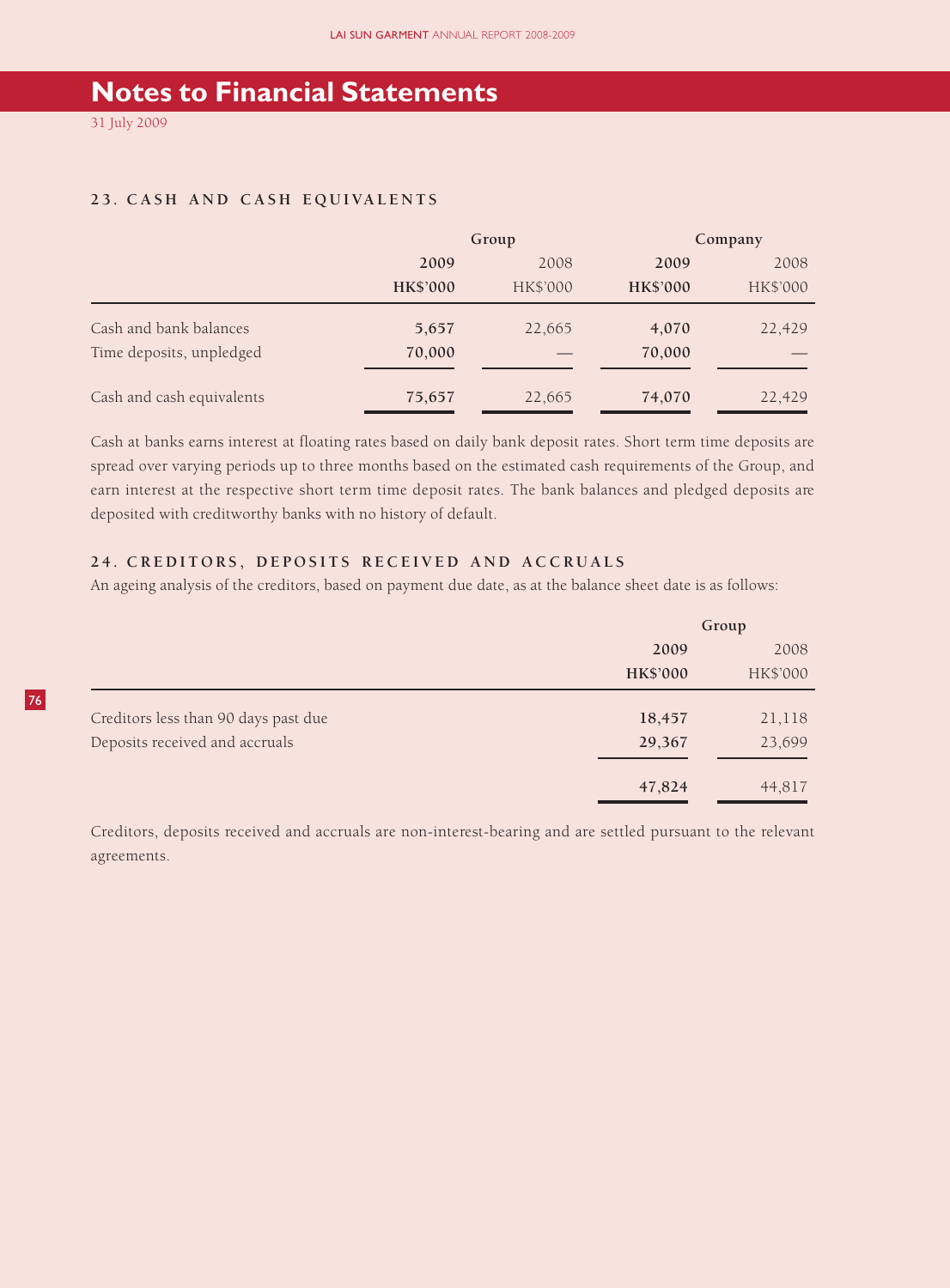# Notes to Financial Statements

31 July 2009

## 23. CASH AND CASH EQUIVALENTS

| | Group | | Company | |
|---|---|---|---|---|
| | **2009** | 2008 | **2009** | 2008 |
| | **HK$'000** | HK$'000 | **HK$'000** | HK$'000 |
| Cash and bank balances | **5,657** | 22,665 | **4,070** | 22,429 |
| Time deposits, unpledged | **70,000** | — | **70,000** | — |
| Cash and cash equivalents | **75,657** | 22,665 | **74,070** | 22,429 |

Cash at banks earns interest at floating rates based on daily bank deposit rates. Short term time deposits are spread over varying periods up to three months based on the estimated cash requirements of the Group, and earn interest at the respective short term time deposit rates. The bank balances and pledged deposits are deposited with creditworthy banks with no history of default.

## 24. CREDITORS, DEPOSITS RECEIVED AND ACCRUALS

An ageing analysis of the creditors, based on payment due date, as at the balance sheet date is as follows:

| | Group | |
|---|---|---|
| | **2009** | 2008 |
| | **HK$'000** | HK$'000 |
| Creditors less than 90 days past due | **18,457** | 21,118 |
| Deposits received and accruals | **29,367** | 23,699 |
| | **47,824** | 44,817 |

Creditors, deposits received and accruals are non-interest-bearing and are settled pursuant to the relevant agreements.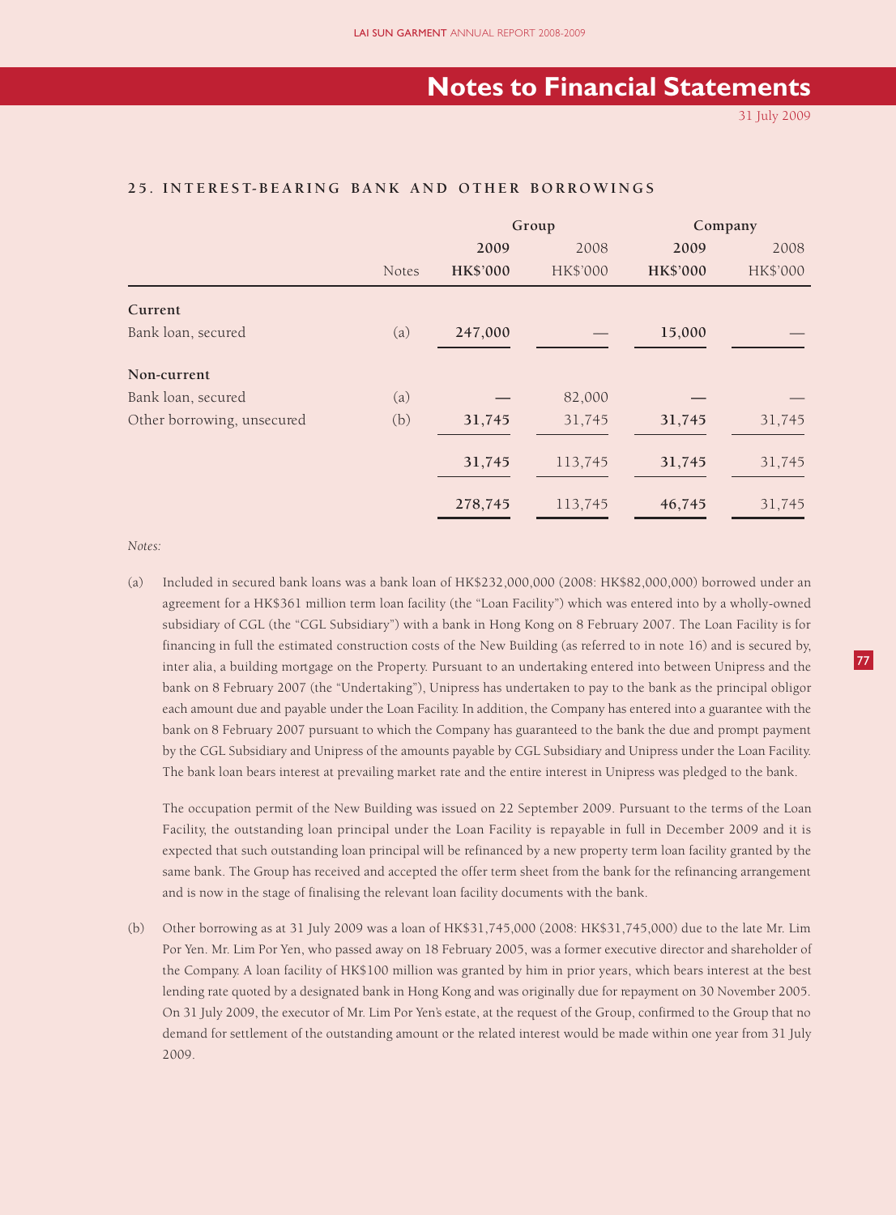# Notes to Financial Statements

31 July 2009

## 25. INTEREST-BEARING BANK AND OTHER BORROWINGS

| | | Group | | Company | |
|---|---|---|---|---|---|
| | | **2009** | 2008 | **2009** | 2008 |
| | Notes | **HK$'000** | HK$'000 | **HK$'000** | HK$'000 |
| **Current** | | | | | |
| Bank loan, secured | (a) | **247,000** | — | **15,000** | — |
| **Non-current** | | | | | |
| Bank loan, secured | (a) | **—** | 82,000 | **—** | — |
| Other borrowing, unsecured | (b) | **31,745** | 31,745 | **31,745** | 31,745 |
| | | **31,745** | 113,745 | **31,745** | 31,745 |
| | | **278,745** | 113,745 | **46,745** | 31,745 |

*Notes:*

(a) Included in secured bank loans was a bank loan of HK$232,000,000 (2008: HK$82,000,000) borrowed under an agreement for a HK$361 million term loan facility (the "Loan Facility") which was entered into by a wholly-owned subsidiary of CGL (the "CGL Subsidiary") with a bank in Hong Kong on 8 February 2007. The Loan Facility is for financing in full the estimated construction costs of the New Building (as referred to in note 16) and is secured by, inter alia, a building mortgage on the Property. Pursuant to an undertaking entered into between Unipress and the bank on 8 February 2007 (the "Undertaking"), Unipress has undertaken to pay to the bank as the principal obligor each amount due and payable under the Loan Facility. In addition, the Company has entered into a guarantee with the bank on 8 February 2007 pursuant to which the Company has guaranteed to the bank the due and prompt payment by the CGL Subsidiary and Unipress of the amounts payable by CGL Subsidiary and Unipress under the Loan Facility. The bank loan bears interest at prevailing market rate and the entire interest in Unipress was pledged to the bank.

The occupation permit of the New Building was issued on 22 September 2009. Pursuant to the terms of the Loan Facility, the outstanding loan principal under the Loan Facility is repayable in full in December 2009 and it is expected that such outstanding loan principal will be refinanced by a new property term loan facility granted by the same bank. The Group has received and accepted the offer term sheet from the bank for the refinancing arrangement and is now in the stage of finalising the relevant loan facility documents with the bank.

(b) Other borrowing as at 31 July 2009 was a loan of HK$31,745,000 (2008: HK$31,745,000) due to the late Mr. Lim Por Yen. Mr. Lim Por Yen, who passed away on 18 February 2005, was a former executive director and shareholder of the Company. A loan facility of HK$100 million was granted by him in prior years, which bears interest at the best lending rate quoted by a designated bank in Hong Kong and was originally due for repayment on 30 November 2005. On 31 July 2009, the executor of Mr. Lim Por Yen's estate, at the request of the Group, confirmed to the Group that no demand for settlement of the outstanding amount or the related interest would be made within one year from 31 July 2009.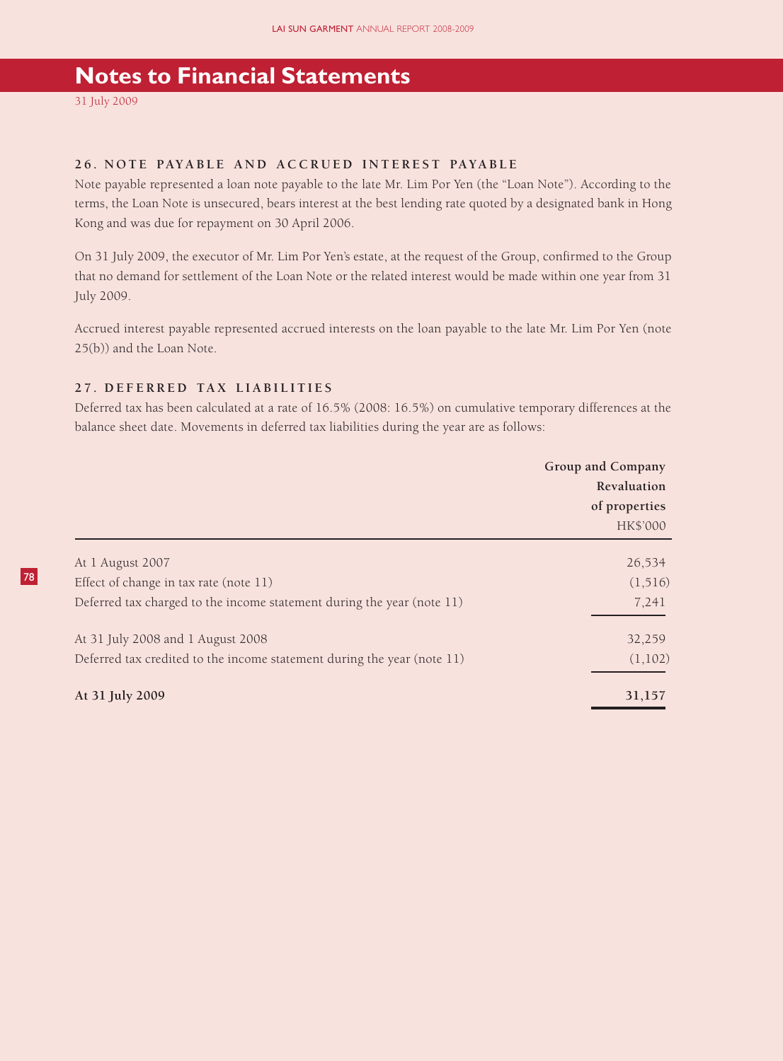# Notes to Financial Statements

31 July 2009

## 26. NOTE PAYABLE AND ACCRUED INTEREST PAYABLE

Note payable represented a loan note payable to the late Mr. Lim Por Yen (the "Loan Note"). According to the terms, the Loan Note is unsecured, bears interest at the best lending rate quoted by a designated bank in Hong Kong and was due for repayment on 30 April 2006.

On 31 July 2009, the executor of Mr. Lim Por Yen's estate, at the request of the Group, confirmed to the Group that no demand for settlement of the Loan Note or the related interest would be made within one year from 31 July 2009.

Accrued interest payable represented accrued interests on the loan payable to the late Mr. Lim Por Yen (note 25(b)) and the Loan Note.

## 27. DEFERRED TAX LIABILITIES

Deferred tax has been calculated at a rate of 16.5% (2008: 16.5%) on cumulative temporary differences at the balance sheet date. Movements in deferred tax liabilities during the year are as follows:

| | **Group and Company** |
|---|---|
| | **Revaluation of properties** |
| | HK$'000 |
| At 1 August 2007 | 26,534 |
| Effect of change in tax rate (note 11) | (1,516) |
| Deferred tax charged to the income statement during the year (note 11) | 7,241 |
| At 31 July 2008 and 1 August 2008 | 32,259 |
| Deferred tax credited to the income statement during the year (note 11) | (1,102) |
| **At 31 July 2009** | **31,157** |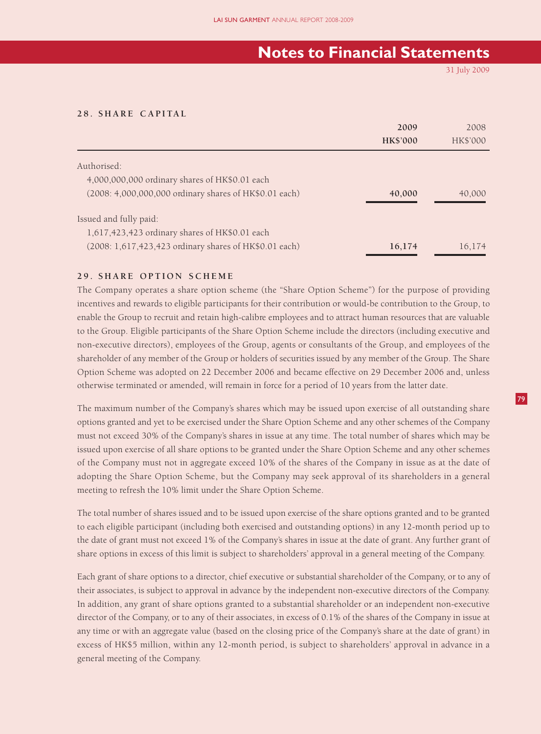# Notes to Financial Statements

31 July 2009

## 28. SHARE CAPITAL

| | 2009 HK$'000 | 2008 HK$'000 |
|---|---|---|
| Authorised: | | |
| 4,000,000,000 ordinary shares of HK$0.01 each (2008: 4,000,000,000 ordinary shares of HK$0.01 each) | **40,000** | 40,000 |
| Issued and fully paid: | | |
| 1,617,423,423 ordinary shares of HK$0.01 each (2008: 1,617,423,423 ordinary shares of HK$0.01 each) | **16,174** | 16,174 |

## 29. SHARE OPTION SCHEME

The Company operates a share option scheme (the "Share Option Scheme") for the purpose of providing incentives and rewards to eligible participants for their contribution or would-be contribution to the Group, to enable the Group to recruit and retain high-calibre employees and to attract human resources that are valuable to the Group. Eligible participants of the Share Option Scheme include the directors (including executive and non-executive directors), employees of the Group, agents or consultants of the Group, and employees of the shareholder of any member of the Group or holders of securities issued by any member of the Group. The Share Option Scheme was adopted on 22 December 2006 and became effective on 29 December 2006 and, unless otherwise terminated or amended, will remain in force for a period of 10 years from the latter date.

The maximum number of the Company's shares which may be issued upon exercise of all outstanding share options granted and yet to be exercised under the Share Option Scheme and any other schemes of the Company must not exceed 30% of the Company's shares in issue at any time. The total number of shares which may be issued upon exercise of all share options to be granted under the Share Option Scheme and any other schemes of the Company must not in aggregate exceed 10% of the shares of the Company in issue as at the date of adopting the Share Option Scheme, but the Company may seek approval of its shareholders in a general meeting to refresh the 10% limit under the Share Option Scheme.

The total number of shares issued and to be issued upon exercise of the share options granted and to be granted to each eligible participant (including both exercised and outstanding options) in any 12-month period up to the date of grant must not exceed 1% of the Company's shares in issue at the date of grant. Any further grant of share options in excess of this limit is subject to shareholders' approval in a general meeting of the Company.

Each grant of share options to a director, chief executive or substantial shareholder of the Company, or to any of their associates, is subject to approval in advance by the independent non-executive directors of the Company. In addition, any grant of share options granted to a substantial shareholder or an independent non-executive director of the Company, or to any of their associates, in excess of 0.1% of the shares of the Company in issue at any time or with an aggregate value (based on the closing price of the Company's share at the date of grant) in excess of HK$5 million, within any 12-month period, is subject to shareholders' approval in advance in a general meeting of the Company.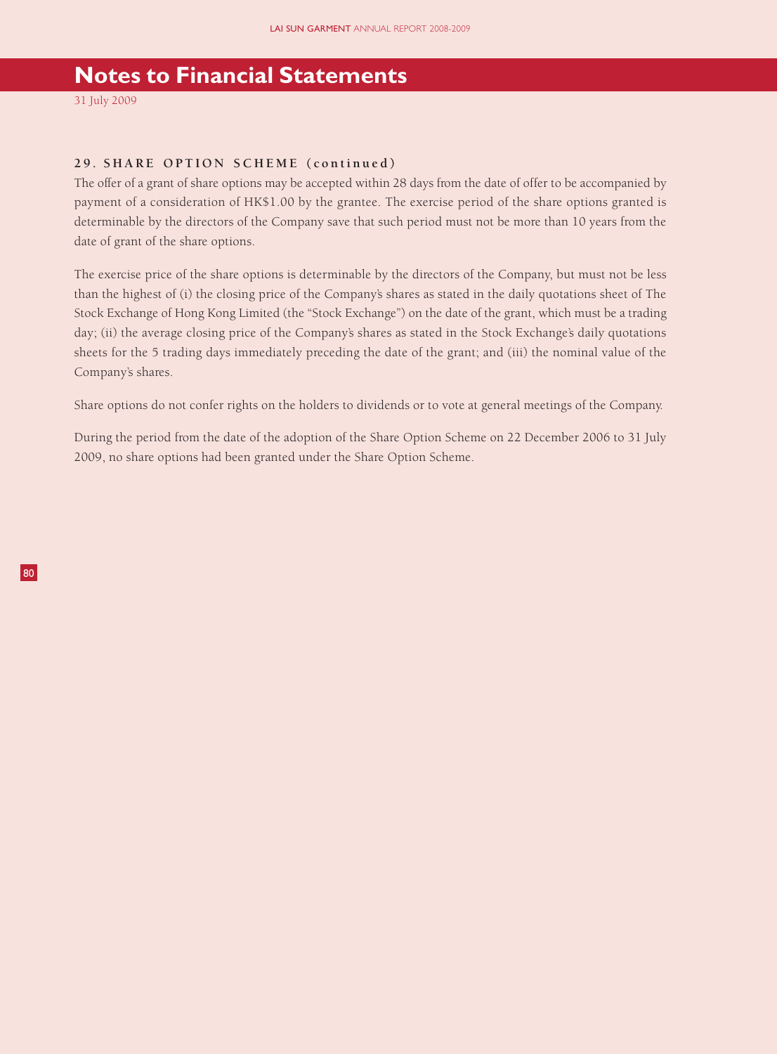# Notes to Financial Statements

31 July 2009

### 29. SHARE OPTION SCHEME (continued)

The offer of a grant of share options may be accepted within 28 days from the date of offer to be accompanied by payment of a consideration of HK$1.00 by the grantee. The exercise period of the share options granted is determinable by the directors of the Company save that such period must not be more than 10 years from the date of grant of the share options.

The exercise price of the share options is determinable by the directors of the Company, but must not be less than the highest of (i) the closing price of the Company's shares as stated in the daily quotations sheet of The Stock Exchange of Hong Kong Limited (the "Stock Exchange") on the date of the grant, which must be a trading day; (ii) the average closing price of the Company's shares as stated in the Stock Exchange's daily quotations sheets for the 5 trading days immediately preceding the date of the grant; and (iii) the nominal value of the Company's shares.

Share options do not confer rights on the holders to dividends or to vote at general meetings of the Company.

During the period from the date of the adoption of the Share Option Scheme on 22 December 2006 to 31 July 2009, no share options had been granted under the Share Option Scheme.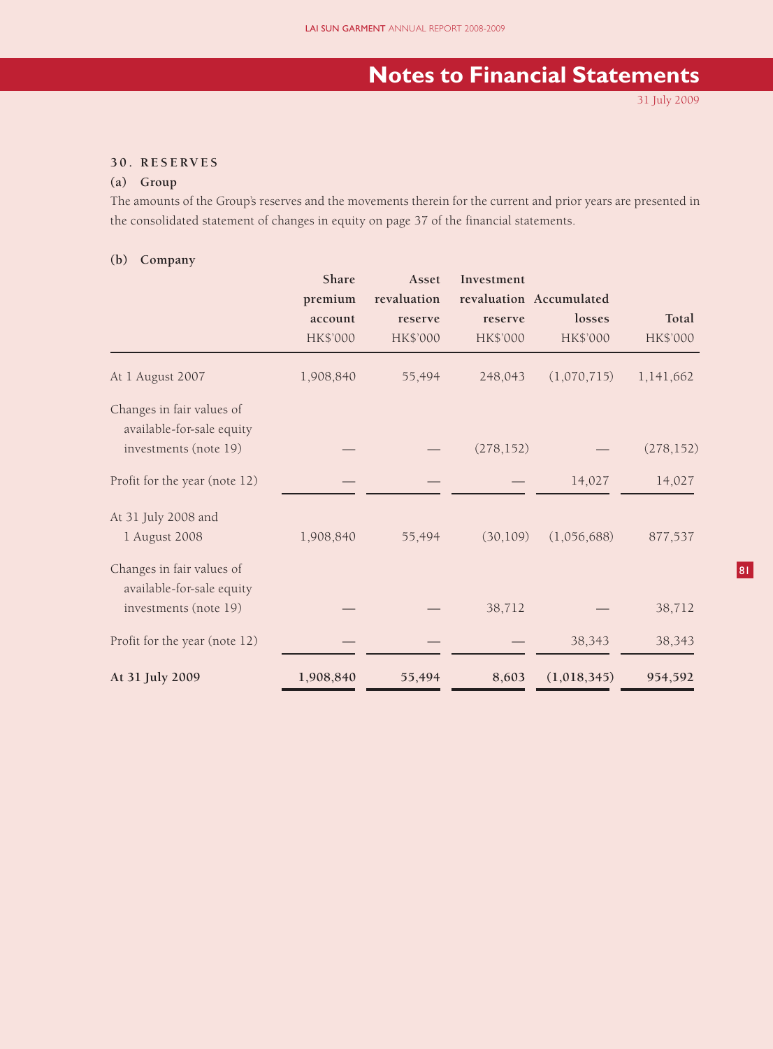## Notes to Financial Statements

31 July 2009

### 30. RESERVES

#### (a) Group

The amounts of the Group's reserves and the movements therein for the current and prior years are presented in the consolidated statement of changes in equity on page 37 of the financial statements.

#### (b) Company

| | Share premium account HK$'000 | Asset revaluation reserve HK$'000 | Investment revaluation reserve HK$'000 | Accumulated losses HK$'000 | Total HK$'000 |
|---|---|---|---|---|---|
| At 1 August 2007 | 1,908,840 | 55,494 | 248,043 | (1,070,715) | 1,141,662 |
| Changes in fair values of available-for-sale equity investments (note 19) | — | — | (278,152) | — | (278,152) |
| Profit for the year (note 12) | — | — | — | 14,027 | 14,027 |
| At 31 July 2008 and 1 August 2008 | 1,908,840 | 55,494 | (30,109) | (1,056,688) | 877,537 |
| Changes in fair values of available-for-sale equity investments (note 19) | — | — | 38,712 | — | 38,712 |
| Profit for the year (note 12) | — | — | — | 38,343 | 38,343 |
| **At 31 July 2009** | **1,908,840** | **55,494** | **8,603** | **(1,018,345)** | **954,592** |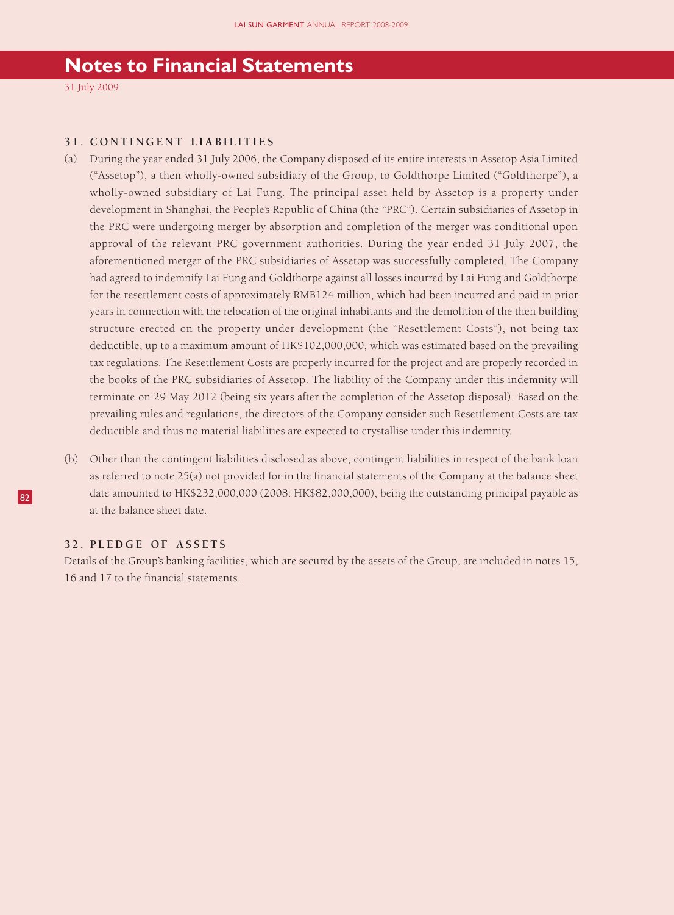# Notes to Financial Statements

31 July 2009

### 31. CONTINGENT LIABILITIES

(a) During the year ended 31 July 2006, the Company disposed of its entire interests in Assetop Asia Limited ("Assetop"), a then wholly-owned subsidiary of the Group, to Goldthorpe Limited ("Goldthorpe"), a wholly-owned subsidiary of Lai Fung. The principal asset held by Assetop is a property under development in Shanghai, the People's Republic of China (the "PRC"). Certain subsidiaries of Assetop in the PRC were undergoing merger by absorption and completion of the merger was conditional upon approval of the relevant PRC government authorities. During the year ended 31 July 2007, the aforementioned merger of the PRC subsidiaries of Assetop was successfully completed. The Company had agreed to indemnify Lai Fung and Goldthorpe against all losses incurred by Lai Fung and Goldthorpe for the resettlement costs of approximately RMB124 million, which had been incurred and paid in prior years in connection with the relocation of the original inhabitants and the demolition of the then building structure erected on the property under development (the "Resettlement Costs"), not being tax deductible, up to a maximum amount of HK$102,000,000, which was estimated based on the prevailing tax regulations. The Resettlement Costs are properly incurred for the project and are properly recorded in the books of the PRC subsidiaries of Assetop. The liability of the Company under this indemnity will terminate on 29 May 2012 (being six years after the completion of the Assetop disposal). Based on the prevailing rules and regulations, the directors of the Company consider such Resettlement Costs are tax deductible and thus no material liabilities are expected to crystallise under this indemnity.

(b) Other than the contingent liabilities disclosed as above, contingent liabilities in respect of the bank loan as referred to note 25(a) not provided for in the financial statements of the Company at the balance sheet date amounted to HK$232,000,000 (2008: HK$82,000,000), being the outstanding principal payable as at the balance sheet date.

### 32. PLEDGE OF ASSETS

Details of the Group's banking facilities, which are secured by the assets of the Group, are included in notes 15, 16 and 17 to the financial statements.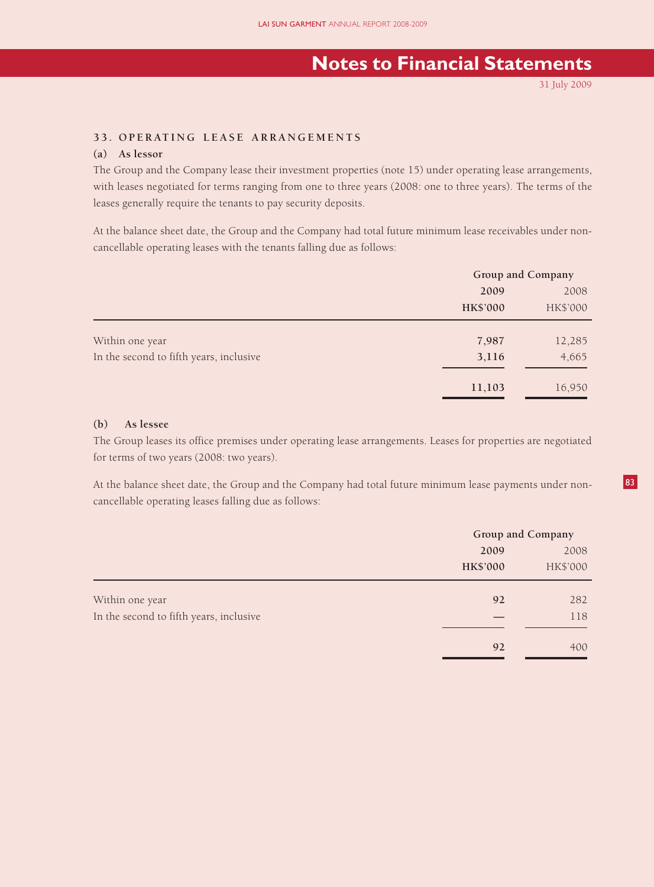# Notes to Financial Statements

31 July 2009

## 33. OPERATING LEASE ARRANGEMENTS

### (a) As lessor

The Group and the Company lease their investment properties (note 15) under operating lease arrangements, with leases negotiated for terms ranging from one to three years (2008: one to three years). The terms of the leases generally require the tenants to pay security deposits.

At the balance sheet date, the Group and the Company had total future minimum lease receivables under non-cancellable operating leases with the tenants falling due as follows:

| | Group and Company | |
|---|---|---|
| | **2009** | 2008 |
| | **HK$'000** | HK$'000 |
| Within one year | **7,987** | 12,285 |
| In the second to fifth years, inclusive | **3,116** | 4,665 |
| | **11,103** | 16,950 |

### (b) As lessee

The Group leases its office premises under operating lease arrangements. Leases for properties are negotiated for terms of two years (2008: two years).

At the balance sheet date, the Group and the Company had total future minimum lease payments under non-cancellable operating leases falling due as follows:

| | Group and Company | |
|---|---|---|
| | **2009** | 2008 |
| | **HK$'000** | HK$'000 |
| Within one year | **92** | 282 |
| In the second to fifth years, inclusive | **—** | 118 |
| | **92** | 400 |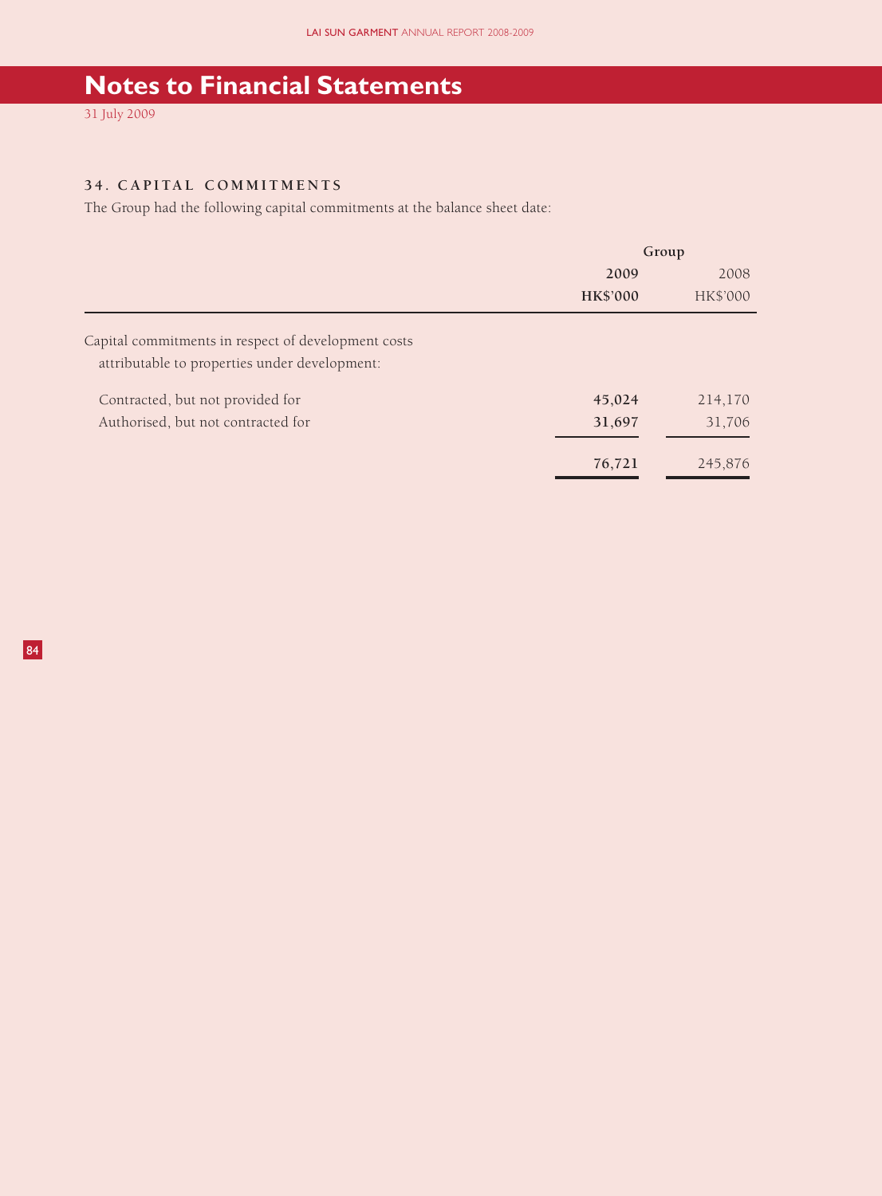# Notes to Financial Statements

31 July 2009

### 34. CAPITAL COMMITMENTS

The Group had the following capital commitments at the balance sheet date:

| | Group | |
|---|---|---|
| | **2009** | 2008 |
| | **HK$'000** | HK$'000 |
| Capital commitments in respect of development costs attributable to properties under development: | | |
| Contracted, but not provided for | **45,024** | 214,170 |
| Authorised, but not contracted for | **31,697** | 31,706 |
| | **76,721** | 245,876 |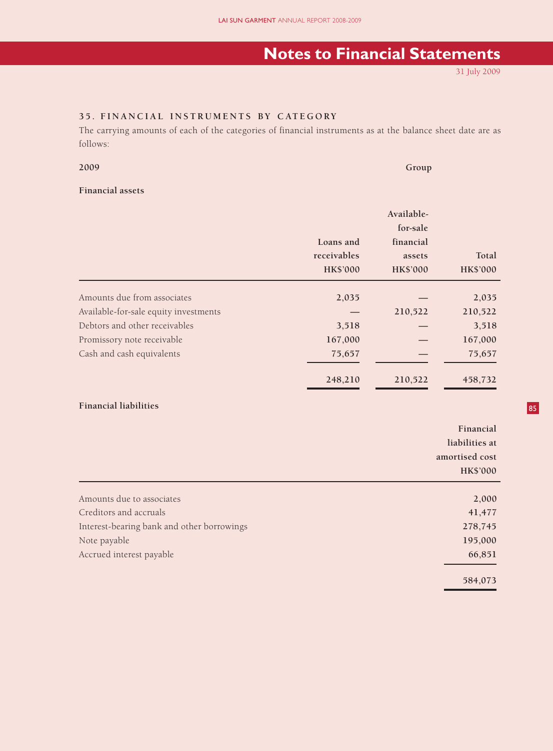# Notes to Financial Statements

31 July 2009

### 35. FINANCIAL INSTRUMENTS BY CATEGORY

The carrying amounts of each of the categories of financial instruments as at the balance sheet date are as follows:

**2009** **Group**

**Financial assets**

| | Loans and receivables HK$'000 | Available-for-sale financial assets HK$'000 | Total HK$'000 |
|---|---|---|---|
| Amounts due from associates | 2,035 | — | 2,035 |
| Available-for-sale equity investments | — | 210,522 | 210,522 |
| Debtors and other receivables | 3,518 | — | 3,518 |
| Promissory note receivable | 167,000 | — | 167,000 |
| Cash and cash equivalents | 75,657 | — | 75,657 |
| | 248,210 | 210,522 | 458,732 |

**Financial liabilities**

| | Financial liabilities at amortised cost HK$'000 |
|---|---|
| Amounts due to associates | 2,000 |
| Creditors and accruals | 41,477 |
| Interest-bearing bank and other borrowings | 278,745 |
| Note payable | 195,000 |
| Accrued interest payable | 66,851 |
| | 584,073 |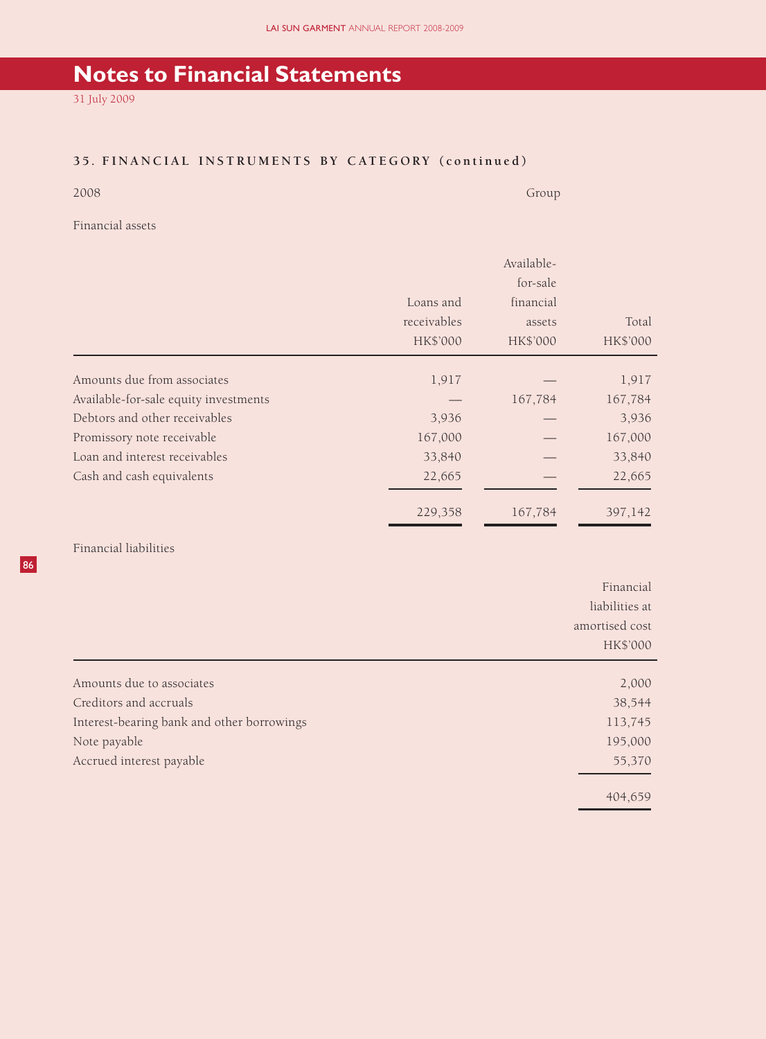# Notes to Financial Statements

31 July 2009

## 35. FINANCIAL INSTRUMENTS BY CATEGORY (continued)

2008

Group

Financial assets

| | Loans and receivables HK$'000 | Available-for-sale financial assets HK$'000 | Total HK$'000 |
|---|---|---|---|
| Amounts due from associates | 1,917 | — | 1,917 |
| Available-for-sale equity investments | — | 167,784 | 167,784 |
| Debtors and other receivables | 3,936 | — | 3,936 |
| Promissory note receivable | 167,000 | — | 167,000 |
| Loan and interest receivables | 33,840 | — | 33,840 |
| Cash and cash equivalents | 22,665 | — | 22,665 |
| | 229,358 | 167,784 | 397,142 |

Financial liabilities

| | Financial liabilities at amortised cost HK$'000 |
|---|---|
| Amounts due to associates | 2,000 |
| Creditors and accruals | 38,544 |
| Interest-bearing bank and other borrowings | 113,745 |
| Note payable | 195,000 |
| Accrued interest payable | 55,370 |
| | 404,659 |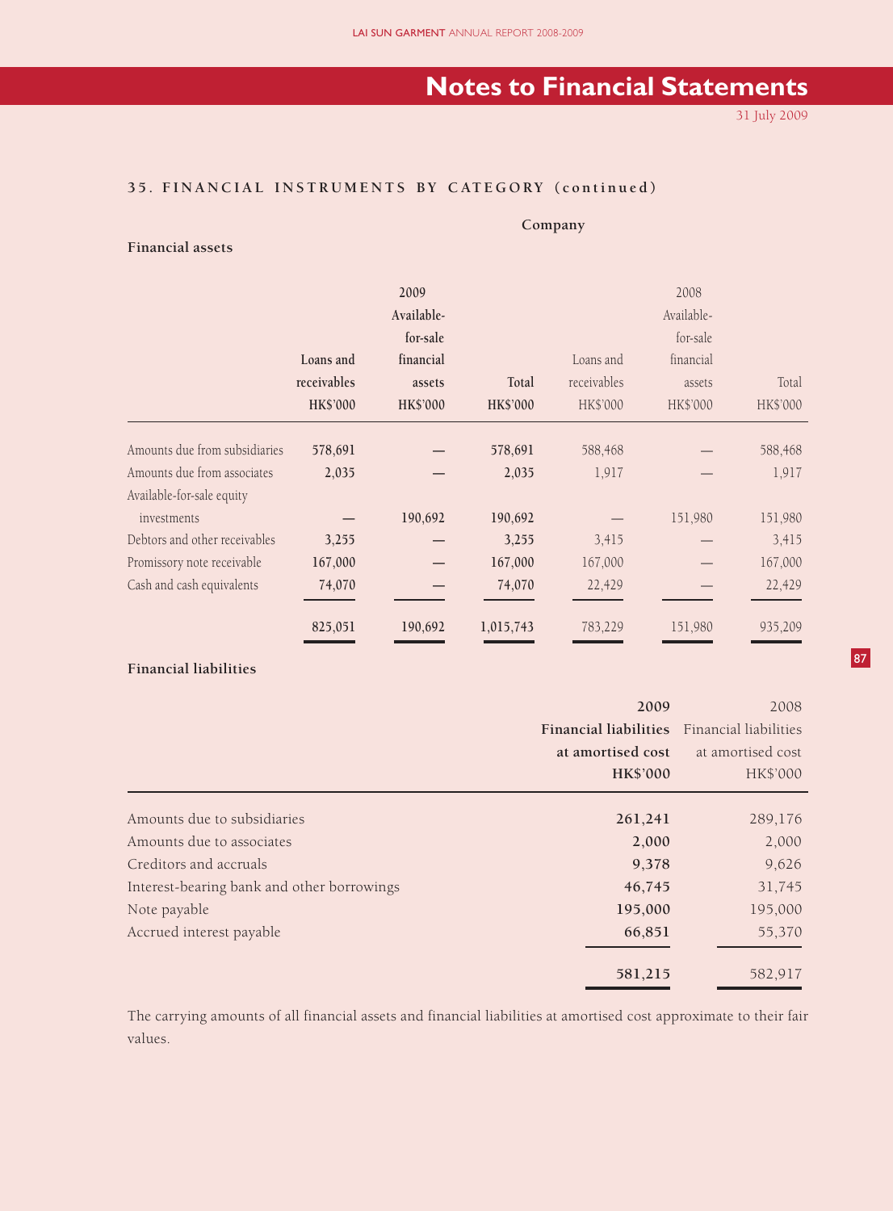## 35. FINANCIAL INSTRUMENTS BY CATEGORY (continued)

**Company**

### Financial assets

| | **2009** | | | 2008 | | |
|---|---|---|---|---|---|---|
| | **Loans and receivables HK$'000** | **Available-for-sale financial assets HK$'000** | **Total HK$'000** | Loans and receivables HK$'000 | Available-for-sale financial assets HK$'000 | Total HK$'000 |
| Amounts due from subsidiaries | **578,691** | **—** | **578,691** | 588,468 | — | 588,468 |
| Amounts due from associates | **2,035** | **—** | **2,035** | 1,917 | — | 1,917 |
| Available-for-sale equity investments | **—** | **190,692** | **190,692** | — | 151,980 | 151,980 |
| Debtors and other receivables | **3,255** | **—** | **3,255** | 3,415 | — | 3,415 |
| Promissory note receivable | **167,000** | **—** | **167,000** | 167,000 | — | 167,000 |
| Cash and cash equivalents | **74,070** | **—** | **74,070** | 22,429 | — | 22,429 |
| | **825,051** | **190,692** | **1,015,743** | 783,229 | 151,980 | 935,209 |

### Financial liabilities

| | **2009 Financial liabilities at amortised cost HK$'000** | 2008 Financial liabilities at amortised cost HK$'000 |
|---|---|---|
| Amounts due to subsidiaries | **261,241** | 289,176 |
| Amounts due to associates | **2,000** | 2,000 |
| Creditors and accruals | **9,378** | 9,626 |
| Interest-bearing bank and other borrowings | **46,745** | 31,745 |
| Note payable | **195,000** | 195,000 |
| Accrued interest payable | **66,851** | 55,370 |
| | **581,215** | 582,917 |

The carrying amounts of all financial assets and financial liabilities at amortised cost approximate to their fair values.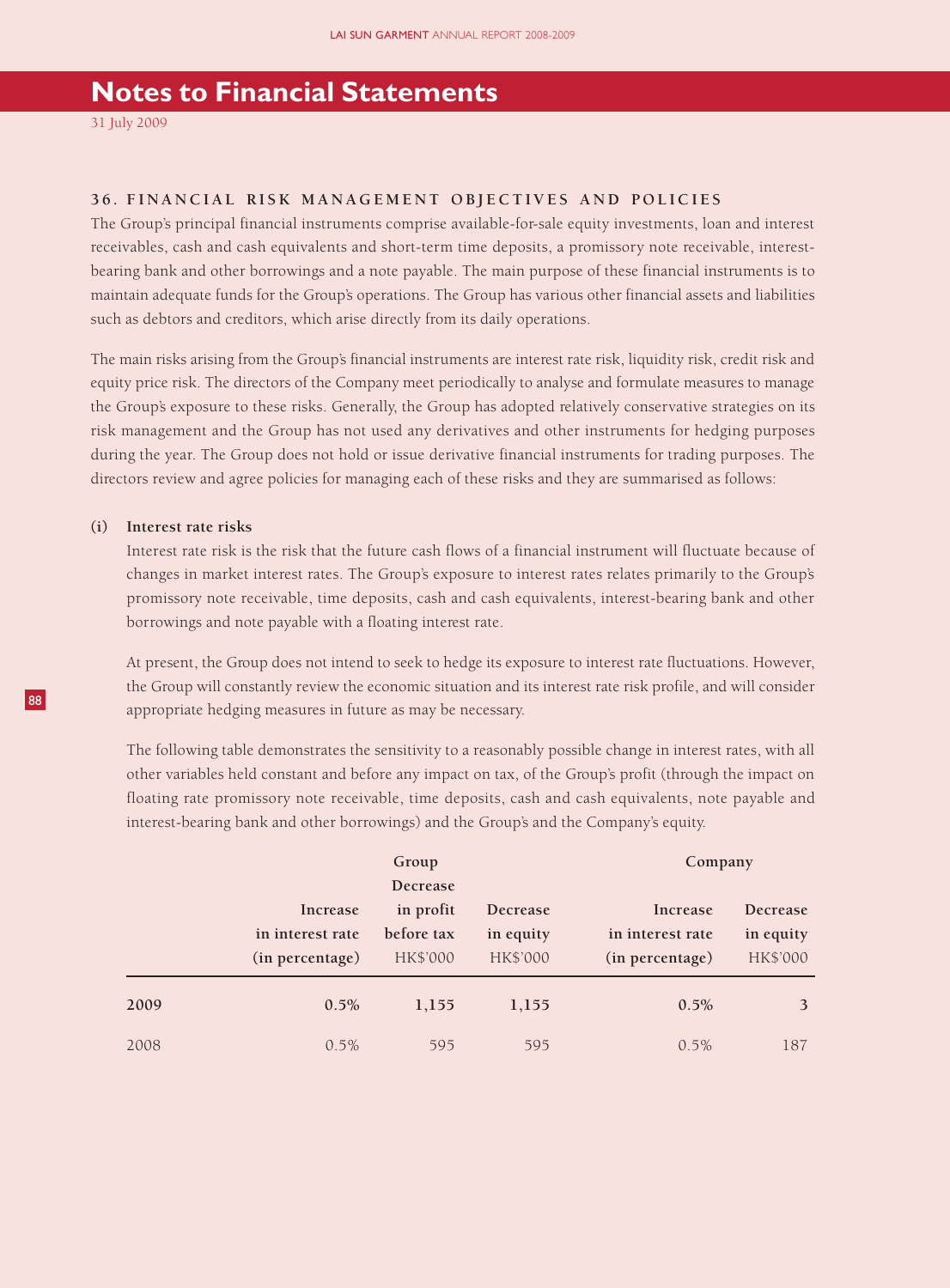# Notes to Financial Statements

31 July 2009

### 36. FINANCIAL RISK MANAGEMENT OBJECTIVES AND POLICIES

The Group's principal financial instruments comprise available-for-sale equity investments, loan and interest receivables, cash and cash equivalents and short-term time deposits, a promissory note receivable, interest-bearing bank and other borrowings and a note payable. The main purpose of these financial instruments is to maintain adequate funds for the Group's operations. The Group has various other financial assets and liabilities such as debtors and creditors, which arise directly from its daily operations.

The main risks arising from the Group's financial instruments are interest rate risk, liquidity risk, credit risk and equity price risk. The directors of the Company meet periodically to analyse and formulate measures to manage the Group's exposure to these risks. Generally, the Group has adopted relatively conservative strategies on its risk management and the Group has not used any derivatives and other instruments for hedging purposes during the year. The Group does not hold or issue derivative financial instruments for trading purposes. The directors review and agree policies for managing each of these risks and they are summarised as follows:

**(i) Interest rate risks**

Interest rate risk is the risk that the future cash flows of a financial instrument will fluctuate because of changes in market interest rates. The Group's exposure to interest rates relates primarily to the Group's promissory note receivable, time deposits, cash and cash equivalents, interest-bearing bank and other borrowings and note payable with a floating interest rate.

At present, the Group does not intend to seek to hedge its exposure to interest rate fluctuations. However, the Group will constantly review the economic situation and its interest rate risk profile, and will consider appropriate hedging measures in future as may be necessary.

The following table demonstrates the sensitivity to a reasonably possible change in interest rates, with all other variables held constant and before any impact on tax, of the Group's profit (through the impact on floating rate promissory note receivable, time deposits, cash and cash equivalents, note payable and interest-bearing bank and other borrowings) and the Group's and the Company's equity.

| | Group | | | Company | |
|---|---|---|---|---|---|
| | Increase in interest rate (in percentage) | Decrease in profit before tax HK$'000 | Decrease in equity HK$'000 | Increase in interest rate (in percentage) | Decrease in equity HK$'000 |
| **2009** | **0.5%** | **1,155** | **1,155** | **0.5%** | **3** |
| 2008 | 0.5% | 595 | 595 | 0.5% | 187 |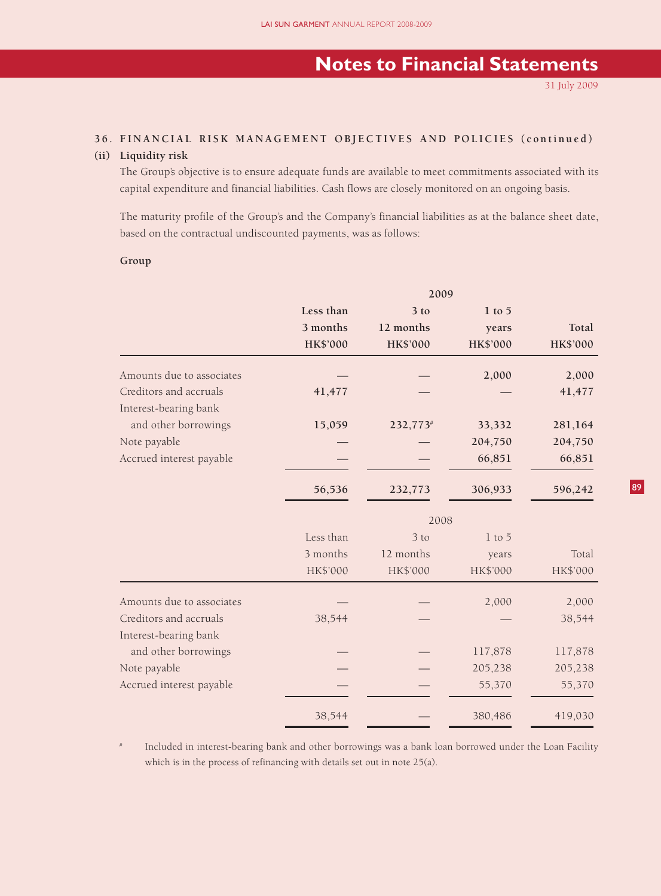## 36. FINANCIAL RISK MANAGEMENT OBJECTIVES AND POLICIES (continued)

### (ii) Liquidity risk

The Group's objective is to ensure adequate funds are available to meet commitments associated with its capital expenditure and financial liabilities. Cash flows are closely monitored on an ongoing basis.

The maturity profile of the Group's and the Company's financial liabilities as at the balance sheet date, based on the contractual undiscounted payments, was as follows:

**Group**

| | **2009** | | | |
|---|---|---|---|---|
| | **Less than 3 months HK$'000** | **3 to 12 months HK$'000** | **1 to 5 years HK$'000** | **Total HK$'000** |
| Amounts due to associates | **—** | **—** | **2,000** | **2,000** |
| Creditors and accruals | **41,477** | **—** | **—** | **41,477** |
| Interest-bearing bank and other borrowings | **15,059** | **232,773#** | **33,332** | **281,164** |
| Note payable | **—** | **—** | **204,750** | **204,750** |
| Accrued interest payable | **—** | **—** | **66,851** | **66,851** |
| | **56,536** | **232,773** | **306,933** | **596,242** |

| | 2008 | | | |
|---|---|---|---|---|
| | Less than 3 months HK$'000 | 3 to 12 months HK$'000 | 1 to 5 years HK$'000 | Total HK$'000 |
| Amounts due to associates | — | — | 2,000 | 2,000 |
| Creditors and accruals | 38,544 | — | — | 38,544 |
| Interest-bearing bank and other borrowings | — | — | 117,878 | 117,878 |
| Note payable | — | — | 205,238 | 205,238 |
| Accrued interest payable | — | — | 55,370 | 55,370 |
| | 38,544 | — | 380,486 | 419,030 |

# Included in interest-bearing bank and other borrowings was a bank loan borrowed under the Loan Facility which is in the process of refinancing with details set out in note 25(a).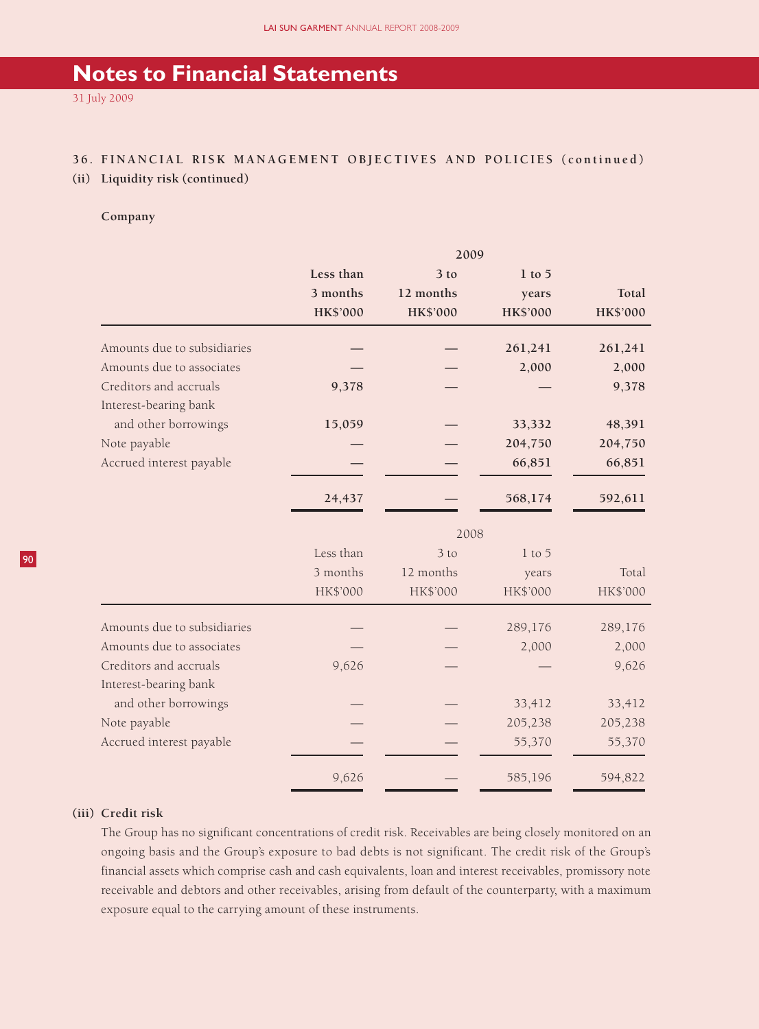# Notes to Financial Statements

31 July 2009

**36. FINANCIAL RISK MANAGEMENT OBJECTIVES AND POLICIES (continued)**

**(ii) Liquidity risk (continued)**

**Company**

| | 2009 | | | |
|---|---|---|---|---|
| | **Less than 3 months HK$'000** | **3 to 12 months HK$'000** | **1 to 5 years HK$'000** | **Total HK$'000** |
| Amounts due to subsidiaries | **—** | **—** | **261,241** | **261,241** |
| Amounts due to associates | **—** | **—** | **2,000** | **2,000** |
| Creditors and accruals | **9,378** | **—** | **—** | **9,378** |
| Interest-bearing bank and other borrowings | **15,059** | **—** | **33,332** | **48,391** |
| Note payable | **—** | **—** | **204,750** | **204,750** |
| Accrued interest payable | **—** | **—** | **66,851** | **66,851** |
| | **24,437** | **—** | **568,174** | **592,611** |

| | 2008 | | | |
|---|---|---|---|---|
| | Less than 3 months HK$'000 | 3 to 12 months HK$'000 | 1 to 5 years HK$'000 | Total HK$'000 |
| Amounts due to subsidiaries | — | — | 289,176 | 289,176 |
| Amounts due to associates | — | — | 2,000 | 2,000 |
| Creditors and accruals | 9,626 | — | — | 9,626 |
| Interest-bearing bank and other borrowings | — | — | 33,412 | 33,412 |
| Note payable | — | — | 205,238 | 205,238 |
| Accrued interest payable | — | — | 55,370 | 55,370 |
| | 9,626 | — | 585,196 | 594,822 |

**(iii) Credit risk**

The Group has no significant concentrations of credit risk. Receivables are being closely monitored on an ongoing basis and the Group's exposure to bad debts is not significant. The credit risk of the Group's financial assets which comprise cash and cash equivalents, loan and interest receivables, promissory note receivable and debtors and other receivables, arising from default of the counterparty, with a maximum exposure equal to the carrying amount of these instruments.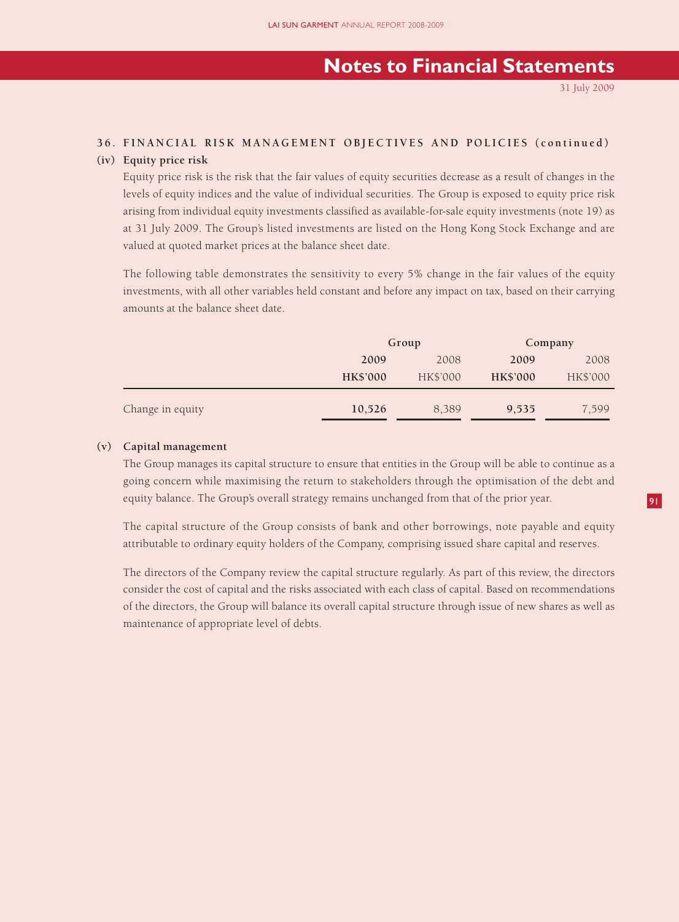## 36. FINANCIAL RISK MANAGEMENT OBJECTIVES AND POLICIES (continued)

### (iv) Equity price risk

Equity price risk is the risk that the fair values of equity securities decrease as a result of changes in the levels of equity indices and the value of individual securities. The Group is exposed to equity price risk arising from individual equity investments classified as available-for-sale equity investments (note 19) as at 31 July 2009. The Group's listed investments are listed on the Hong Kong Stock Exchange and are valued at quoted market prices at the balance sheet date.

The following table demonstrates the sensitivity to every 5% change in the fair values of the equity investments, with all other variables held constant and before any impact on tax, based on their carrying amounts at the balance sheet date.

| | Group | | Company | |
|---|---|---|---|---|
| | **2009** | 2008 | **2009** | 2008 |
| | **HK$'000** | HK$'000 | **HK$'000** | HK$'000 |
| Change in equity | **10,526** | 8,389 | **9,535** | 7,599 |

### (v) Capital management

The Group manages its capital structure to ensure that entities in the Group will be able to continue as a going concern while maximising the return to stakeholders through the optimisation of the debt and equity balance. The Group's overall strategy remains unchanged from that of the prior year.

The capital structure of the Group consists of bank and other borrowings, note payable and equity attributable to ordinary equity holders of the Company, comprising issued share capital and reserves.

The directors of the Company review the capital structure regularly. As part of this review, the directors consider the cost of capital and the risks associated with each class of capital. Based on recommendations of the directors, the Group will balance its overall capital structure through issue of new shares as well as maintenance of appropriate level of debts.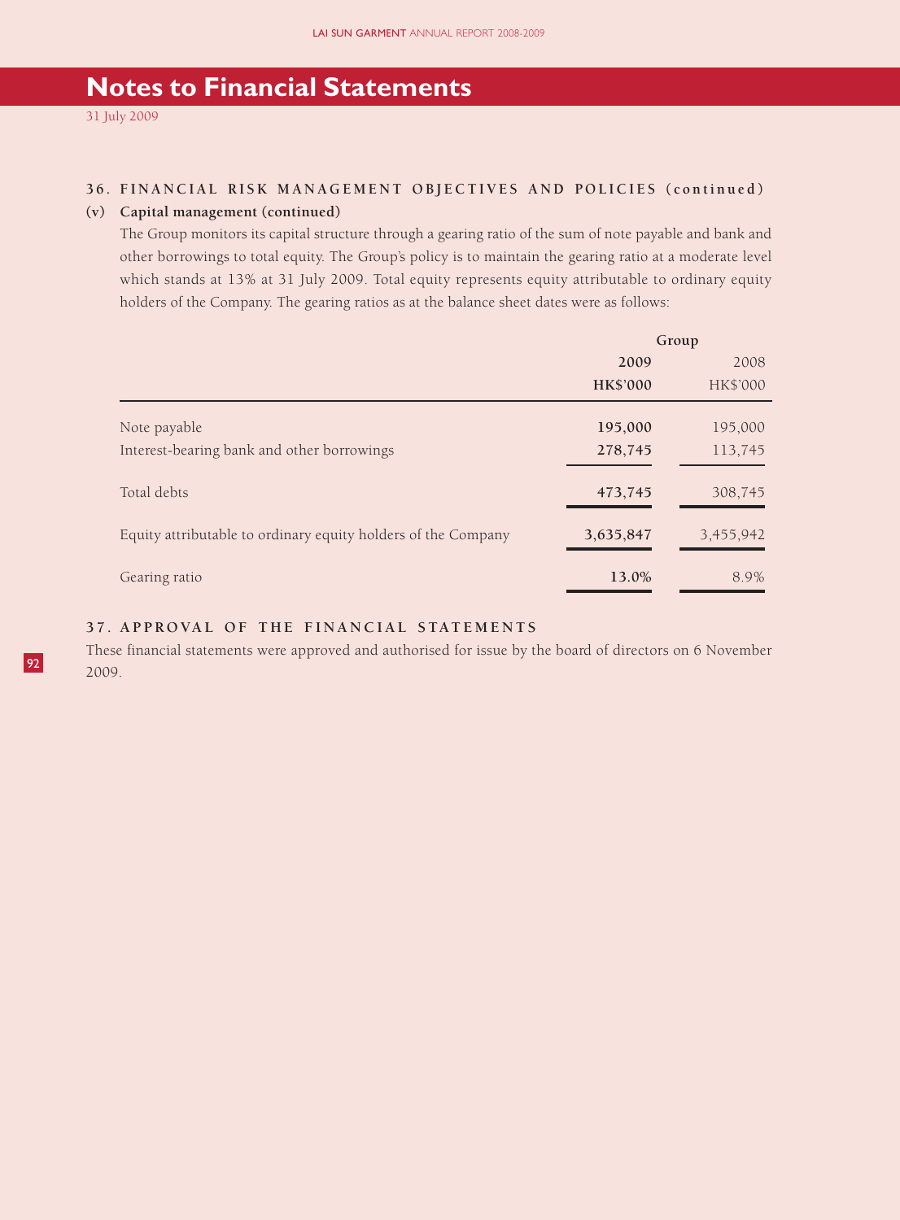# Notes to Financial Statements

31 July 2009

## 36. FINANCIAL RISK MANAGEMENT OBJECTIVES AND POLICIES (continued)

### (v) Capital management (continued)

The Group monitors its capital structure through a gearing ratio of the sum of note payable and bank and other borrowings to total equity. The Group's policy is to maintain the gearing ratio at a moderate level which stands at 13% at 31 July 2009. Total equity represents equity attributable to ordinary equity holders of the Company. The gearing ratios as at the balance sheet dates were as follows:

| | Group | |
|---|---|---|
| | **2009** | 2008 |
| | **HK$'000** | HK$'000 |
| Note payable | **195,000** | 195,000 |
| Interest-bearing bank and other borrowings | **278,745** | 113,745 |
| Total debts | **473,745** | 308,745 |
| Equity attributable to ordinary equity holders of the Company | **3,635,847** | 3,455,942 |
| Gearing ratio | **13.0%** | 8.9% |

## 37. APPROVAL OF THE FINANCIAL STATEMENTS

These financial statements were approved and authorised for issue by the board of directors on 6 November 2009.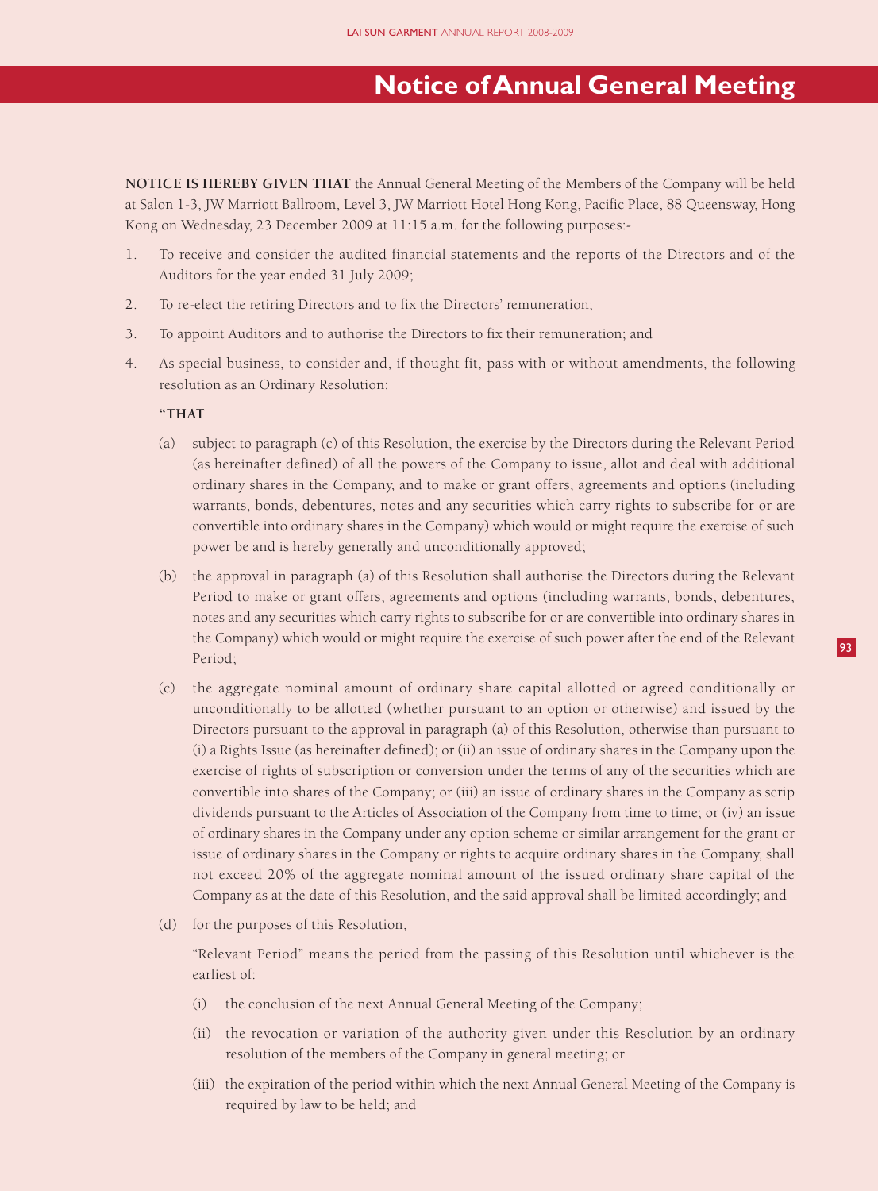# Notice of Annual General Meeting

**NOTICE IS HEREBY GIVEN THAT** the Annual General Meeting of the Members of the Company will be held at Salon 1-3, JW Marriott Ballroom, Level 3, JW Marriott Hotel Hong Kong, Pacific Place, 88 Queensway, Hong Kong on Wednesday, 23 December 2009 at 11:15 a.m. for the following purposes:-

1. To receive and consider the audited financial statements and the reports of the Directors and of the Auditors for the year ended 31 July 2009;
2. To re-elect the retiring Directors and to fix the Directors' remuneration;
3. To appoint Auditors and to authorise the Directors to fix their remuneration; and
4. As special business, to consider and, if thought fit, pass with or without amendments, the following resolution as an Ordinary Resolution:

   **"THAT**

   (a) subject to paragraph (c) of this Resolution, the exercise by the Directors during the Relevant Period (as hereinafter defined) of all the powers of the Company to issue, allot and deal with additional ordinary shares in the Company, and to make or grant offers, agreements and options (including warrants, bonds, debentures, notes and any securities which carry rights to subscribe for or are convertible into ordinary shares in the Company) which would or might require the exercise of such power be and is hereby generally and unconditionally approved;

   (b) the approval in paragraph (a) of this Resolution shall authorise the Directors during the Relevant Period to make or grant offers, agreements and options (including warrants, bonds, debentures, notes and any securities which carry rights to subscribe for or are convertible into ordinary shares in the Company) which would or might require the exercise of such power after the end of the Relevant Period;

   (c) the aggregate nominal amount of ordinary share capital allotted or agreed conditionally or unconditionally to be allotted (whether pursuant to an option or otherwise) and issued by the Directors pursuant to the approval in paragraph (a) of this Resolution, otherwise than pursuant to (i) a Rights Issue (as hereinafter defined); or (ii) an issue of ordinary shares in the Company upon the exercise of rights of subscription or conversion under the terms of any of the securities which are convertible into shares of the Company; or (iii) an issue of ordinary shares in the Company as scrip dividends pursuant to the Articles of Association of the Company from time to time; or (iv) an issue of ordinary shares in the Company under any option scheme or similar arrangement for the grant or issue of ordinary shares in the Company or rights to acquire ordinary shares in the Company, shall not exceed 20% of the aggregate nominal amount of the issued ordinary share capital of the Company as at the date of this Resolution, and the said approval shall be limited accordingly; and

   (d) for the purposes of this Resolution,

   "Relevant Period" means the period from the passing of this Resolution until whichever is the earliest of:

   (i) the conclusion of the next Annual General Meeting of the Company;

   (ii) the revocation or variation of the authority given under this Resolution by an ordinary resolution of the members of the Company in general meeting; or

   (iii) the expiration of the period within which the next Annual General Meeting of the Company is required by law to be held; and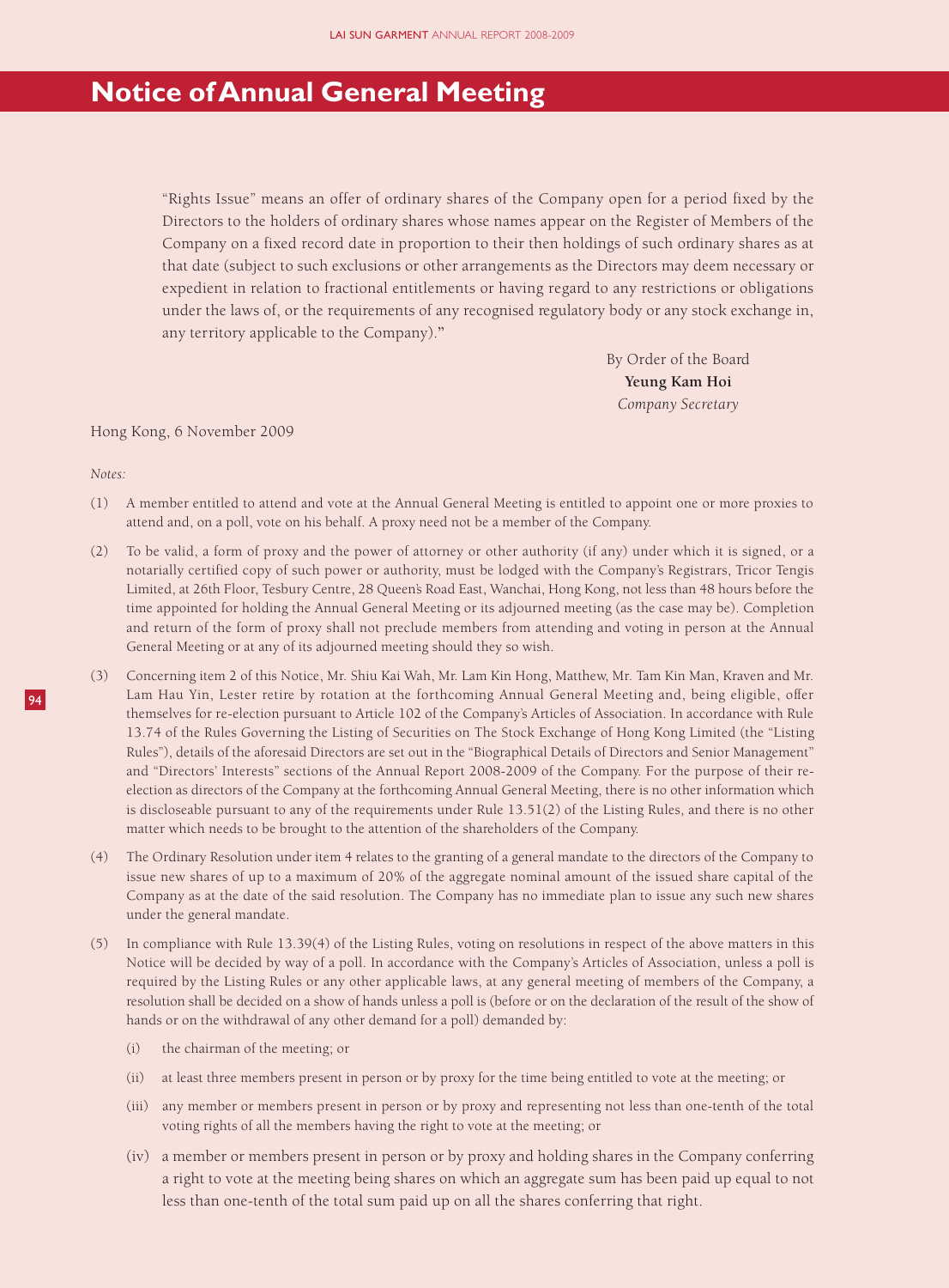# Notice of Annual General Meeting

"Rights Issue" means an offer of ordinary shares of the Company open for a period fixed by the Directors to the holders of ordinary shares whose names appear on the Register of Members of the Company on a fixed record date in proportion to their then holdings of such ordinary shares as at that date (subject to such exclusions or other arrangements as the Directors may deem necessary or expedient in relation to fractional entitlements or having regard to any restrictions or obligations under the laws of, or the requirements of any recognised regulatory body or any stock exchange in, any territory applicable to the Company)."

By Order of the Board
**Yeung Kam Hoi**
*Company Secretary*

Hong Kong, 6 November 2009

*Notes:*

(1) A member entitled to attend and vote at the Annual General Meeting is entitled to appoint one or more proxies to attend and, on a poll, vote on his behalf. A proxy need not be a member of the Company.

(2) To be valid, a form of proxy and the power of attorney or other authority (if any) under which it is signed, or a notarially certified copy of such power or authority, must be lodged with the Company's Registrars, Tricor Tengis Limited, at 26th Floor, Tesbury Centre, 28 Queen's Road East, Wanchai, Hong Kong, not less than 48 hours before the time appointed for holding the Annual General Meeting or its adjourned meeting (as the case may be). Completion and return of the form of proxy shall not preclude members from attending and voting in person at the Annual General Meeting or at any of its adjourned meeting should they so wish.

(3) Concerning item 2 of this Notice, Mr. Shiu Kai Wah, Mr. Lam Kin Hong, Matthew, Mr. Tam Kin Man, Kraven and Mr. Lam Hau Yin, Lester retire by rotation at the forthcoming Annual General Meeting and, being eligible, offer themselves for re-election pursuant to Article 102 of the Company's Articles of Association. In accordance with Rule 13.74 of the Rules Governing the Listing of Securities on The Stock Exchange of Hong Kong Limited (the "Listing Rules"), details of the aforesaid Directors are set out in the "Biographical Details of Directors and Senior Management" and "Directors' Interests" sections of the Annual Report 2008-2009 of the Company. For the purpose of their re-election as directors of the Company at the forthcoming Annual General Meeting, there is no other information which is discloseable pursuant to any of the requirements under Rule 13.51(2) of the Listing Rules, and there is no other matter which needs to be brought to the attention of the shareholders of the Company.

(4) The Ordinary Resolution under item 4 relates to the granting of a general mandate to the directors of the Company to issue new shares of up to a maximum of 20% of the aggregate nominal amount of the issued share capital of the Company as at the date of the said resolution. The Company has no immediate plan to issue any such new shares under the general mandate.

(5) In compliance with Rule 13.39(4) of the Listing Rules, voting on resolutions in respect of the above matters in this Notice will be decided by way of a poll. In accordance with the Company's Articles of Association, unless a poll is required by the Listing Rules or any other applicable laws, at any general meeting of members of the Company, a resolution shall be decided on a show of hands unless a poll is (before or on the declaration of the result of the show of hands or on the withdrawal of any other demand for a poll) demanded by:

(i) the chairman of the meeting; or

(ii) at least three members present in person or by proxy for the time being entitled to vote at the meeting; or

(iii) any member or members present in person or by proxy and representing not less than one-tenth of the total voting rights of all the members having the right to vote at the meeting; or

(iv) a member or members present in person or by proxy and holding shares in the Company conferring a right to vote at the meeting being shares on which an aggregate sum has been paid up equal to not less than one-tenth of the total sum paid up on all the shares conferring that right.